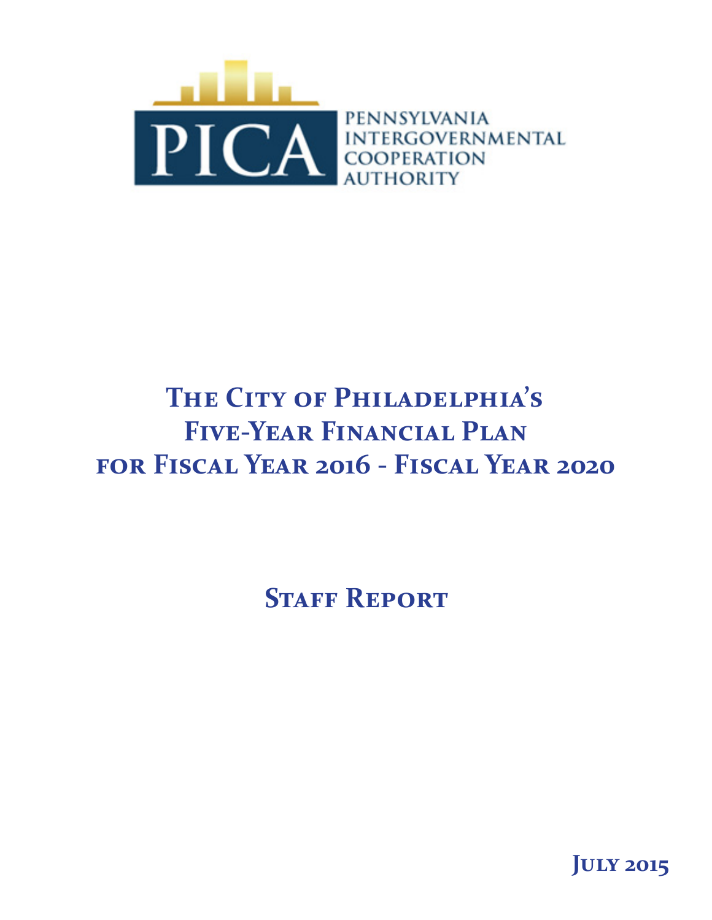PICA

PENNSYLVANIA INTERGOVERNMENTAL COOPERATION AUTHORITY

# The City of Philadelphia's Five-Year Financial Plan for Fiscal Year 2016 - Fiscal Year 2020

## Staff Report

July 2015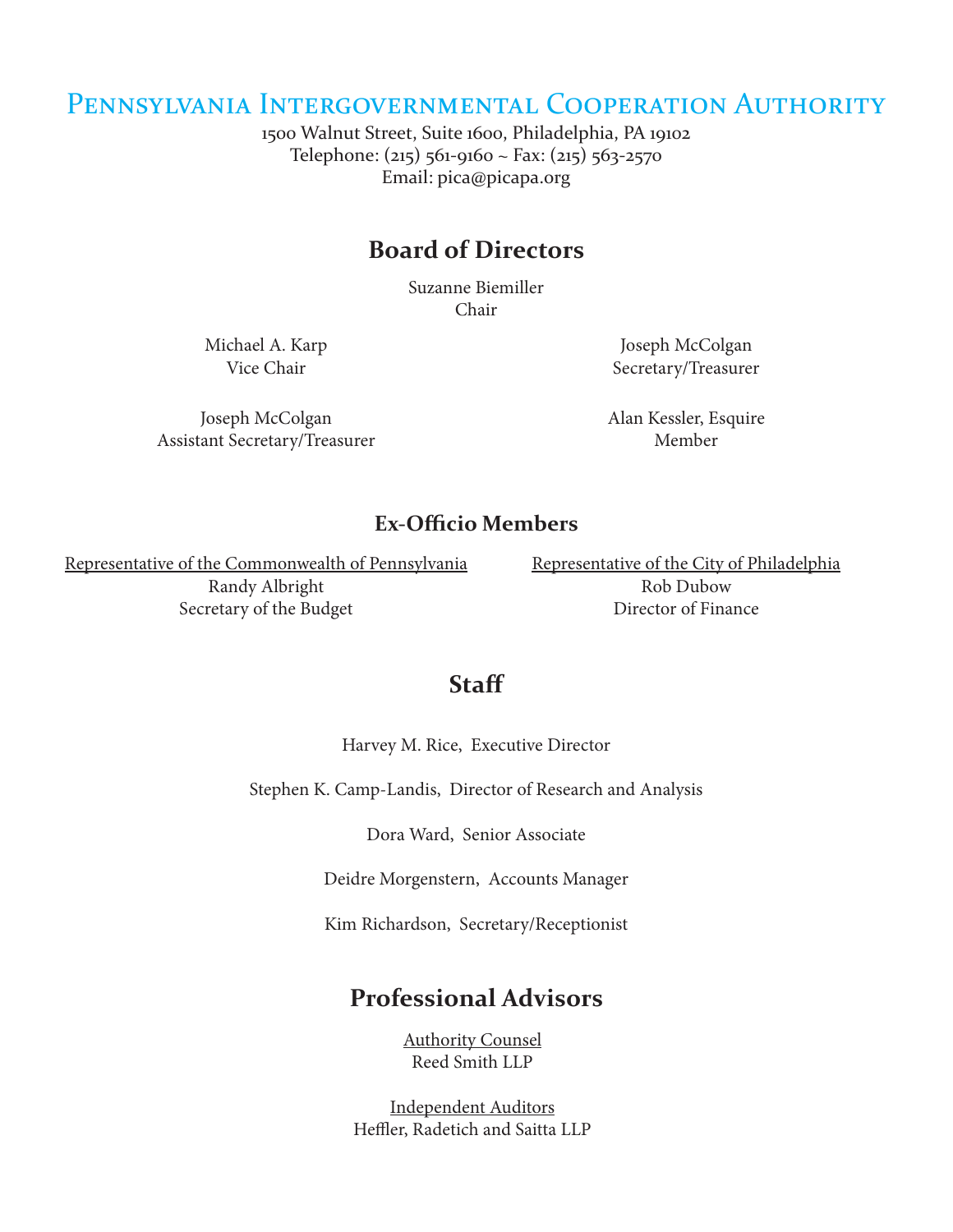# Pennsylvania Intergovernmental Cooperation Authority

1500 Walnut Street, Suite 1600, Philadelphia, PA 19102
Telephone: (215) 561-9160 ~ Fax: (215) 563-2570
Email: pica@picapa.org

## Board of Directors

Suzanne Biemiller
Chair

Michael A. Karp
Vice Chair

Joseph McColgan
Secretary/Treasurer

Joseph McColgan
Assistant Secretary/Treasurer

Alan Kessler, Esquire
Member

### Ex-Officio Members

Representative of the Commonwealth of Pennsylvania
Randy Albright
Secretary of the Budget

Representative of the City of Philadelphia
Rob Dubow
Director of Finance

## Staff

Harvey M. Rice, Executive Director

Stephen K. Camp-Landis, Director of Research and Analysis

Dora Ward, Senior Associate

Deidre Morgenstern, Accounts Manager

Kim Richardson, Secretary/Receptionist

## Professional Advisors

Authority Counsel
Reed Smith LLP

Independent Auditors
Heffler, Radetich and Saitta LLP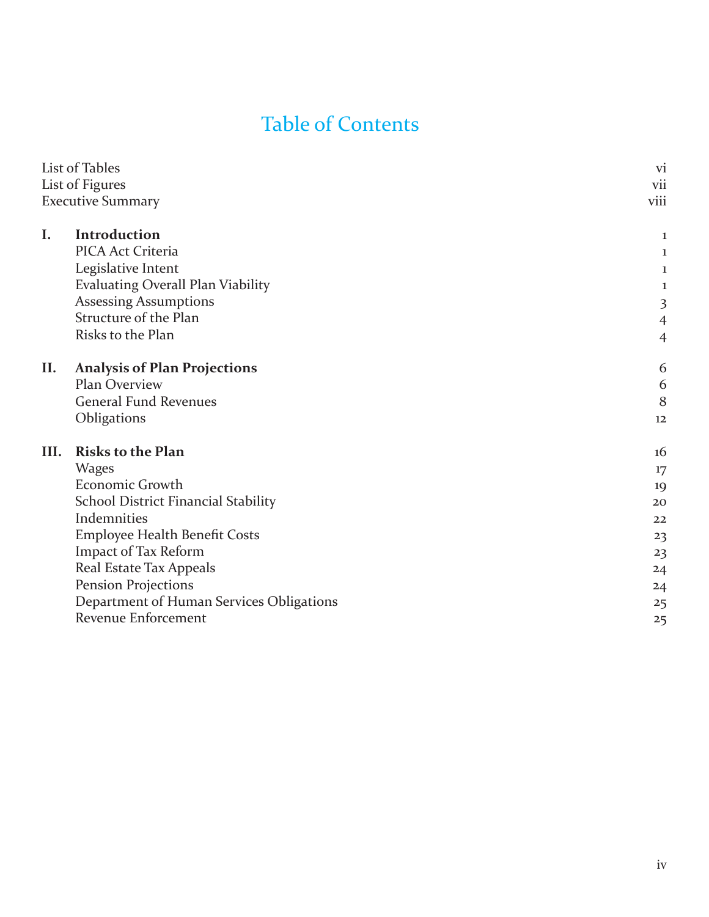# Table of Contents

| | | |
|---|---|---|
| List of Tables | | vi |
| List of Figures | | vii |
| Executive Summary | | viii |
| **I.** | **Introduction** | 1 |
| | PICA Act Criteria | 1 |
| | Legislative Intent | 1 |
| | Evaluating Overall Plan Viability | 1 |
| | Assessing Assumptions | 3 |
| | Structure of the Plan | 4 |
| | Risks to the Plan | 4 |
| **II.** | **Analysis of Plan Projections** | 6 |
| | Plan Overview | 6 |
| | General Fund Revenues | 8 |
| | Obligations | 12 |
| **III.** | **Risks to the Plan** | 16 |
| | Wages | 17 |
| | Economic Growth | 19 |
| | School District Financial Stability | 20 |
| | Indemnities | 22 |
| | Employee Health Benefit Costs | 23 |
| | Impact of Tax Reform | 23 |
| | Real Estate Tax Appeals | 24 |
| | Pension Projections | 24 |
| | Department of Human Services Obligations | 25 |
| | Revenue Enforcement | 25 |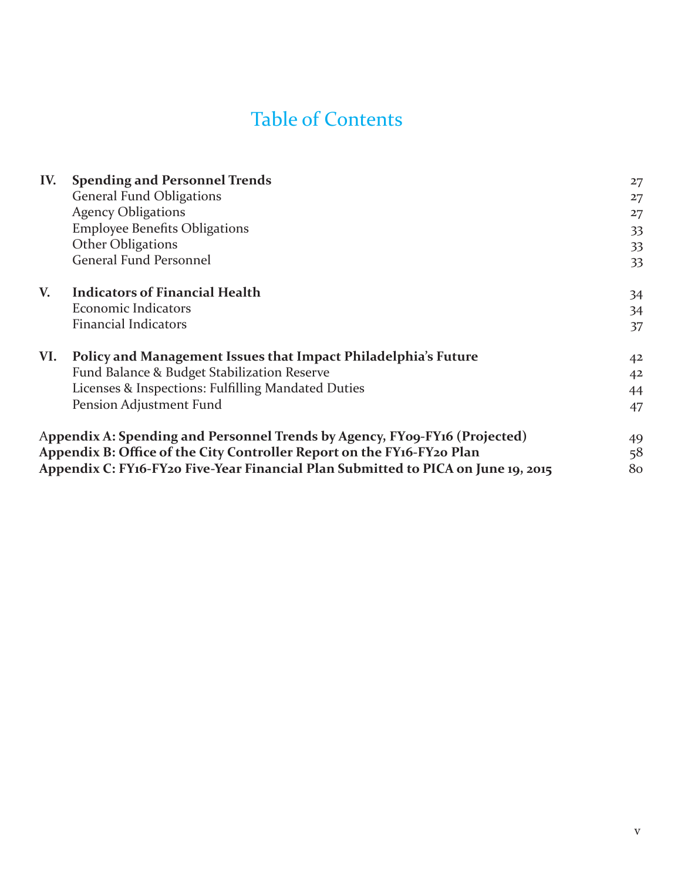# Table of Contents

| | | |
|---|---|---|
| **IV.** | **Spending and Personnel Trends** | 27 |
| | General Fund Obligations | 27 |
| | Agency Obligations | 27 |
| | Employee Benefits Obligations | 33 |
| | Other Obligations | 33 |
| | General Fund Personnel | 33 |
| **V.** | **Indicators of Financial Health** | 34 |
| | Economic Indicators | 34 |
| | Financial Indicators | 37 |
| **VI.** | **Policy and Management Issues that Impact Philadelphia's Future** | 42 |
| | Fund Balance & Budget Stabilization Reserve | 42 |
| | Licenses & Inspections: Fulfilling Mandated Duties | 44 |
| | Pension Adjustment Fund | 47 |
| **Appendix A: Spending and Personnel Trends by Agency, FY09-FY16 (Projected)** | | 49 |
| **Appendix B: Office of the City Controller Report on the FY16-FY20 Plan** | | 58 |
| **Appendix C: FY16-FY20 Five-Year Financial Plan Submitted to PICA on June 19, 2015** | | 80 |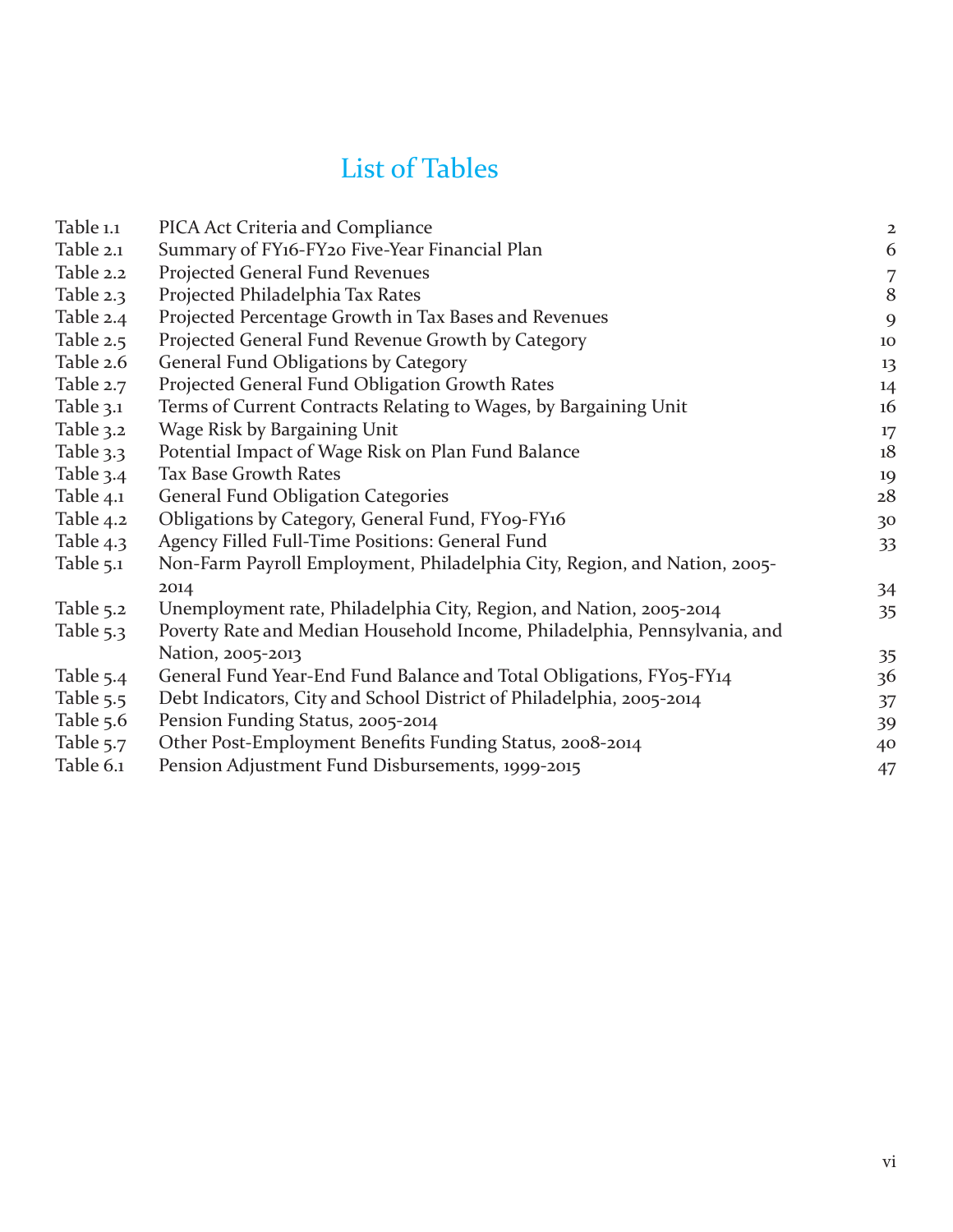# List of Tables

| | | |
|---|---|---|
| Table 1.1 | PICA Act Criteria and Compliance | 2 |
| Table 2.1 | Summary of FY16-FY20 Five-Year Financial Plan | 6 |
| Table 2.2 | Projected General Fund Revenues | 7 |
| Table 2.3 | Projected Philadelphia Tax Rates | 8 |
| Table 2.4 | Projected Percentage Growth in Tax Bases and Revenues | 9 |
| Table 2.5 | Projected General Fund Revenue Growth by Category | 10 |
| Table 2.6 | General Fund Obligations by Category | 13 |
| Table 2.7 | Projected General Fund Obligation Growth Rates | 14 |
| Table 3.1 | Terms of Current Contracts Relating to Wages, by Bargaining Unit | 16 |
| Table 3.2 | Wage Risk by Bargaining Unit | 17 |
| Table 3.3 | Potential Impact of Wage Risk on Plan Fund Balance | 18 |
| Table 3.4 | Tax Base Growth Rates | 19 |
| Table 4.1 | General Fund Obligation Categories | 28 |
| Table 4.2 | Obligations by Category, General Fund, FY09-FY16 | 30 |
| Table 4.3 | Agency Filled Full-Time Positions: General Fund | 33 |
| Table 5.1 | Non-Farm Payroll Employment, Philadelphia City, Region, and Nation, 2005-2014 | 34 |
| Table 5.2 | Unemployment rate, Philadelphia City, Region, and Nation, 2005-2014 | 35 |
| Table 5.3 | Poverty Rate and Median Household Income, Philadelphia, Pennsylvania, and Nation, 2005-2013 | 35 |
| Table 5.4 | General Fund Year-End Fund Balance and Total Obligations, FY05-FY14 | 36 |
| Table 5.5 | Debt Indicators, City and School District of Philadelphia, 2005-2014 | 37 |
| Table 5.6 | Pension Funding Status, 2005-2014 | 39 |
| Table 5.7 | Other Post-Employment Benefits Funding Status, 2008-2014 | 40 |
| Table 6.1 | Pension Adjustment Fund Disbursements, 1999-2015 | 47 |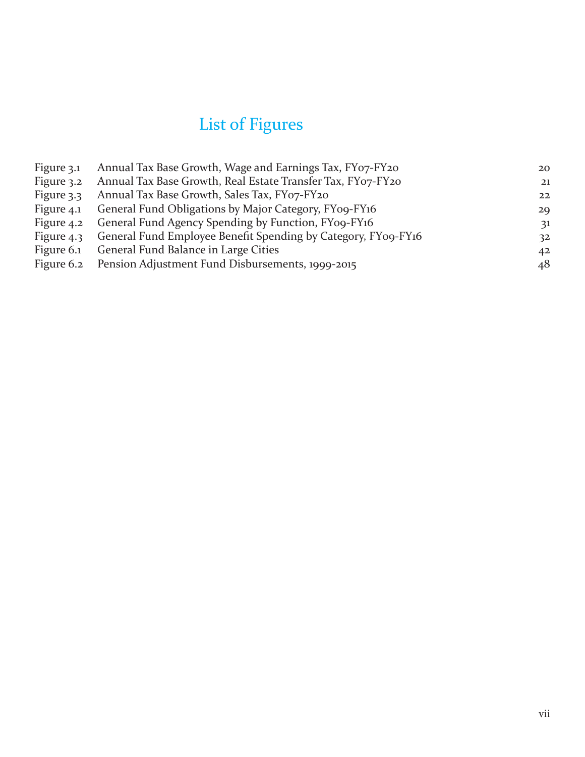# List of Figures

| | | |
|---|---|---|
| Figure 3.1 | Annual Tax Base Growth, Wage and Earnings Tax, FY07-FY20 | 20 |
| Figure 3.2 | Annual Tax Base Growth, Real Estate Transfer Tax, FY07-FY20 | 21 |
| Figure 3.3 | Annual Tax Base Growth, Sales Tax, FY07-FY20 | 22 |
| Figure 4.1 | General Fund Obligations by Major Category, FY09-FY16 | 29 |
| Figure 4.2 | General Fund Agency Spending by Function, FY09-FY16 | 31 |
| Figure 4.3 | General Fund Employee Benefit Spending by Category, FY09-FY16 | 32 |
| Figure 6.1 | General Fund Balance in Large Cities | 42 |
| Figure 6.2 | Pension Adjustment Fund Disbursements, 1999-2015 | 48 |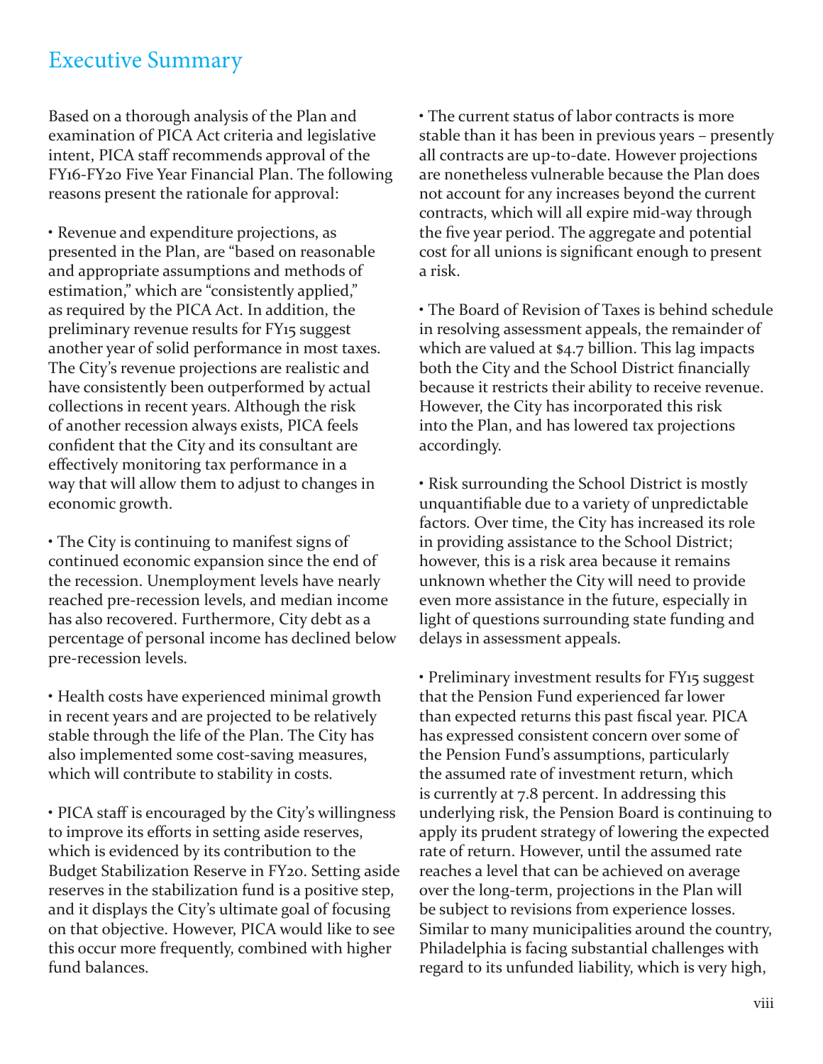# Executive Summary

Based on a thorough analysis of the Plan and examination of PICA Act criteria and legislative intent, PICA staff recommends approval of the FY16-FY20 Five Year Financial Plan. The following reasons present the rationale for approval:

• Revenue and expenditure projections, as presented in the Plan, are "based on reasonable and appropriate assumptions and methods of estimation," which are "consistently applied," as required by the PICA Act. In addition, the preliminary revenue results for FY15 suggest another year of solid performance in most taxes. The City's revenue projections are realistic and have consistently been outperformed by actual collections in recent years. Although the risk of another recession always exists, PICA feels confident that the City and its consultant are effectively monitoring tax performance in a way that will allow them to adjust to changes in economic growth.

• The City is continuing to manifest signs of continued economic expansion since the end of the recession. Unemployment levels have nearly reached pre-recession levels, and median income has also recovered. Furthermore, City debt as a percentage of personal income has declined below pre-recession levels.

• Health costs have experienced minimal growth in recent years and are projected to be relatively stable through the life of the Plan. The City has also implemented some cost-saving measures, which will contribute to stability in costs.

• PICA staff is encouraged by the City's willingness to improve its efforts in setting aside reserves, which is evidenced by its contribution to the Budget Stabilization Reserve in FY20. Setting aside reserves in the stabilization fund is a positive step, and it displays the City's ultimate goal of focusing on that objective. However, PICA would like to see this occur more frequently, combined with higher fund balances.

• The current status of labor contracts is more stable than it has been in previous years – presently all contracts are up-to-date. However projections are nonetheless vulnerable because the Plan does not account for any increases beyond the current contracts, which will all expire mid-way through the five year period. The aggregate and potential cost for all unions is significant enough to present a risk.

• The Board of Revision of Taxes is behind schedule in resolving assessment appeals, the remainder of which are valued at $4.7 billion. This lag impacts both the City and the School District financially because it restricts their ability to receive revenue. However, the City has incorporated this risk into the Plan, and has lowered tax projections accordingly.

• Risk surrounding the School District is mostly unquantifiable due to a variety of unpredictable factors. Over time, the City has increased its role in providing assistance to the School District; however, this is a risk area because it remains unknown whether the City will need to provide even more assistance in the future, especially in light of questions surrounding state funding and delays in assessment appeals.

• Preliminary investment results for FY15 suggest that the Pension Fund experienced far lower than expected returns this past fiscal year. PICA has expressed consistent concern over some of the Pension Fund's assumptions, particularly the assumed rate of investment return, which is currently at 7.8 percent. In addressing this underlying risk, the Pension Board is continuing to apply its prudent strategy of lowering the expected rate of return. However, until the assumed rate reaches a level that can be achieved on average over the long-term, projections in the Plan will be subject to revisions from experience losses. Similar to many municipalities around the country, Philadelphia is facing substantial challenges with regard to its unfunded liability, which is very high,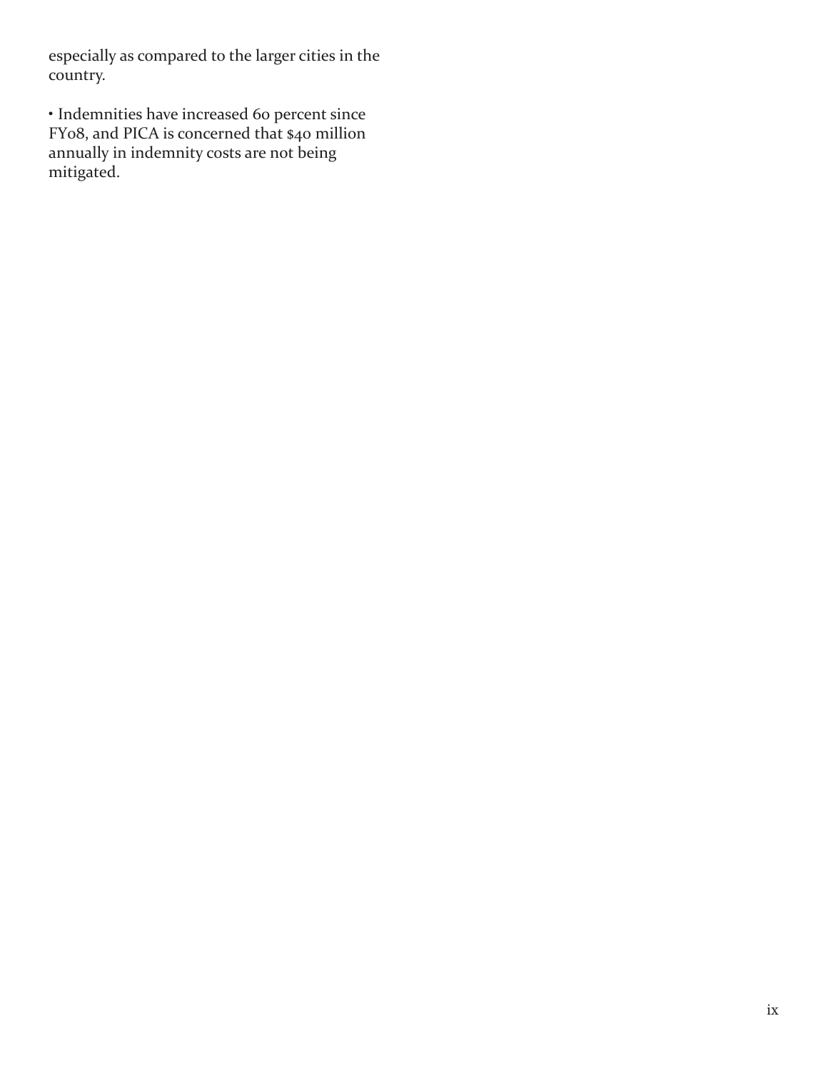especially as compared to the larger cities in the country.

- Indemnities have increased 60 percent since FY08, and PICA is concerned that $40 million annually in indemnity costs are not being mitigated.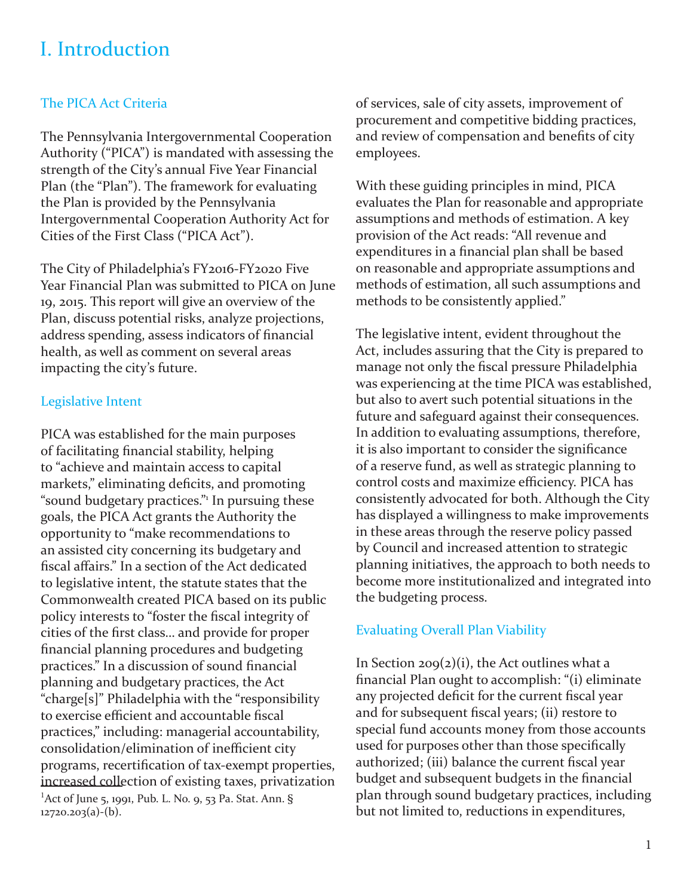# I. Introduction

## The PICA Act Criteria

The Pennsylvania Intergovernmental Cooperation Authority ("PICA") is mandated with assessing the strength of the City's annual Five Year Financial Plan (the "Plan"). The framework for evaluating the Plan is provided by the Pennsylvania Intergovernmental Cooperation Authority Act for Cities of the First Class ("PICA Act").

The City of Philadelphia's FY2016-FY2020 Five Year Financial Plan was submitted to PICA on June 19, 2015. This report will give an overview of the Plan, discuss potential risks, analyze projections, address spending, assess indicators of financial health, as well as comment on several areas impacting the city's future.

## Legislative Intent

PICA was established for the main purposes of facilitating financial stability, helping to "achieve and maintain access to capital markets," eliminating deficits, and promoting "sound budgetary practices."[1] In pursuing these goals, the PICA Act grants the Authority the opportunity to "make recommendations to an assisted city concerning its budgetary and fiscal affairs." In a section of the Act dedicated to legislative intent, the statute states that the Commonwealth created PICA based on its public policy interests to "foster the fiscal integrity of cities of the first class... and provide for proper financial planning procedures and budgeting practices." In a discussion of sound financial planning and budgetary practices, the Act "charge[s]" Philadelphia with the "responsibility to exercise efficient and accountable fiscal practices," including: managerial accountability, consolidation/elimination of inefficient city programs, recertification of tax-exempt properties, increased collection of existing taxes, privatization of services, sale of city assets, improvement of procurement and competitive bidding practices, and review of compensation and benefits of city employees.

With these guiding principles in mind, PICA evaluates the Plan for reasonable and appropriate assumptions and methods of estimation. A key provision of the Act reads: "All revenue and expenditures in a financial plan shall be based on reasonable and appropriate assumptions and methods of estimation, all such assumptions and methods to be consistently applied."

The legislative intent, evident throughout the Act, includes assuring that the City is prepared to manage not only the fiscal pressure Philadelphia was experiencing at the time PICA was established, but also to avert such potential situations in the future and safeguard against their consequences. In addition to evaluating assumptions, therefore, it is also important to consider the significance of a reserve fund, as well as strategic planning to control costs and maximize efficiency. PICA has consistently advocated for both. Although the City has displayed a willingness to make improvements in these areas through the reserve policy passed by Council and increased attention to strategic planning initiatives, the approach to both needs to become more institutionalized and integrated into the budgeting process.

## Evaluating Overall Plan Viability

In Section 209(2)(i), the Act outlines what a financial Plan ought to accomplish: "(i) eliminate any projected deficit for the current fiscal year and for subsequent fiscal years; (ii) restore to special fund accounts money from those accounts used for purposes other than those specifically authorized; (iii) balance the current fiscal year budget and subsequent budgets in the financial plan through sound budgetary practices, including but not limited to, reductions in expenditures,

[1] Act of June 5, 1991, Pub. L. No. 9, 53 Pa. Stat. Ann. § 12720.203(a)-(b).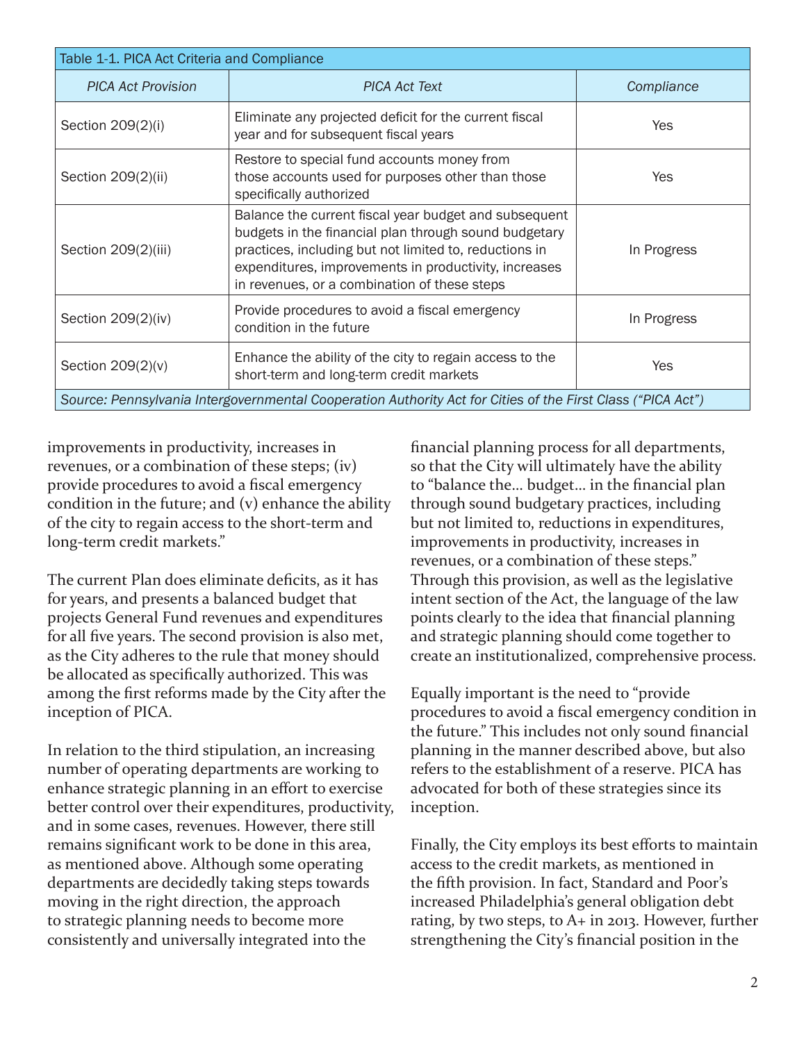Table 1-1. PICA Act Criteria and Compliance

| *PICA Act Provision* | *PICA Act Text* | *Compliance* |
|---|---|---|
| Section 209(2)(i) | Eliminate any projected deficit for the current fiscal year and for subsequent fiscal years | Yes |
| Section 209(2)(ii) | Restore to special fund accounts money from those accounts used for purposes other than those specifically authorized | Yes |
| Section 209(2)(iii) | Balance the current fiscal year budget and subsequent budgets in the financial plan through sound budgetary practices, including but not limited to, reductions in expenditures, improvements in productivity, increases in revenues, or a combination of these steps | In Progress |
| Section 209(2)(iv) | Provide procedures to avoid a fiscal emergency condition in the future | In Progress |
| Section 209(2)(v) | Enhance the ability of the city to regain access to the short-term and long-term credit markets | Yes |

*Source: Pennsylvania Intergovernmental Cooperation Authority Act for Cities of the First Class ("PICA Act")*

improvements in productivity, increases in revenues, or a combination of these steps; (iv) provide procedures to avoid a fiscal emergency condition in the future; and (v) enhance the ability of the city to regain access to the short-term and long-term credit markets."

The current Plan does eliminate deficits, as it has for years, and presents a balanced budget that projects General Fund revenues and expenditures for all five years. The second provision is also met, as the City adheres to the rule that money should be allocated as specifically authorized. This was among the first reforms made by the City after the inception of PICA.

In relation to the third stipulation, an increasing number of operating departments are working to enhance strategic planning in an effort to exercise better control over their expenditures, productivity, and in some cases, revenues. However, there still remains significant work to be done in this area, as mentioned above. Although some operating departments are decidedly taking steps towards moving in the right direction, the approach to strategic planning needs to become more consistently and universally integrated into the financial planning process for all departments, so that the City will ultimately have the ability to "balance the… budget… in the financial plan through sound budgetary practices, including but not limited to, reductions in expenditures, improvements in productivity, increases in revenues, or a combination of these steps." Through this provision, as well as the legislative intent section of the Act, the language of the law points clearly to the idea that financial planning and strategic planning should come together to create an institutionalized, comprehensive process.

Equally important is the need to "provide procedures to avoid a fiscal emergency condition in the future." This includes not only sound financial planning in the manner described above, but also refers to the establishment of a reserve. PICA has advocated for both of these strategies since its inception.

Finally, the City employs its best efforts to maintain access to the credit markets, as mentioned in the fifth provision. In fact, Standard and Poor's increased Philadelphia's general obligation debt rating, by two steps, to A+ in 2013. However, further strengthening the City's financial position in the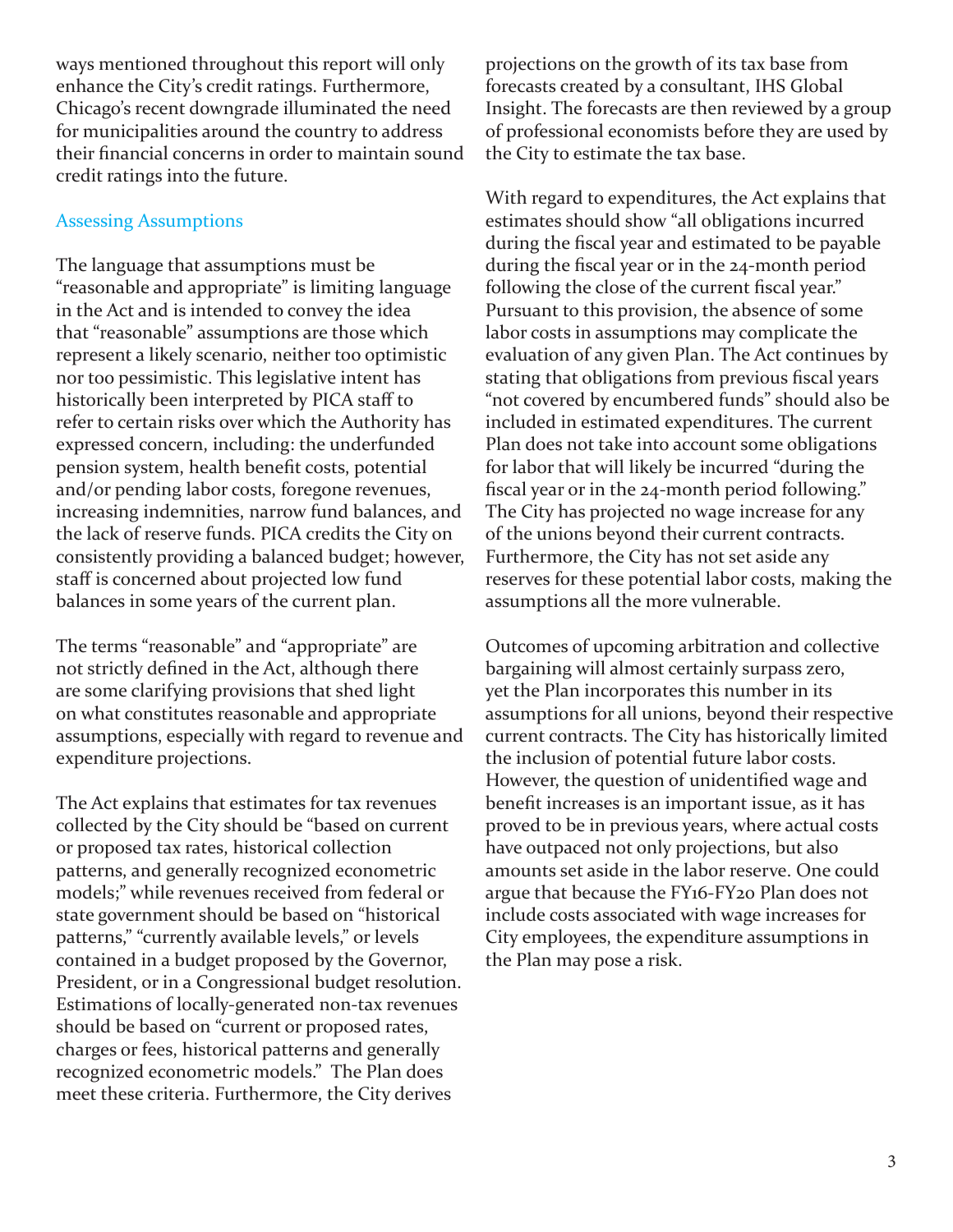ways mentioned throughout this report will only enhance the City's credit ratings. Furthermore, Chicago's recent downgrade illuminated the need for municipalities around the country to address their financial concerns in order to maintain sound credit ratings into the future.

## Assessing Assumptions

The language that assumptions must be "reasonable and appropriate" is limiting language in the Act and is intended to convey the idea that "reasonable" assumptions are those which represent a likely scenario, neither too optimistic nor too pessimistic. This legislative intent has historically been interpreted by PICA staff to refer to certain risks over which the Authority has expressed concern, including: the underfunded pension system, health benefit costs, potential and/or pending labor costs, foregone revenues, increasing indemnities, narrow fund balances, and the lack of reserve funds. PICA credits the City on consistently providing a balanced budget; however, staff is concerned about projected low fund balances in some years of the current plan.

The terms "reasonable" and "appropriate" are not strictly defined in the Act, although there are some clarifying provisions that shed light on what constitutes reasonable and appropriate assumptions, especially with regard to revenue and expenditure projections.

The Act explains that estimates for tax revenues collected by the City should be "based on current or proposed tax rates, historical collection patterns, and generally recognized econometric models;" while revenues received from federal or state government should be based on "historical patterns," "currently available levels," or levels contained in a budget proposed by the Governor, President, or in a Congressional budget resolution. Estimations of locally-generated non-tax revenues should be based on "current or proposed rates, charges or fees, historical patterns and generally recognized econometric models." The Plan does meet these criteria. Furthermore, the City derives projections on the growth of its tax base from forecasts created by a consultant, IHS Global Insight. The forecasts are then reviewed by a group of professional economists before they are used by the City to estimate the tax base.

With regard to expenditures, the Act explains that estimates should show "all obligations incurred during the fiscal year and estimated to be payable during the fiscal year or in the 24-month period following the close of the current fiscal year." Pursuant to this provision, the absence of some labor costs in assumptions may complicate the evaluation of any given Plan. The Act continues by stating that obligations from previous fiscal years "not covered by encumbered funds" should also be included in estimated expenditures. The current Plan does not take into account some obligations for labor that will likely be incurred "during the fiscal year or in the 24-month period following." The City has projected no wage increase for any of the unions beyond their current contracts. Furthermore, the City has not set aside any reserves for these potential labor costs, making the assumptions all the more vulnerable.

Outcomes of upcoming arbitration and collective bargaining will almost certainly surpass zero, yet the Plan incorporates this number in its assumptions for all unions, beyond their respective current contracts. The City has historically limited the inclusion of potential future labor costs. However, the question of unidentified wage and benefit increases is an important issue, as it has proved to be in previous years, where actual costs have outpaced not only projections, but also amounts set aside in the labor reserve. One could argue that because the FY16-FY20 Plan does not include costs associated with wage increases for City employees, the expenditure assumptions in the Plan may pose a risk.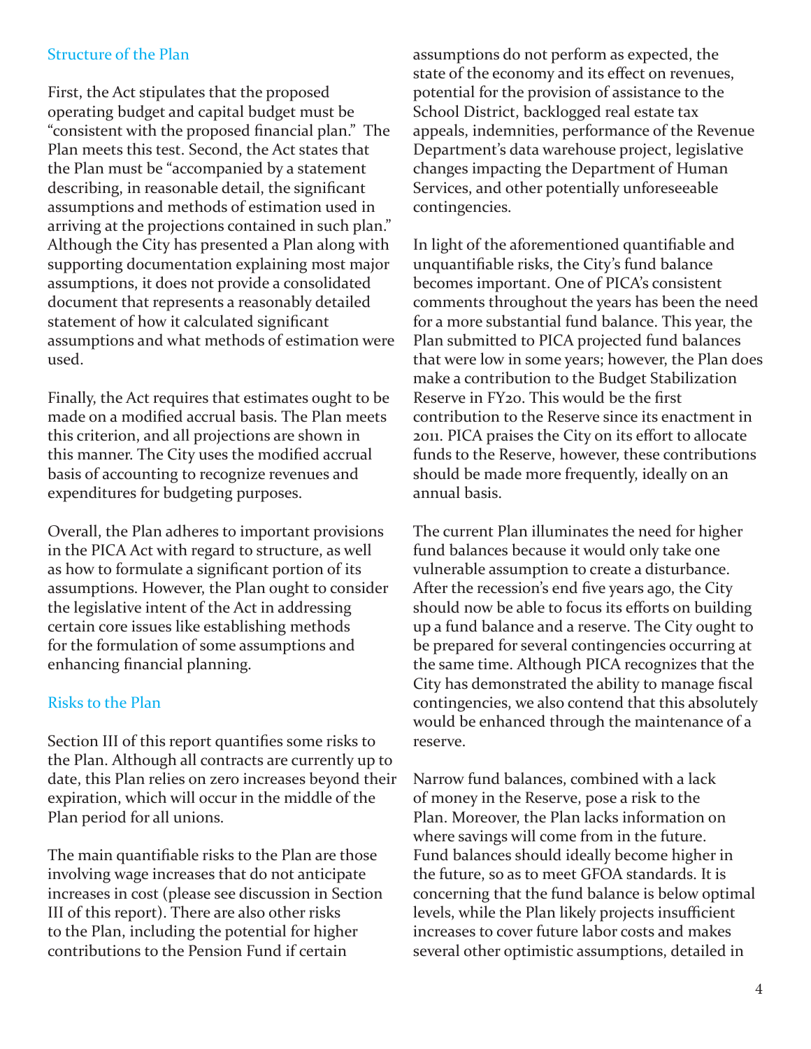## Structure of the Plan

First, the Act stipulates that the proposed operating budget and capital budget must be "consistent with the proposed financial plan." The Plan meets this test. Second, the Act states that the Plan must be "accompanied by a statement describing, in reasonable detail, the significant assumptions and methods of estimation used in arriving at the projections contained in such plan." Although the City has presented a Plan along with supporting documentation explaining most major assumptions, it does not provide a consolidated document that represents a reasonably detailed statement of how it calculated significant assumptions and what methods of estimation were used.

Finally, the Act requires that estimates ought to be made on a modified accrual basis. The Plan meets this criterion, and all projections are shown in this manner. The City uses the modified accrual basis of accounting to recognize revenues and expenditures for budgeting purposes.

Overall, the Plan adheres to important provisions in the PICA Act with regard to structure, as well as how to formulate a significant portion of its assumptions. However, the Plan ought to consider the legislative intent of the Act in addressing certain core issues like establishing methods for the formulation of some assumptions and enhancing financial planning.

## Risks to the Plan

Section III of this report quantifies some risks to the Plan. Although all contracts are currently up to date, this Plan relies on zero increases beyond their expiration, which will occur in the middle of the Plan period for all unions.

The main quantifiable risks to the Plan are those involving wage increases that do not anticipate increases in cost (please see discussion in Section III of this report). There are also other risks to the Plan, including the potential for higher contributions to the Pension Fund if certain assumptions do not perform as expected, the state of the economy and its effect on revenues, potential for the provision of assistance to the School District, backlogged real estate tax appeals, indemnities, performance of the Revenue Department's data warehouse project, legislative changes impacting the Department of Human Services, and other potentially unforeseeable contingencies.

In light of the aforementioned quantifiable and unquantifiable risks, the City's fund balance becomes important. One of PICA's consistent comments throughout the years has been the need for a more substantial fund balance. This year, the Plan submitted to PICA projected fund balances that were low in some years; however, the Plan does make a contribution to the Budget Stabilization Reserve in FY20. This would be the first contribution to the Reserve since its enactment in 2011. PICA praises the City on its effort to allocate funds to the Reserve, however, these contributions should be made more frequently, ideally on an annual basis.

The current Plan illuminates the need for higher fund balances because it would only take one vulnerable assumption to create a disturbance. After the recession's end five years ago, the City should now be able to focus its efforts on building up a fund balance and a reserve. The City ought to be prepared for several contingencies occurring at the same time. Although PICA recognizes that the City has demonstrated the ability to manage fiscal contingencies, we also contend that this absolutely would be enhanced through the maintenance of a reserve.

Narrow fund balances, combined with a lack of money in the Reserve, pose a risk to the Plan. Moreover, the Plan lacks information on where savings will come from in the future. Fund balances should ideally become higher in the future, so as to meet GFOA standards. It is concerning that the fund balance is below optimal levels, while the Plan likely projects insufficient increases to cover future labor costs and makes several other optimistic assumptions, detailed in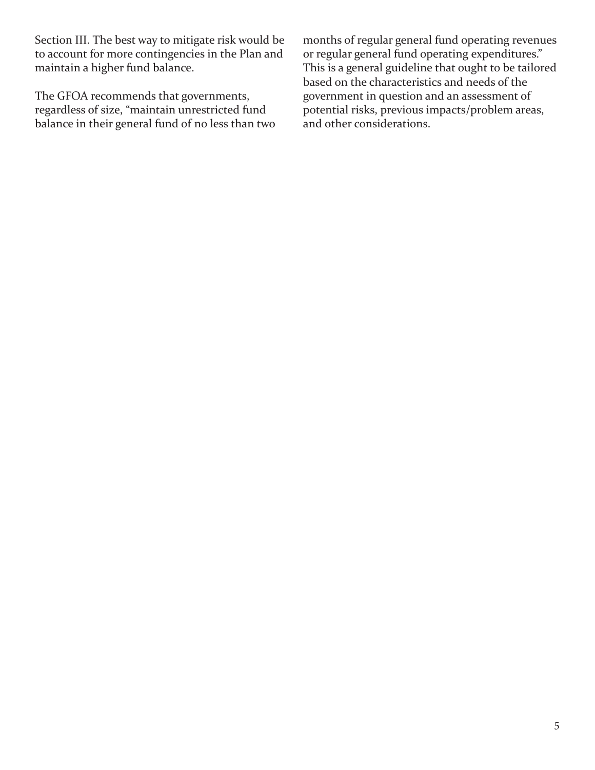Section III. The best way to mitigate risk would be to account for more contingencies in the Plan and maintain a higher fund balance.

The GFOA recommends that governments, regardless of size, "maintain unrestricted fund balance in their general fund of no less than two months of regular general fund operating revenues or regular general fund operating expenditures." This is a general guideline that ought to be tailored based on the characteristics and needs of the government in question and an assessment of potential risks, previous impacts/problem areas, and other considerations.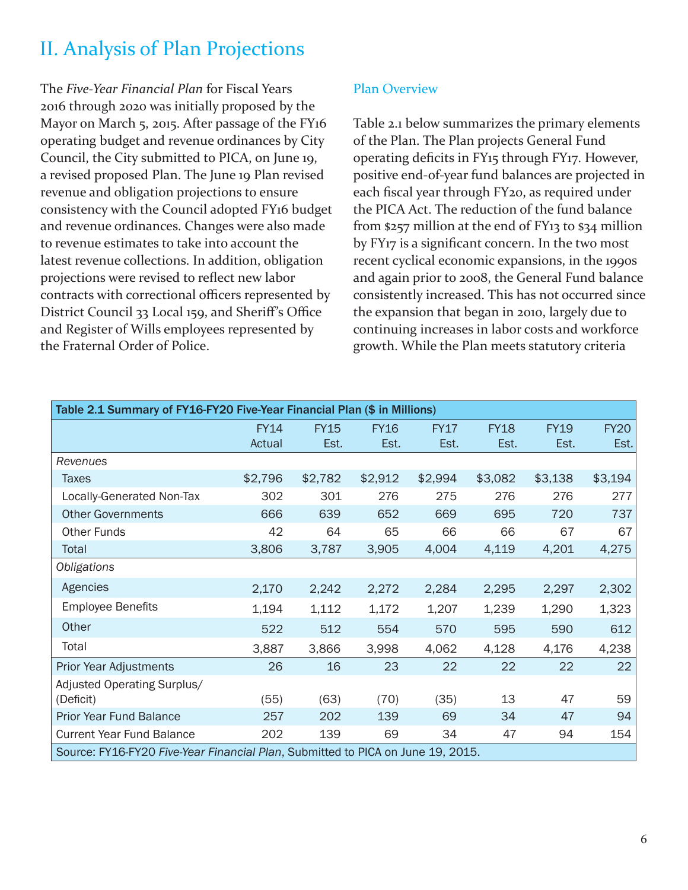# II. Analysis of Plan Projections

The *Five-Year Financial Plan* for Fiscal Years 2016 through 2020 was initially proposed by the Mayor on March 5, 2015. After passage of the FY16 operating budget and revenue ordinances by City Council, the City submitted to PICA, on June 19, a revised proposed Plan. The June 19 Plan revised revenue and obligation projections to ensure consistency with the Council adopted FY16 budget and revenue ordinances. Changes were also made to revenue estimates to take into account the latest revenue collections. In addition, obligation projections were revised to reflect new labor contracts with correctional officers represented by District Council 33 Local 159, and Sheriff's Office and Register of Wills employees represented by the Fraternal Order of Police.

## Plan Overview

Table 2.1 below summarizes the primary elements of the Plan. The Plan projects General Fund operating deficits in FY15 through FY17. However, positive end-of-year fund balances are projected in each fiscal year through FY20, as required under the PICA Act. The reduction of the fund balance from $257 million at the end of FY13 to $34 million by FY17 is a significant concern. In the two most recent cyclical economic expansions, in the 1990s and again prior to 2008, the General Fund balance consistently increased. This has not occurred since the expansion that began in 2010, largely due to continuing increases in labor costs and workforce growth. While the Plan meets statutory criteria

**Table 2.1 Summary of FY16-FY20 Five-Year Financial Plan ($ in Millions)**

| | FY14 Actual | FY15 Est. | FY16 Est. | FY17 Est. | FY18 Est. | FY19 Est. | FY20 Est. |
|---|---|---|---|---|---|---|---|
| *Revenues* | | | | | | | |
| Taxes | $2,796 | $2,782 | $2,912 | $2,994 | $3,082 | $3,138 | $3,194 |
| Locally-Generated Non-Tax | 302 | 301 | 276 | 275 | 276 | 276 | 277 |
| Other Governments | 666 | 639 | 652 | 669 | 695 | 720 | 737 |
| Other Funds | 42 | 64 | 65 | 66 | 66 | 67 | 67 |
| Total | 3,806 | 3,787 | 3,905 | 4,004 | 4,119 | 4,201 | 4,275 |
| *Obligations* | | | | | | | |
| Agencies | 2,170 | 2,242 | 2,272 | 2,284 | 2,295 | 2,297 | 2,302 |
| Employee Benefits | 1,194 | 1,112 | 1,172 | 1,207 | 1,239 | 1,290 | 1,323 |
| Other | 522 | 512 | 554 | 570 | 595 | 590 | 612 |
| Total | 3,887 | 3,866 | 3,998 | 4,062 | 4,128 | 4,176 | 4,238 |
| Prior Year Adjustments | 26 | 16 | 23 | 22 | 22 | 22 | 22 |
| Adjusted Operating Surplus/ (Deficit) | (55) | (63) | (70) | (35) | 13 | 47 | 59 |
| Prior Year Fund Balance | 257 | 202 | 139 | 69 | 34 | 47 | 94 |
| Current Year Fund Balance | 202 | 139 | 69 | 34 | 47 | 94 | 154 |

Source: FY16-FY20 *Five-Year Financial Plan*, Submitted to PICA on June 19, 2015.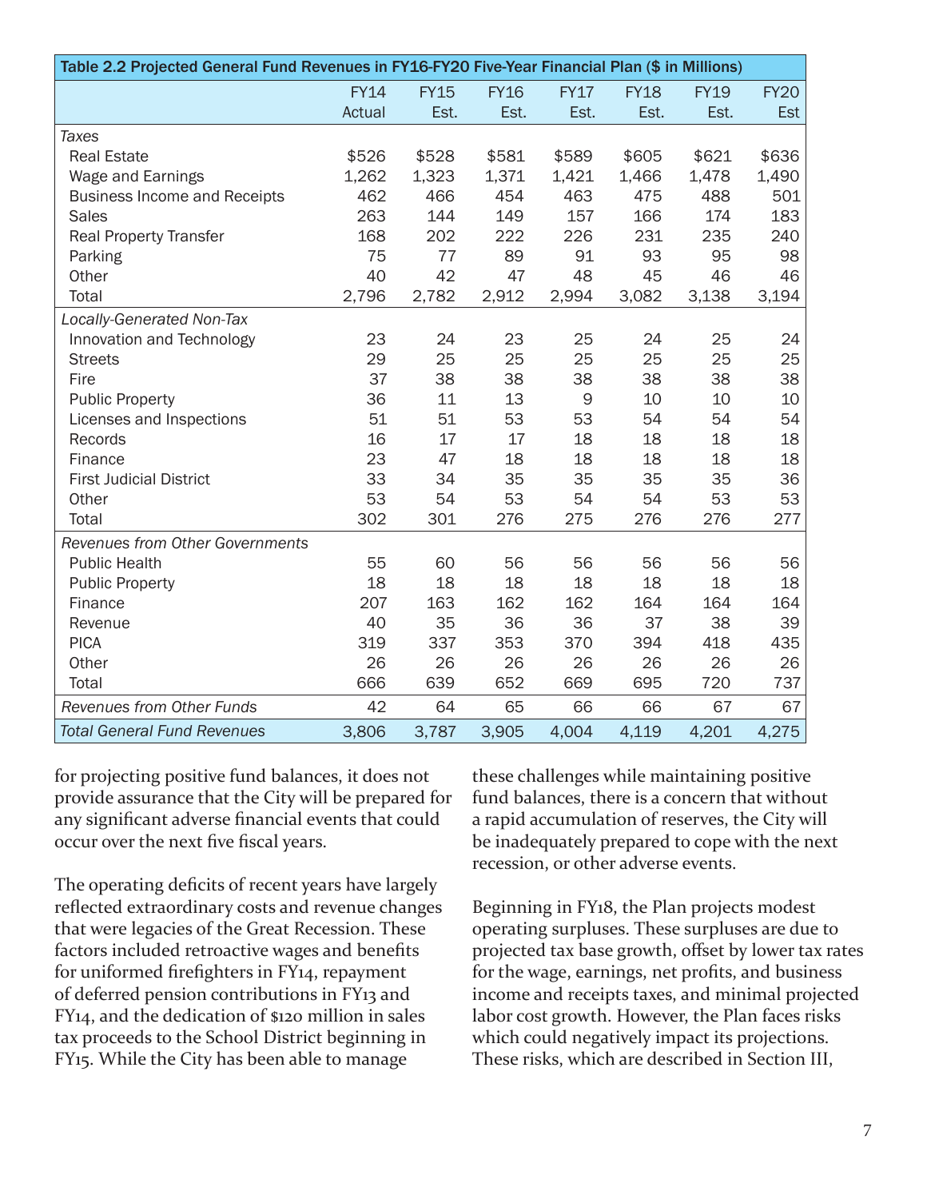**Table 2.2 Projected General Fund Revenues in FY16-FY20 Five-Year Financial Plan ($ in Millions)**

| | FY14 Actual | FY15 Est. | FY16 Est. | FY17 Est. | FY18 Est. | FY19 Est. | FY20 Est |
|---|---|---|---|---|---|---|---|
| *Taxes* | | | | | | | |
| Real Estate | $526 | $528 | $581 | $589 | $605 | $621 | $636 |
| Wage and Earnings | 1,262 | 1,323 | 1,371 | 1,421 | 1,466 | 1,478 | 1,490 |
| Business Income and Receipts | 462 | 466 | 454 | 463 | 475 | 488 | 501 |
| Sales | 263 | 144 | 149 | 157 | 166 | 174 | 183 |
| Real Property Transfer | 168 | 202 | 222 | 226 | 231 | 235 | 240 |
| Parking | 75 | 77 | 89 | 91 | 93 | 95 | 98 |
| Other | 40 | 42 | 47 | 48 | 45 | 46 | 46 |
| Total | 2,796 | 2,782 | 2,912 | 2,994 | 3,082 | 3,138 | 3,194 |
| *Locally-Generated Non-Tax* | | | | | | | |
| Innovation and Technology | 23 | 24 | 23 | 25 | 24 | 25 | 24 |
| Streets | 29 | 25 | 25 | 25 | 25 | 25 | 25 |
| Fire | 37 | 38 | 38 | 38 | 38 | 38 | 38 |
| Public Property | 36 | 11 | 13 | 9 | 10 | 10 | 10 |
| Licenses and Inspections | 51 | 51 | 53 | 53 | 54 | 54 | 54 |
| Records | 16 | 17 | 17 | 18 | 18 | 18 | 18 |
| Finance | 23 | 47 | 18 | 18 | 18 | 18 | 18 |
| First Judicial District | 33 | 34 | 35 | 35 | 35 | 35 | 36 |
| Other | 53 | 54 | 53 | 54 | 54 | 53 | 53 |
| Total | 302 | 301 | 276 | 275 | 276 | 276 | 277 |
| *Revenues from Other Governments* | | | | | | | |
| Public Health | 55 | 60 | 56 | 56 | 56 | 56 | 56 |
| Public Property | 18 | 18 | 18 | 18 | 18 | 18 | 18 |
| Finance | 207 | 163 | 162 | 162 | 164 | 164 | 164 |
| Revenue | 40 | 35 | 36 | 36 | 37 | 38 | 39 |
| PICA | 319 | 337 | 353 | 370 | 394 | 418 | 435 |
| Other | 26 | 26 | 26 | 26 | 26 | 26 | 26 |
| Total | 666 | 639 | 652 | 669 | 695 | 720 | 737 |
| *Revenues from Other Funds* | 42 | 64 | 65 | 66 | 66 | 67 | 67 |
| *Total General Fund Revenues* | 3,806 | 3,787 | 3,905 | 4,004 | 4,119 | 4,201 | 4,275 |

for projecting positive fund balances, it does not provide assurance that the City will be prepared for any significant adverse financial events that could occur over the next five fiscal years.

The operating deficits of recent years have largely reflected extraordinary costs and revenue changes that were legacies of the Great Recession. These factors included retroactive wages and benefits for uniformed firefighters in FY14, repayment of deferred pension contributions in FY13 and FY14, and the dedication of $120 million in sales tax proceeds to the School District beginning in FY15. While the City has been able to manage these challenges while maintaining positive fund balances, there is a concern that without a rapid accumulation of reserves, the City will be inadequately prepared to cope with the next recession, or other adverse events.

Beginning in FY18, the Plan projects modest operating surpluses. These surpluses are due to projected tax base growth, offset by lower tax rates for the wage, earnings, net profits, and business income and receipts taxes, and minimal projected labor cost growth. However, the Plan faces risks which could negatively impact its projections. These risks, which are described in Section III,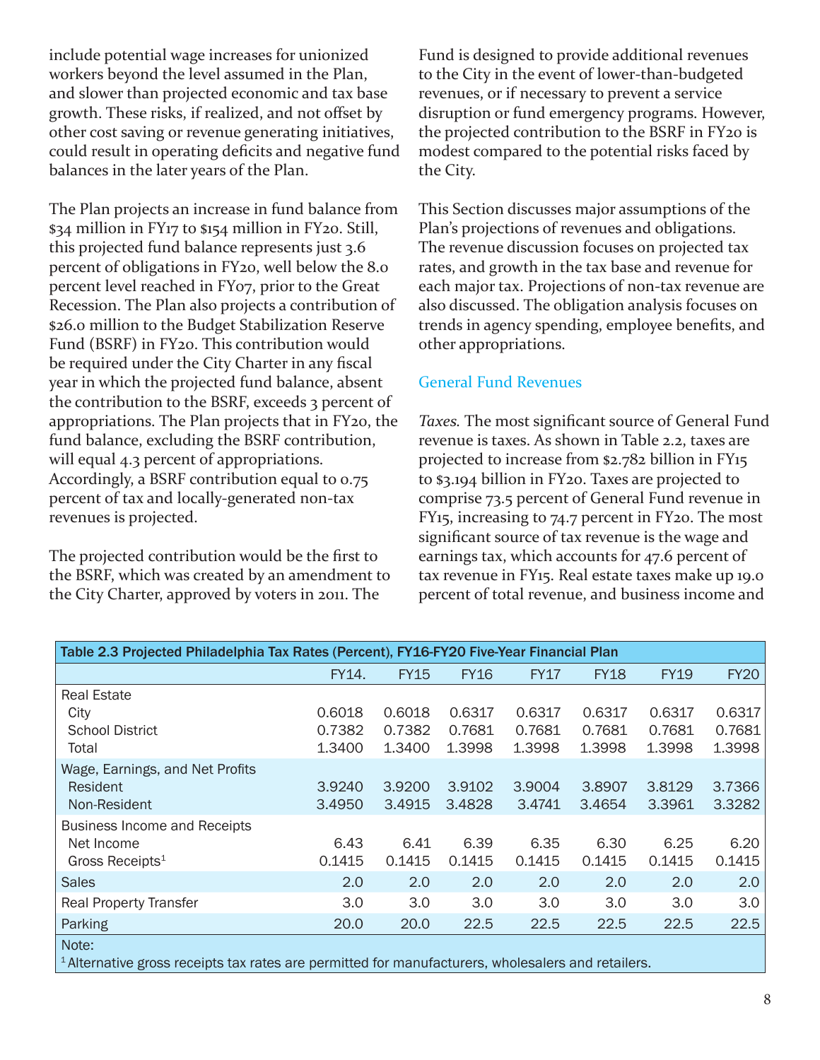include potential wage increases for unionized workers beyond the level assumed in the Plan, and slower than projected economic and tax base growth. These risks, if realized, and not offset by other cost saving or revenue generating initiatives, could result in operating deficits and negative fund balances in the later years of the Plan.

The Plan projects an increase in fund balance from $34 million in FY17 to $154 million in FY20. Still, this projected fund balance represents just 3.6 percent of obligations in FY20, well below the 8.0 percent level reached in FY07, prior to the Great Recession. The Plan also projects a contribution of $26.0 million to the Budget Stabilization Reserve Fund (BSRF) in FY20. This contribution would be required under the City Charter in any fiscal year in which the projected fund balance, absent the contribution to the BSRF, exceeds 3 percent of appropriations. The Plan projects that in FY20, the fund balance, excluding the BSRF contribution, will equal 4.3 percent of appropriations. Accordingly, a BSRF contribution equal to 0.75 percent of tax and locally-generated non-tax revenues is projected.

The projected contribution would be the first to the BSRF, which was created by an amendment to the City Charter, approved by voters in 2011. The Fund is designed to provide additional revenues to the City in the event of lower-than-budgeted revenues, or if necessary to prevent a service disruption or fund emergency programs. However, the projected contribution to the BSRF in FY20 is modest compared to the potential risks faced by the City.

This Section discusses major assumptions of the Plan's projections of revenues and obligations. The revenue discussion focuses on projected tax rates, and growth in the tax base and revenue for each major tax. Projections of non-tax revenue are also discussed. The obligation analysis focuses on trends in agency spending, employee benefits, and other appropriations.

## General Fund Revenues

*Taxes.* The most significant source of General Fund revenue is taxes. As shown in Table 2.2, taxes are projected to increase from $2.782 billion in FY15 to $3.194 billion in FY20. Taxes are projected to comprise 73.5 percent of General Fund revenue in FY15, increasing to 74.7 percent in FY20. The most significant source of tax revenue is the wage and earnings tax, which accounts for 47.6 percent of tax revenue in FY15. Real estate taxes make up 19.0 percent of total revenue, and business income and

**Table 2.3 Projected Philadelphia Tax Rates (Percent), FY16-FY20 Five-Year Financial Plan**

| | FY14. | FY15 | FY16 | FY17 | FY18 | FY19 | FY20 |
|---|---|---|---|---|---|---|---|
| Real Estate | | | | | | | |
| City | 0.6018 | 0.6018 | 0.6317 | 0.6317 | 0.6317 | 0.6317 | 0.6317 |
| School District | 0.7382 | 0.7382 | 0.7681 | 0.7681 | 0.7681 | 0.7681 | 0.7681 |
| Total | 1.3400 | 1.3400 | 1.3998 | 1.3998 | 1.3998 | 1.3998 | 1.3998 |
| Wage, Earnings, and Net Profits | | | | | | | |
| Resident | 3.9240 | 3.9200 | 3.9102 | 3.9004 | 3.8907 | 3.8129 | 3.7366 |
| Non-Resident | 3.4950 | 3.4915 | 3.4828 | 3.4741 | 3.4654 | 3.3961 | 3.3282 |
| Business Income and Receipts | | | | | | | |
| Net Income | 6.43 | 6.41 | 6.39 | 6.35 | 6.30 | 6.25 | 6.20 |
| Gross Receipts[1] | 0.1415 | 0.1415 | 0.1415 | 0.1415 | 0.1415 | 0.1415 | 0.1415 |
| Sales | 2.0 | 2.0 | 2.0 | 2.0 | 2.0 | 2.0 | 2.0 |
| Real Property Transfer | 3.0 | 3.0 | 3.0 | 3.0 | 3.0 | 3.0 | 3.0 |
| Parking | 20.0 | 20.0 | 22.5 | 22.5 | 22.5 | 22.5 | 22.5 |

Note:
[1] Alternative gross receipts tax rates are permitted for manufacturers, wholesalers and retailers.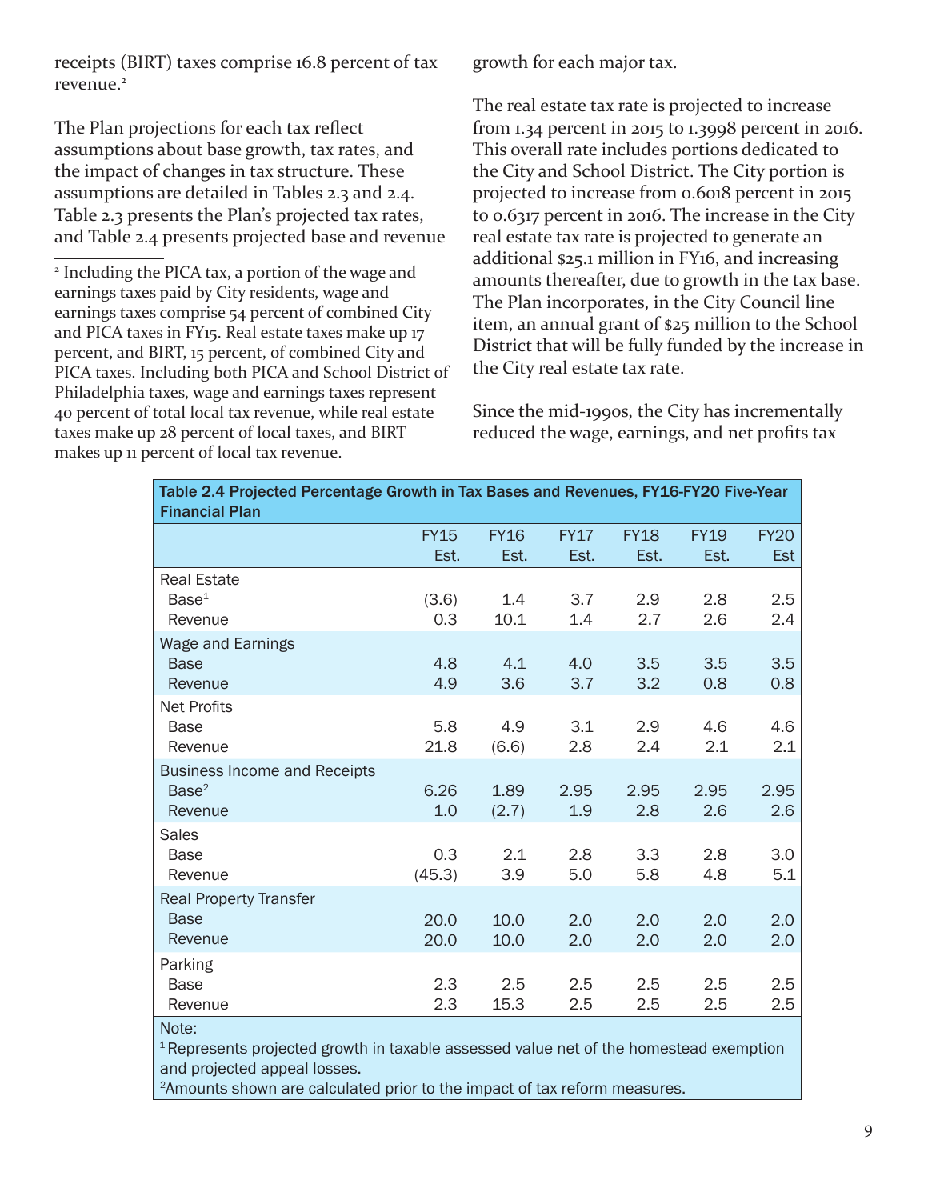receipts (BIRT) taxes comprise 16.8 percent of tax revenue.[2]

The Plan projections for each tax reflect assumptions about base growth, tax rates, and the impact of changes in tax structure. These assumptions are detailed in Tables 2.3 and 2.4. Table 2.3 presents the Plan's projected tax rates, and Table 2.4 presents projected base and revenue growth for each major tax.

The real estate tax rate is projected to increase from 1.34 percent in 2015 to 1.3998 percent in 2016. This overall rate includes portions dedicated to the City and School District. The City portion is projected to increase from 0.6018 percent in 2015 to 0.6317 percent in 2016. The increase in the City real estate tax rate is projected to generate an additional $25.1 million in FY16, and increasing amounts thereafter, due to growth in the tax base. The Plan incorporates, in the City Council line item, an annual grant of $25 million to the School District that will be fully funded by the increase in the City real estate tax rate.

Since the mid-1990s, the City has incrementally reduced the wage, earnings, and net profits tax

**Table 2.4 Projected Percentage Growth in Tax Bases and Revenues, FY16-FY20 Five-Year Financial Plan**

| | FY15 Est. | FY16 Est. | FY17 Est. | FY18 Est. | FY19 Est. | FY20 Est |
|---|---|---|---|---|---|---|
| **Real Estate** | | | | | | |
| Base[1] | (3.6) | 1.4 | 3.7 | 2.9 | 2.8 | 2.5 |
| Revenue | 0.3 | 10.1 | 1.4 | 2.7 | 2.6 | 2.4 |
| **Wage and Earnings** | | | | | | |
| Base | 4.8 | 4.1 | 4.0 | 3.5 | 3.5 | 3.5 |
| Revenue | 4.9 | 3.6 | 3.7 | 3.2 | 0.8 | 0.8 |
| **Net Profits** | | | | | | |
| Base | 5.8 | 4.9 | 3.1 | 2.9 | 4.6 | 4.6 |
| Revenue | 21.8 | (6.6) | 2.8 | 2.4 | 2.1 | 2.1 |
| **Business Income and Receipts** | | | | | | |
| Base[2] | 6.26 | 1.89 | 2.95 | 2.95 | 2.95 | 2.95 |
| Revenue | 1.0 | (2.7) | 1.9 | 2.8 | 2.6 | 2.6 |
| **Sales** | | | | | | |
| Base | 0.3 | 2.1 | 2.8 | 3.3 | 2.8 | 3.0 |
| Revenue | (45.3) | 3.9 | 5.0 | 5.8 | 4.8 | 5.1 |
| **Real Property Transfer** | | | | | | |
| Base | 20.0 | 10.0 | 2.0 | 2.0 | 2.0 | 2.0 |
| Revenue | 20.0 | 10.0 | 2.0 | 2.0 | 2.0 | 2.0 |
| **Parking** | | | | | | |
| Base | 2.3 | 2.5 | 2.5 | 2.5 | 2.5 | 2.5 |
| Revenue | 2.3 | 15.3 | 2.5 | 2.5 | 2.5 | 2.5 |

Note:
[1] Represents projected growth in taxable assessed value net of the homestead exemption and projected appeal losses.
[2] Amounts shown are calculated prior to the impact of tax reform measures.

[2] Including the PICA tax, a portion of the wage and earnings taxes paid by City residents, wage and earnings taxes comprise 54 percent of combined City and PICA taxes in FY15. Real estate taxes make up 17 percent, and BIRT, 15 percent, of combined City and PICA taxes. Including both PICA and School District of Philadelphia taxes, wage and earnings taxes represent 40 percent of total local tax revenue, while real estate taxes make up 28 percent of local taxes, and BIRT makes up 11 percent of local tax revenue.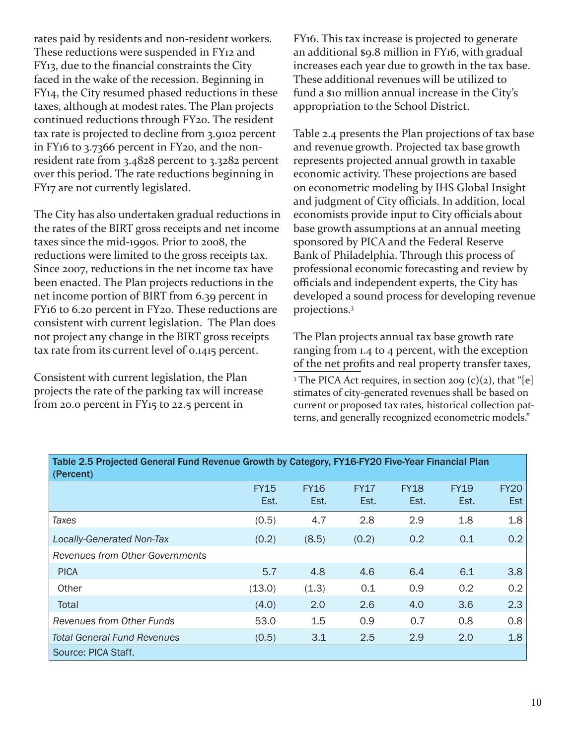rates paid by residents and non-resident workers. These reductions were suspended in FY12 and FY13, due to the financial constraints the City faced in the wake of the recession. Beginning in FY14, the City resumed phased reductions in these taxes, although at modest rates. The Plan projects continued reductions through FY20. The resident tax rate is projected to decline from 3.9102 percent in FY16 to 3.7366 percent in FY20, and the non-resident rate from 3.4828 percent to 3.3282 percent over this period. The rate reductions beginning in FY17 are not currently legislated.

The City has also undertaken gradual reductions in the rates of the BIRT gross receipts and net income taxes since the mid-1990s. Prior to 2008, the reductions were limited to the gross receipts tax. Since 2007, reductions in the net income tax have been enacted. The Plan projects reductions in the net income portion of BIRT from 6.39 percent in FY16 to 6.20 percent in FY20. These reductions are consistent with current legislation. The Plan does not project any change in the BIRT gross receipts tax rate from its current level of 0.1415 percent.

Consistent with current legislation, the Plan projects the rate of the parking tax will increase from 20.0 percent in FY15 to 22.5 percent in FY16. This tax increase is projected to generate an additional $9.8 million in FY16, with gradual increases each year due to growth in the tax base. These additional revenues will be utilized to fund a $10 million annual increase in the City's appropriation to the School District.

Table 2.4 presents the Plan projections of tax base and revenue growth. Projected tax base growth represents projected annual growth in taxable economic activity. These projections are based on econometric modeling by IHS Global Insight and judgment of City officials. In addition, local economists provide input to City officials about base growth assumptions at an annual meeting sponsored by PICA and the Federal Reserve Bank of Philadelphia. Through this process of professional economic forecasting and review by officials and independent experts, the City has developed a sound process for developing revenue projections.[3]

The Plan projects annual tax base growth rate ranging from 1.4 to 4 percent, with the exception of the net profits and real property transfer taxes,

[3] The PICA Act requires, in section 209 (c)(2), that "[e]stimates of city-generated revenues shall be based on current or proposed tax rates, historical collection patterns, and generally recognized econometric models."

**Table 2.5 Projected General Fund Revenue Growth by Category, FY16-FY20 Five-Year Financial Plan (Percent)**

| | FY15 Est. | FY16 Est. | FY17 Est. | FY18 Est. | FY19 Est. | FY20 Est |
|---|---|---|---|---|---|---|
| *Taxes* | (0.5) | 4.7 | 2.8 | 2.9 | 1.8 | 1.8 |
| *Locally-Generated Non-Tax* | (0.2) | (8.5) | (0.2) | 0.2 | 0.1 | 0.2 |
| *Revenues from Other Governments* | | | | | | |
| PICA | 5.7 | 4.8 | 4.6 | 6.4 | 6.1 | 3.8 |
| Other | (13.0) | (1.3) | 0.1 | 0.9 | 0.2 | 0.2 |
| Total | (4.0) | 2.0 | 2.6 | 4.0 | 3.6 | 2.3 |
| *Revenues from Other Funds* | 53.0 | 1.5 | 0.9 | 0.7 | 0.8 | 0.8 |
| *Total General Fund Revenues* | (0.5) | 3.1 | 2.5 | 2.9 | 2.0 | 1.8 |

Source: PICA Staff.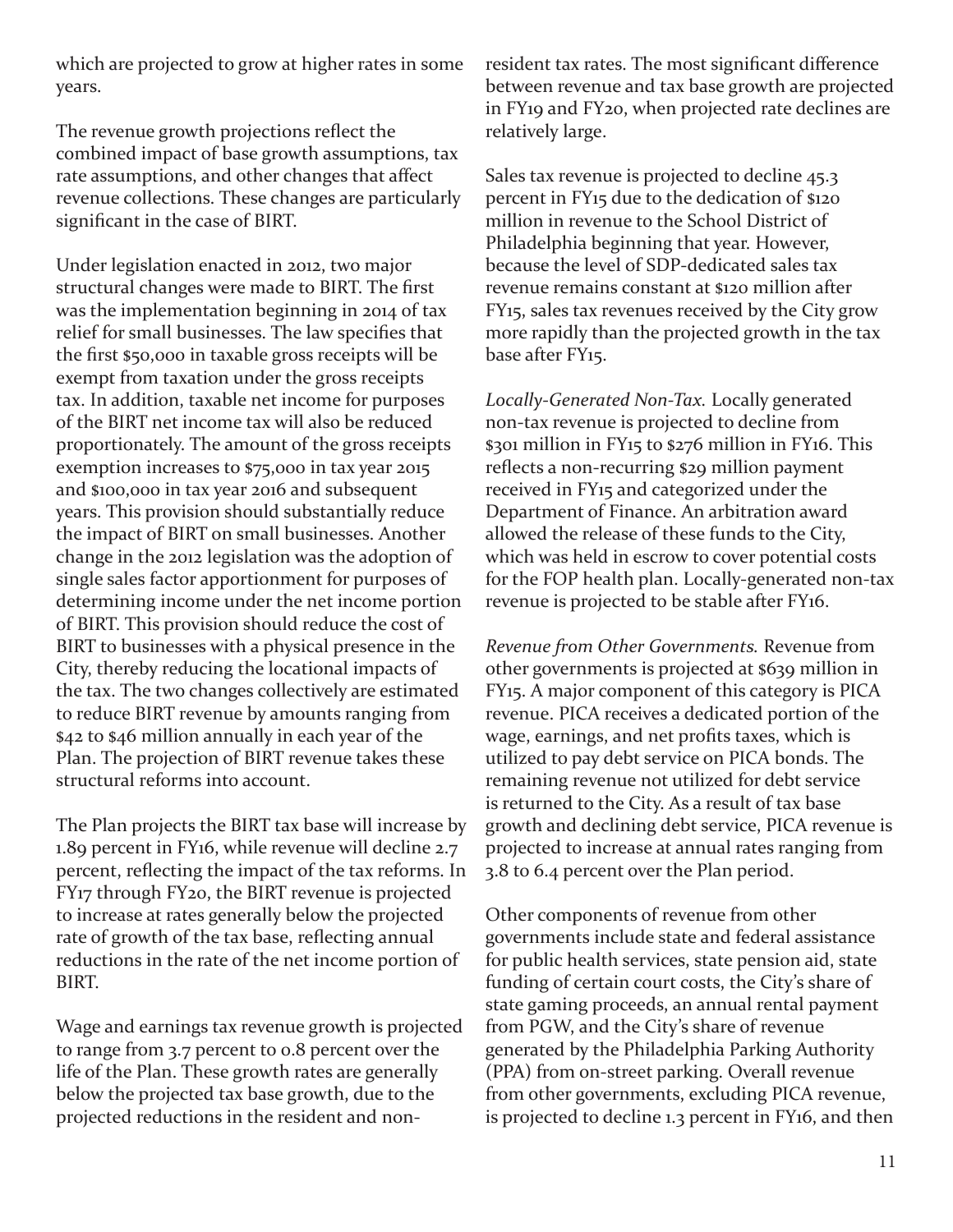which are projected to grow at higher rates in some years.

The revenue growth projections reflect the combined impact of base growth assumptions, tax rate assumptions, and other changes that affect revenue collections. These changes are particularly significant in the case of BIRT.

Under legislation enacted in 2012, two major structural changes were made to BIRT. The first was the implementation beginning in 2014 of tax relief for small businesses. The law specifies that the first $50,000 in taxable gross receipts will be exempt from taxation under the gross receipts tax. In addition, taxable net income for purposes of the BIRT net income tax will also be reduced proportionately. The amount of the gross receipts exemption increases to $75,000 in tax year 2015 and $100,000 in tax year 2016 and subsequent years. This provision should substantially reduce the impact of BIRT on small businesses. Another change in the 2012 legislation was the adoption of single sales factor apportionment for purposes of determining income under the net income portion of BIRT. This provision should reduce the cost of BIRT to businesses with a physical presence in the City, thereby reducing the locational impacts of the tax. The two changes collectively are estimated to reduce BIRT revenue by amounts ranging from $42 to $46 million annually in each year of the Plan. The projection of BIRT revenue takes these structural reforms into account.

The Plan projects the BIRT tax base will increase by 1.89 percent in FY16, while revenue will decline 2.7 percent, reflecting the impact of the tax reforms. In FY17 through FY20, the BIRT revenue is projected to increase at rates generally below the projected rate of growth of the tax base, reflecting annual reductions in the rate of the net income portion of BIRT.

Wage and earnings tax revenue growth is projected to range from 3.7 percent to 0.8 percent over the life of the Plan. These growth rates are generally below the projected tax base growth, due to the projected reductions in the resident and non-resident tax rates. The most significant difference between revenue and tax base growth are projected in FY19 and FY20, when projected rate declines are relatively large.

Sales tax revenue is projected to decline 45.3 percent in FY15 due to the dedication of $120 million in revenue to the School District of Philadelphia beginning that year. However, because the level of SDP-dedicated sales tax revenue remains constant at $120 million after FY15, sales tax revenues received by the City grow more rapidly than the projected growth in the tax base after FY15.

*Locally-Generated Non-Tax.* Locally generated non-tax revenue is projected to decline from $301 million in FY15 to $276 million in FY16. This reflects a non-recurring $29 million payment received in FY15 and categorized under the Department of Finance. An arbitration award allowed the release of these funds to the City, which was held in escrow to cover potential costs for the FOP health plan. Locally-generated non-tax revenue is projected to be stable after FY16.

*Revenue from Other Governments.* Revenue from other governments is projected at $639 million in FY15. A major component of this category is PICA revenue. PICA receives a dedicated portion of the wage, earnings, and net profits taxes, which is utilized to pay debt service on PICA bonds. The remaining revenue not utilized for debt service is returned to the City. As a result of tax base growth and declining debt service, PICA revenue is projected to increase at annual rates ranging from 3.8 to 6.4 percent over the Plan period.

Other components of revenue from other governments include state and federal assistance for public health services, state pension aid, state funding of certain court costs, the City's share of state gaming proceeds, an annual rental payment from PGW, and the City's share of revenue generated by the Philadelphia Parking Authority (PPA) from on-street parking. Overall revenue from other governments, excluding PICA revenue, is projected to decline 1.3 percent in FY16, and then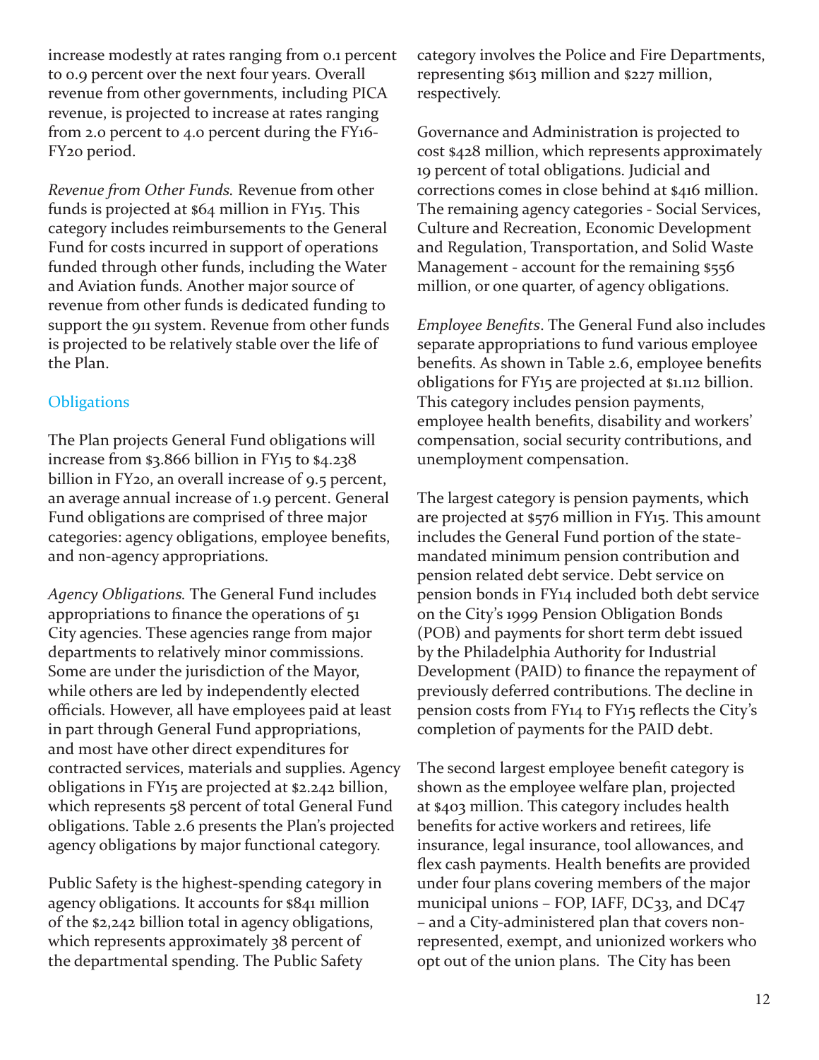increase modestly at rates ranging from 0.1 percent to 0.9 percent over the next four years. Overall revenue from other governments, including PICA revenue, is projected to increase at rates ranging from 2.0 percent to 4.0 percent during the FY16-FY20 period.

*Revenue from Other Funds.* Revenue from other funds is projected at $64 million in FY15. This category includes reimbursements to the General Fund for costs incurred in support of operations funded through other funds, including the Water and Aviation funds. Another major source of revenue from other funds is dedicated funding to support the 911 system. Revenue from other funds is projected to be relatively stable over the life of the Plan.

## Obligations

The Plan projects General Fund obligations will increase from $3.866 billion in FY15 to $4.238 billion in FY20, an overall increase of 9.5 percent, an average annual increase of 1.9 percent. General Fund obligations are comprised of three major categories: agency obligations, employee benefits, and non-agency appropriations.

*Agency Obligations.* The General Fund includes appropriations to finance the operations of 51 City agencies. These agencies range from major departments to relatively minor commissions. Some are under the jurisdiction of the Mayor, while others are led by independently elected officials. However, all have employees paid at least in part through General Fund appropriations, and most have other direct expenditures for contracted services, materials and supplies. Agency obligations in FY15 are projected at $2.242 billion, which represents 58 percent of total General Fund obligations. Table 2.6 presents the Plan's projected agency obligations by major functional category.

Public Safety is the highest-spending category in agency obligations. It accounts for $841 million of the $2,242 billion total in agency obligations, which represents approximately 38 percent of the departmental spending. The Public Safety category involves the Police and Fire Departments, representing $613 million and $227 million, respectively.

Governance and Administration is projected to cost $428 million, which represents approximately 19 percent of total obligations. Judicial and corrections comes in close behind at $416 million. The remaining agency categories - Social Services, Culture and Recreation, Economic Development and Regulation, Transportation, and Solid Waste Management - account for the remaining $556 million, or one quarter, of agency obligations.

*Employee Benefits*. The General Fund also includes separate appropriations to fund various employee benefits. As shown in Table 2.6, employee benefits obligations for FY15 are projected at $1.112 billion. This category includes pension payments, employee health benefits, disability and workers' compensation, social security contributions, and unemployment compensation.

The largest category is pension payments, which are projected at $576 million in FY15. This amount includes the General Fund portion of the state-mandated minimum pension contribution and pension related debt service. Debt service on pension bonds in FY14 included both debt service on the City's 1999 Pension Obligation Bonds (POB) and payments for short term debt issued by the Philadelphia Authority for Industrial Development (PAID) to finance the repayment of previously deferred contributions. The decline in pension costs from FY14 to FY15 reflects the City's completion of payments for the PAID debt.

The second largest employee benefit category is shown as the employee welfare plan, projected at $403 million. This category includes health benefits for active workers and retirees, life insurance, legal insurance, tool allowances, and flex cash payments. Health benefits are provided under four plans covering members of the major municipal unions – FOP, IAFF, DC33, and DC47 – and a City-administered plan that covers non-represented, exempt, and unionized workers who opt out of the union plans. The City has been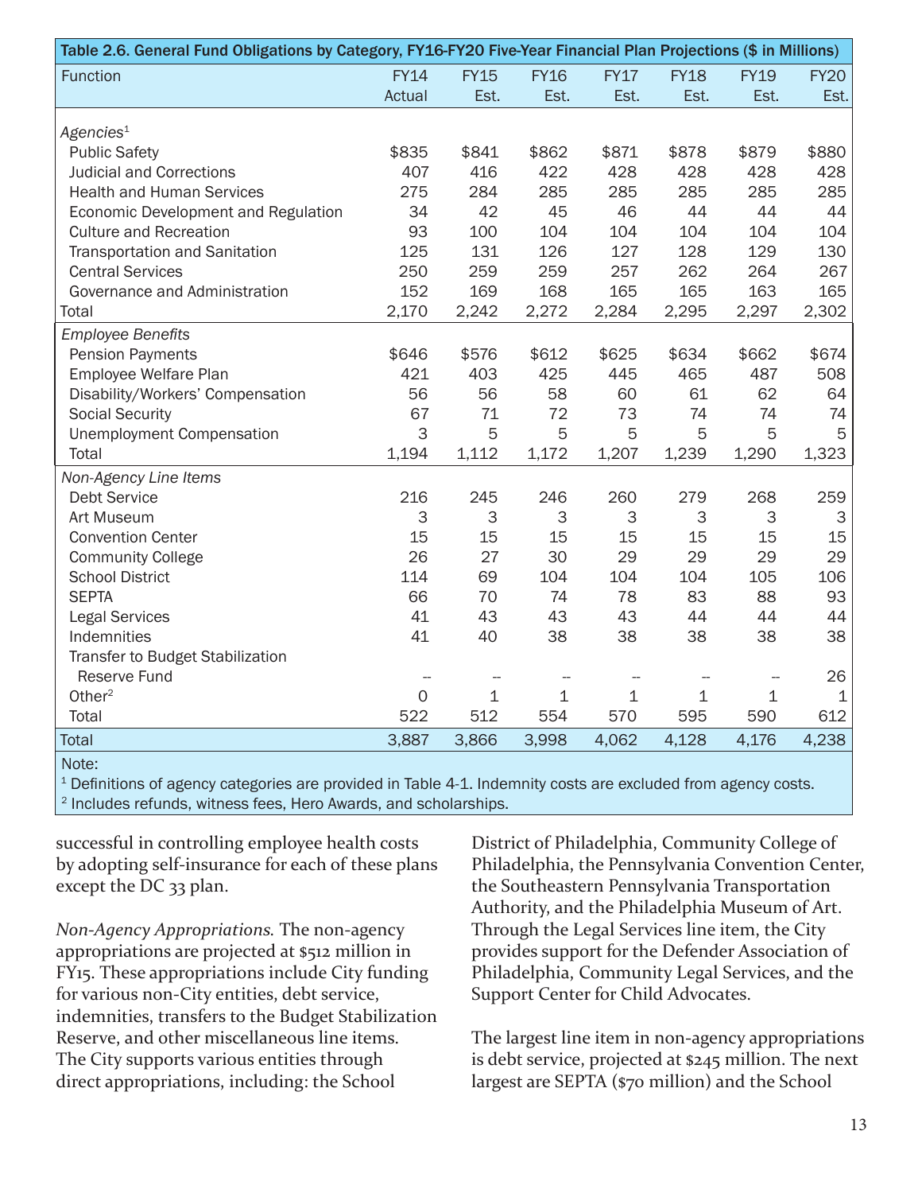| Table 2.6. General Fund Obligations by Category, FY16-FY20 Five-Year Financial Plan Projections ($ in Millions) | | | | | | | |
|---|---|---|---|---|---|---|---|
| Function | FY14 Actual | FY15 Est. | FY16 Est. | FY17 Est. | FY18 Est. | FY19 Est. | FY20 Est. |
| *Agencies*[1] | | | | | | | |
| Public Safety | $835 | $841 | $862 | $871 | $878 | $879 | $880 |
| Judicial and Corrections | 407 | 416 | 422 | 428 | 428 | 428 | 428 |
| Health and Human Services | 275 | 284 | 285 | 285 | 285 | 285 | 285 |
| Economic Development and Regulation | 34 | 42 | 45 | 46 | 44 | 44 | 44 |
| Culture and Recreation | 93 | 100 | 104 | 104 | 104 | 104 | 104 |
| Transportation and Sanitation | 125 | 131 | 126 | 127 | 128 | 129 | 130 |
| Central Services | 250 | 259 | 259 | 257 | 262 | 264 | 267 |
| Governance and Administration | 152 | 169 | 168 | 165 | 165 | 163 | 165 |
| Total | 2,170 | 2,242 | 2,272 | 2,284 | 2,295 | 2,297 | 2,302 |
| *Employee Benefits* | | | | | | | |
| Pension Payments | $646 | $576 | $612 | $625 | $634 | $662 | $674 |
| Employee Welfare Plan | 421 | 403 | 425 | 445 | 465 | 487 | 508 |
| Disability/Workers' Compensation | 56 | 56 | 58 | 60 | 61 | 62 | 64 |
| Social Security | 67 | 71 | 72 | 73 | 74 | 74 | 74 |
| Unemployment Compensation | 3 | 5 | 5 | 5 | 5 | 5 | 5 |
| Total | 1,194 | 1,112 | 1,172 | 1,207 | 1,239 | 1,290 | 1,323 |
| *Non-Agency Line Items* | | | | | | | |
| Debt Service | 216 | 245 | 246 | 260 | 279 | 268 | 259 |
| Art Museum | 3 | 3 | 3 | 3 | 3 | 3 | 3 |
| Convention Center | 15 | 15 | 15 | 15 | 15 | 15 | 15 |
| Community College | 26 | 27 | 30 | 29 | 29 | 29 | 29 |
| School District | 114 | 69 | 104 | 104 | 104 | 105 | 106 |
| SEPTA | 66 | 70 | 74 | 78 | 83 | 88 | 93 |
| Legal Services | 41 | 43 | 43 | 43 | 44 | 44 | 44 |
| Indemnities | 41 | 40 | 38 | 38 | 38 | 38 | 38 |
| Transfer to Budget Stabilization Reserve Fund | -- | -- | -- | -- | -- | -- | 26 |
| Other[2] | 0 | 1 | 1 | 1 | 1 | 1 | 1 |
| Total | 522 | 512 | 554 | 570 | 595 | 590 | 612 |
| Total | 3,887 | 3,866 | 3,998 | 4,062 | 4,128 | 4,176 | 4,238 |

Note:
[1] Definitions of agency categories are provided in Table 4-1. Indemnity costs are excluded from agency costs.
[2] Includes refunds, witness fees, Hero Awards, and scholarships.

successful in controlling employee health costs by adopting self-insurance for each of these plans except the DC 33 plan.

*Non-Agency Appropriations.* The non-agency appropriations are projected at $512 million in FY15. These appropriations include City funding for various non-City entities, debt service, indemnities, transfers to the Budget Stabilization Reserve, and other miscellaneous line items. The City supports various entities through direct appropriations, including: the School District of Philadelphia, Community College of Philadelphia, the Pennsylvania Convention Center, the Southeastern Pennsylvania Transportation Authority, and the Philadelphia Museum of Art. Through the Legal Services line item, the City provides support for the Defender Association of Philadelphia, Community Legal Services, and the Support Center for Child Advocates.

The largest line item in non-agency appropriations is debt service, projected at $245 million. The next largest are SEPTA ($70 million) and the School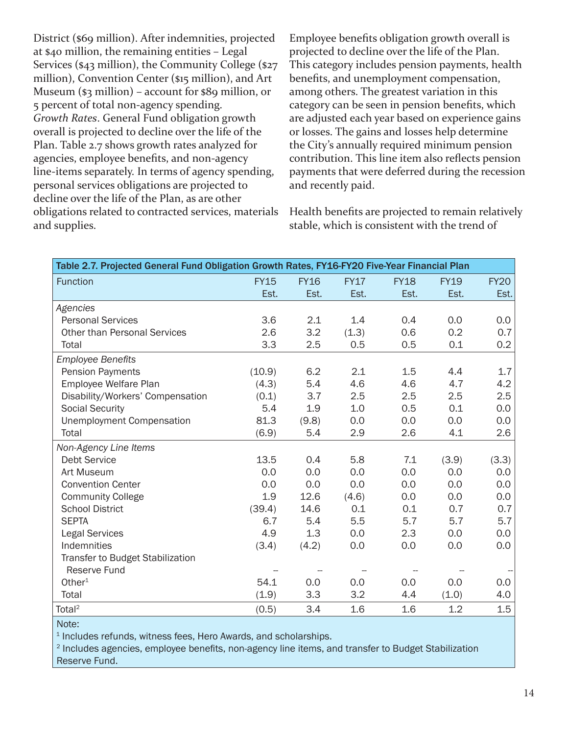District ($69 million). After indemnities, projected at $40 million, the remaining entities – Legal Services ($43 million), the Community College ($27 million), Convention Center ($15 million), and Art Museum ($3 million) – account for $89 million, or 5 percent of total non-agency spending.

*Growth Rates*. General Fund obligation growth overall is projected to decline over the life of the Plan. Table 2.7 shows growth rates analyzed for agencies, employee benefits, and non-agency line-items separately. In terms of agency spending, personal services obligations are projected to decline over the life of the Plan, as are other obligations related to contracted services, materials and supplies.

Employee benefits obligation growth overall is projected to decline over the life of the Plan. This category includes pension payments, health benefits, and unemployment compensation, among others. The greatest variation in this category can be seen in pension benefits, which are adjusted each year based on experience gains or losses. The gains and losses help determine the City's annually required minimum pension contribution. This line item also reflects pension payments that were deferred during the recession and recently paid.

Health benefits are projected to remain relatively stable, which is consistent with the trend of

| Table 2.7. Projected General Fund Obligation Growth Rates, FY16-FY20 Five-Year Financial Plan | | | | | | |
|---|---|---|---|---|---|---|
| Function | FY15 Est. | FY16 Est. | FY17 Est. | FY18 Est. | FY19 Est. | FY20 Est. |
| *Agencies* | | | | | | |
| Personal Services | 3.6 | 2.1 | 1.4 | 0.4 | 0.0 | 0.0 |
| Other than Personal Services | 2.6 | 3.2 | (1.3) | 0.6 | 0.2 | 0.7 |
| Total | 3.3 | 2.5 | 0.5 | 0.5 | 0.1 | 0.2 |
| *Employee Benefits* | | | | | | |
| Pension Payments | (10.9) | 6.2 | 2.1 | 1.5 | 4.4 | 1.7 |
| Employee Welfare Plan | (4.3) | 5.4 | 4.6 | 4.6 | 4.7 | 4.2 |
| Disability/Workers' Compensation | (0.1) | 3.7 | 2.5 | 2.5 | 2.5 | 2.5 |
| Social Security | 5.4 | 1.9 | 1.0 | 0.5 | 0.1 | 0.0 |
| Unemployment Compensation | 81.3 | (9.8) | 0.0 | 0.0 | 0.0 | 0.0 |
| Total | (6.9) | 5.4 | 2.9 | 2.6 | 4.1 | 2.6 |
| *Non-Agency Line Items* | | | | | | |
| Debt Service | 13.5 | 0.4 | 5.8 | 7.1 | (3.9) | (3.3) |
| Art Museum | 0.0 | 0.0 | 0.0 | 0.0 | 0.0 | 0.0 |
| Convention Center | 0.0 | 0.0 | 0.0 | 0.0 | 0.0 | 0.0 |
| Community College | 1.9 | 12.6 | (4.6) | 0.0 | 0.0 | 0.0 |
| School District | (39.4) | 14.6 | 0.1 | 0.1 | 0.7 | 0.7 |
| SEPTA | 6.7 | 5.4 | 5.5 | 5.7 | 5.7 | 5.7 |
| Legal Services | 4.9 | 1.3 | 0.0 | 2.3 | 0.0 | 0.0 |
| Indemnities | (3.4) | (4.2) | 0.0 | 0.0 | 0.0 | 0.0 |
| Transfer to Budget Stabilization Reserve Fund | -- | -- | -- | -- | -- | -- |
| Other[1] | 54.1 | 0.0 | 0.0 | 0.0 | 0.0 | 0.0 |
| Total | (1.9) | 3.3 | 3.2 | 4.4 | (1.0) | 4.0 |
| Total[2] | (0.5) | 3.4 | 1.6 | 1.6 | 1.2 | 1.5 |

Note:
[1] Includes refunds, witness fees, Hero Awards, and scholarships.
[2] Includes agencies, employee benefits, non-agency line items, and transfer to Budget Stabilization Reserve Fund.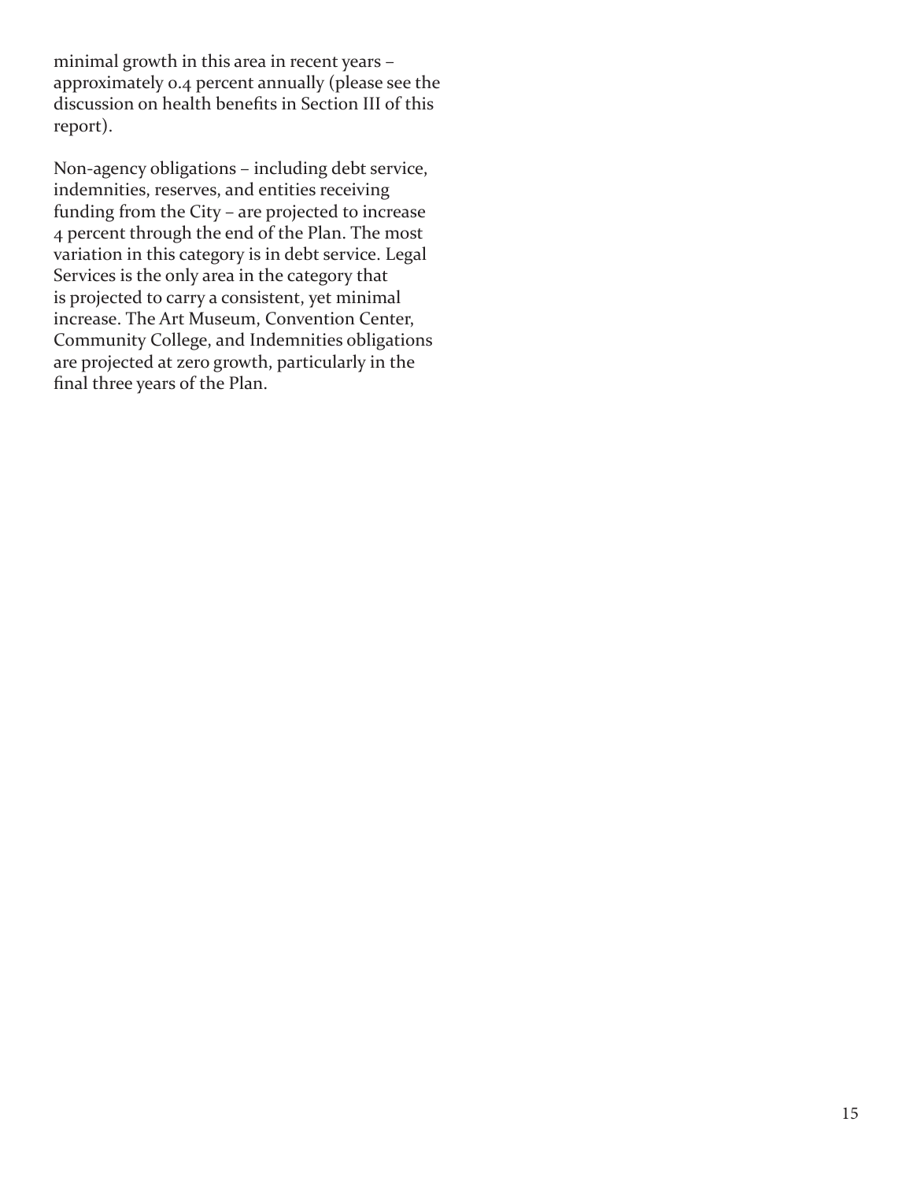minimal growth in this area in recent years – approximately 0.4 percent annually (please see the discussion on health benefits in Section III of this report).

Non-agency obligations – including debt service, indemnities, reserves, and entities receiving funding from the City – are projected to increase 4 percent through the end of the Plan. The most variation in this category is in debt service. Legal Services is the only area in the category that is projected to carry a consistent, yet minimal increase. The Art Museum, Convention Center, Community College, and Indemnities obligations are projected at zero growth, particularly in the final three years of the Plan.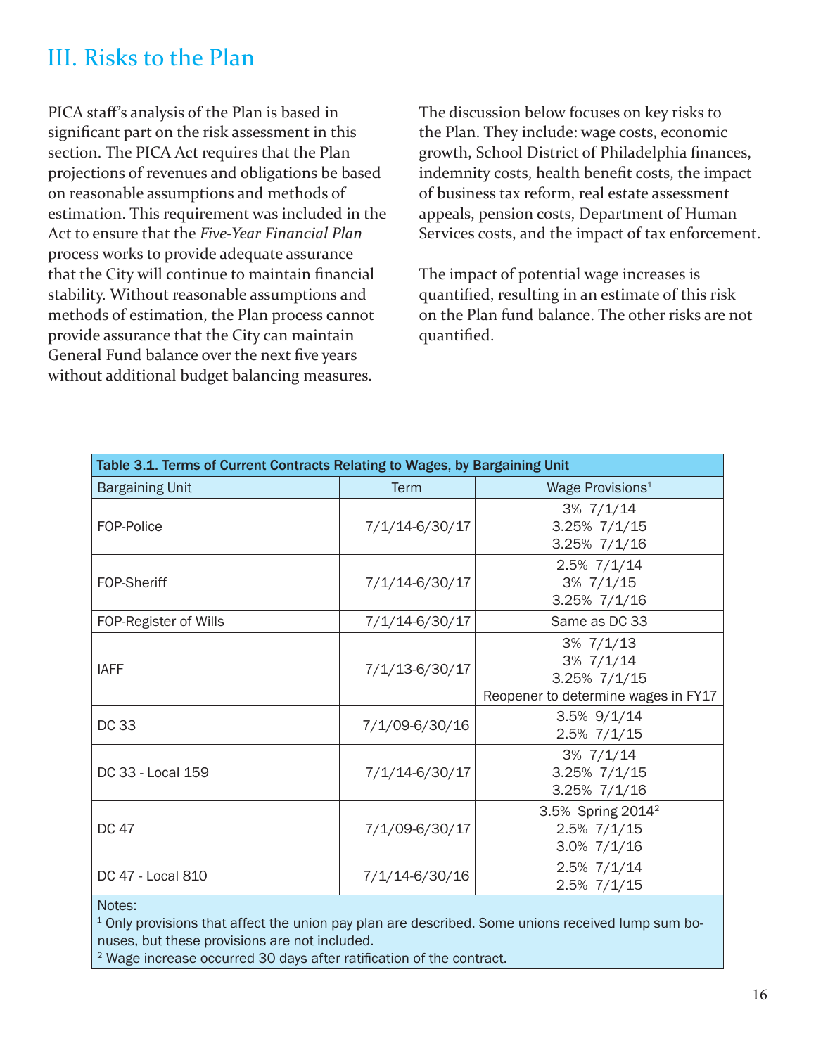# III. Risks to the Plan

PICA staff's analysis of the Plan is based in significant part on the risk assessment in this section. The PICA Act requires that the Plan projections of revenues and obligations be based on reasonable assumptions and methods of estimation. This requirement was included in the Act to ensure that the *Five-Year Financial Plan* process works to provide adequate assurance that the City will continue to maintain financial stability. Without reasonable assumptions and methods of estimation, the Plan process cannot provide assurance that the City can maintain General Fund balance over the next five years without additional budget balancing measures.

The discussion below focuses on key risks to the Plan. They include: wage costs, economic growth, School District of Philadelphia finances, indemnity costs, health benefit costs, the impact of business tax reform, real estate assessment appeals, pension costs, Department of Human Services costs, and the impact of tax enforcement.

The impact of potential wage increases is quantified, resulting in an estimate of this risk on the Plan fund balance. The other risks are not quantified.

**Table 3.1. Terms of Current Contracts Relating to Wages, by Bargaining Unit**

| Bargaining Unit | Term | Wage Provisions[1] |
|---|---|---|
| FOP-Police | 7/1/14-6/30/17 | 3% 7/1/14<br>3.25% 7/1/15<br>3.25% 7/1/16 |
| FOP-Sheriff | 7/1/14-6/30/17 | 2.5% 7/1/14<br>3% 7/1/15<br>3.25% 7/1/16 |
| FOP-Register of Wills | 7/1/14-6/30/17 | Same as DC 33 |
| IAFF | 7/1/13-6/30/17 | 3% 7/1/13<br>3% 7/1/14<br>3.25% 7/1/15<br>Reopener to determine wages in FY17 |
| DC 33 | 7/1/09-6/30/16 | 3.5% 9/1/14<br>2.5% 7/1/15 |
| DC 33 - Local 159 | 7/1/14-6/30/17 | 3% 7/1/14<br>3.25% 7/1/15<br>3.25% 7/1/16 |
| DC 47 | 7/1/09-6/30/17 | 3.5% Spring 2014[2]<br>2.5% 7/1/15<br>3.0% 7/1/16 |
| DC 47 - Local 810 | 7/1/14-6/30/16 | 2.5% 7/1/14<br>2.5% 7/1/15 |

Notes:
[1] Only provisions that affect the union pay plan are described. Some unions received lump sum bonuses, but these provisions are not included.
[2] Wage increase occurred 30 days after ratification of the contract.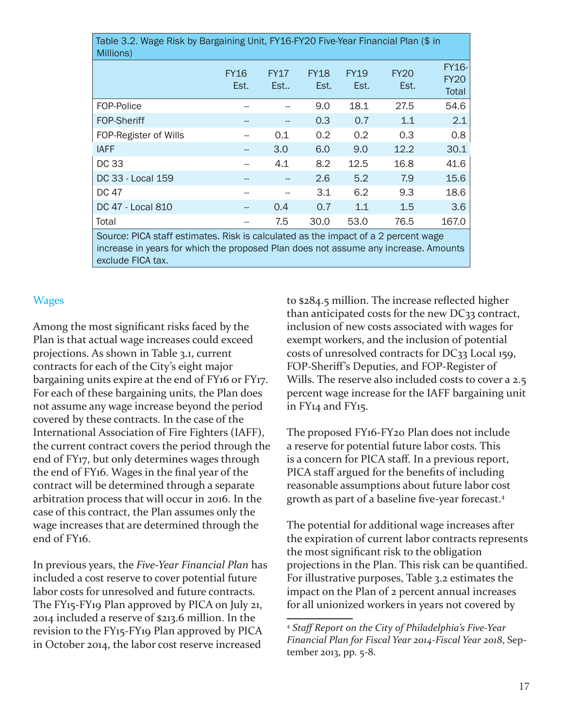Table 3.2. Wage Risk by Bargaining Unit, FY16-FY20 Five-Year Financial Plan ($ in Millions)

| | FY16 Est. | FY17 Est.. | FY18 Est. | FY19 Est. | FY20 Est. | FY16-FY20 Total |
|---|---|---|---|---|---|---|
| FOP-Police | -- | -- | 9.0 | 18.1 | 27.5 | 54.6 |
| FOP-Sheriff | -- | -- | 0.3 | 0.7 | 1.1 | 2.1 |
| FOP-Register of Wills | -- | 0.1 | 0.2 | 0.2 | 0.3 | 0.8 |
| IAFF | -- | 3.0 | 6.0 | 9.0 | 12.2 | 30.1 |
| DC 33 | -- | 4.1 | 8.2 | 12.5 | 16.8 | 41.6 |
| DC 33 - Local 159 | -- | -- | 2.6 | 5.2 | 7.9 | 15.6 |
| DC 47 | -- | -- | 3.1 | 6.2 | 9.3 | 18.6 |
| DC 47 - Local 810 | -- | 0.4 | 0.7 | 1.1 | 1.5 | 3.6 |
| Total | -- | 7.5 | 30.0 | 53.0 | 76.5 | 167.0 |

Source: PICA staff estimates. Risk is calculated as the impact of a 2 percent wage increase in years for which the proposed Plan does not assume any increase. Amounts exclude FICA tax.

## Wages

Among the most significant risks faced by the Plan is that actual wage increases could exceed projections. As shown in Table 3.1, current contracts for each of the City's eight major bargaining units expire at the end of FY16 or FY17. For each of these bargaining units, the Plan does not assume any wage increase beyond the period covered by these contracts. In the case of the International Association of Fire Fighters (IAFF), the current contract covers the period through the end of FY17, but only determines wages through the end of FY16. Wages in the final year of the contract will be determined through a separate arbitration process that will occur in 2016. In the case of this contract, the Plan assumes only the wage increases that are determined through the end of FY16.

In previous years, the *Five-Year Financial Plan* has included a cost reserve to cover potential future labor costs for unresolved and future contracts. The FY15-FY19 Plan approved by PICA on July 21, 2014 included a reserve of $213.6 million. In the revision to the FY15-FY19 Plan approved by PICA in October 2014, the labor cost reserve increased to $284.5 million. The increase reflected higher than anticipated costs for the new DC33 contract, inclusion of new costs associated with wages for exempt workers, and the inclusion of potential costs of unresolved contracts for DC33 Local 159, FOP-Sheriff's Deputies, and FOP-Register of Wills. The reserve also included costs to cover a 2.5 percent wage increase for the IAFF bargaining unit in FY14 and FY15.

The proposed FY16-FY20 Plan does not include a reserve for potential future labor costs. This is a concern for PICA staff. In a previous report, PICA staff argued for the benefits of including reasonable assumptions about future labor cost growth as part of a baseline five-year forecast.[4]

The potential for additional wage increases after the expiration of current labor contracts represents the most significant risk to the obligation projections in the Plan. This risk can be quantified. For illustrative purposes, Table 3.2 estimates the impact on the Plan of 2 percent annual increases for all unionized workers in years not covered by

[4] *Staff Report on the City of Philadelphia's Five-Year Financial Plan for Fiscal Year 2014-Fiscal Year 2018*, September 2013, pp. 5-8.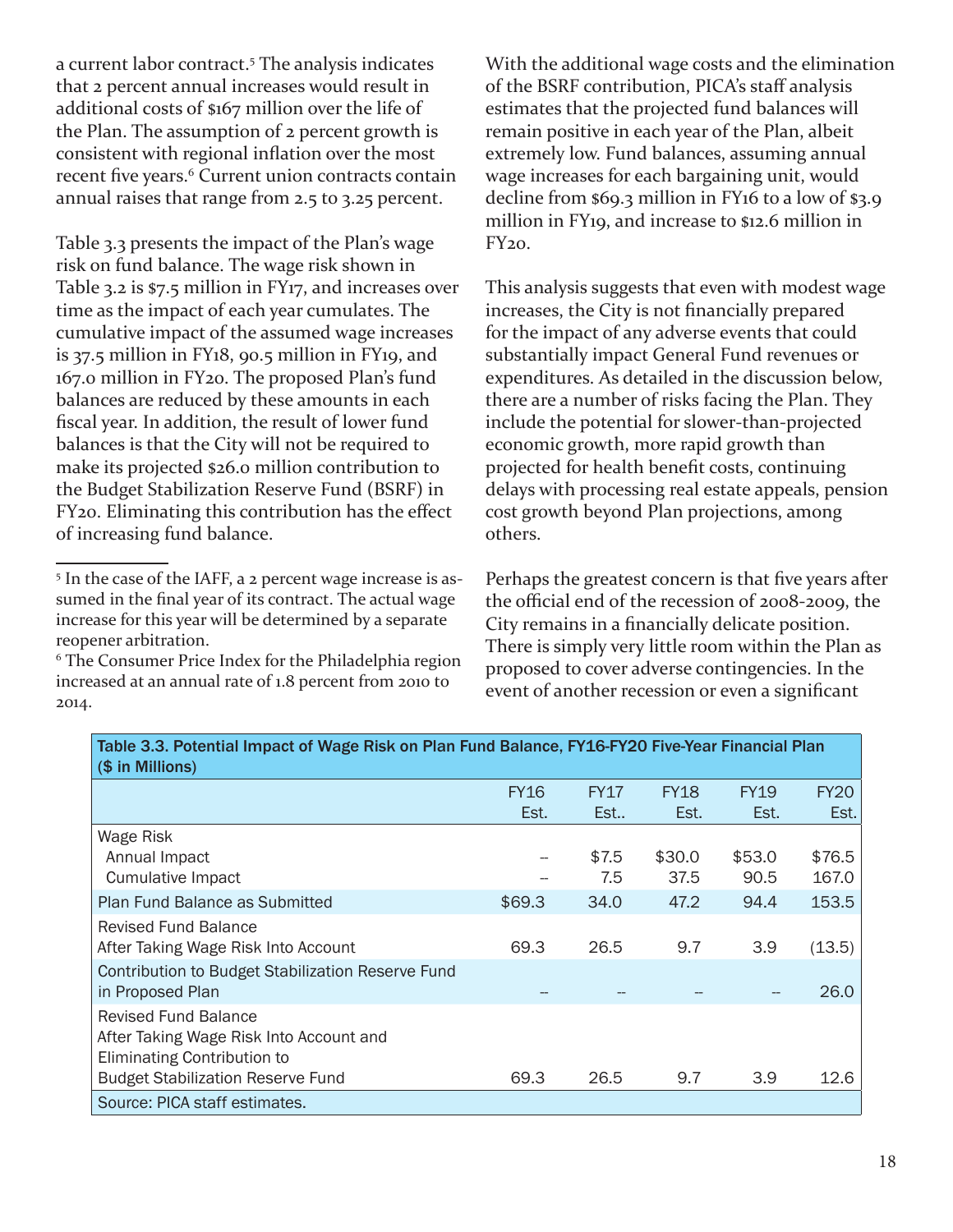a current labor contract.[5] The analysis indicates that 2 percent annual increases would result in additional costs of $167 million over the life of the Plan. The assumption of 2 percent growth is consistent with regional inflation over the most recent five years.[6] Current union contracts contain annual raises that range from 2.5 to 3.25 percent.

Table 3.3 presents the impact of the Plan's wage risk on fund balance. The wage risk shown in Table 3.2 is $7.5 million in FY17, and increases over time as the impact of each year cumulates. The cumulative impact of the assumed wage increases is 37.5 million in FY18, 90.5 million in FY19, and 167.0 million in FY20. The proposed Plan's fund balances are reduced by these amounts in each fiscal year. In addition, the result of lower fund balances is that the City will not be required to make its projected $26.0 million contribution to the Budget Stabilization Reserve Fund (BSRF) in FY20. Eliminating this contribution has the effect of increasing fund balance.

[5] In the case of the IAFF, a 2 percent wage increase is assumed in the final year of its contract. The actual wage increase for this year will be determined by a separate reopener arbitration.

[6] The Consumer Price Index for the Philadelphia region increased at an annual rate of 1.8 percent from 2010 to 2014.

With the additional wage costs and the elimination of the BSRF contribution, PICA's staff analysis estimates that the projected fund balances will remain positive in each year of the Plan, albeit extremely low. Fund balances, assuming annual wage increases for each bargaining unit, would decline from $69.3 million in FY16 to a low of $3.9 million in FY19, and increase to $12.6 million in FY20.

This analysis suggests that even with modest wage increases, the City is not financially prepared for the impact of any adverse events that could substantially impact General Fund revenues or expenditures. As detailed in the discussion below, there are a number of risks facing the Plan. They include the potential for slower-than-projected economic growth, more rapid growth than projected for health benefit costs, continuing delays with processing real estate appeals, pension cost growth beyond Plan projections, among others.

Perhaps the greatest concern is that five years after the official end of the recession of 2008-2009, the City remains in a financially delicate position. There is simply very little room within the Plan as proposed to cover adverse contingencies. In the event of another recession or even a significant

**Table 3.3. Potential Impact of Wage Risk on Plan Fund Balance, FY16-FY20 Five-Year Financial Plan ($ in Millions)**

| | FY16 Est. | FY17 Est.. | FY18 Est. | FY19 Est. | FY20 Est. |
|---|---|---|---|---|---|
| Wage Risk | | | | | |
| Annual Impact | -- | $7.5 | $30.0 | $53.0 | $76.5 |
| Cumulative Impact | -- | 7.5 | 37.5 | 90.5 | 167.0 |
| Plan Fund Balance as Submitted | $69.3 | 34.0 | 47.2 | 94.4 | 153.5 |
| Revised Fund Balance After Taking Wage Risk Into Account | 69.3 | 26.5 | 9.7 | 3.9 | (13.5) |
| Contribution to Budget Stabilization Reserve Fund in Proposed Plan | -- | -- | -- | -- | 26.0 |
| Revised Fund Balance After Taking Wage Risk Into Account and Eliminating Contribution to Budget Stabilization Reserve Fund | 69.3 | 26.5 | 9.7 | 3.9 | 12.6 |

Source: PICA staff estimates.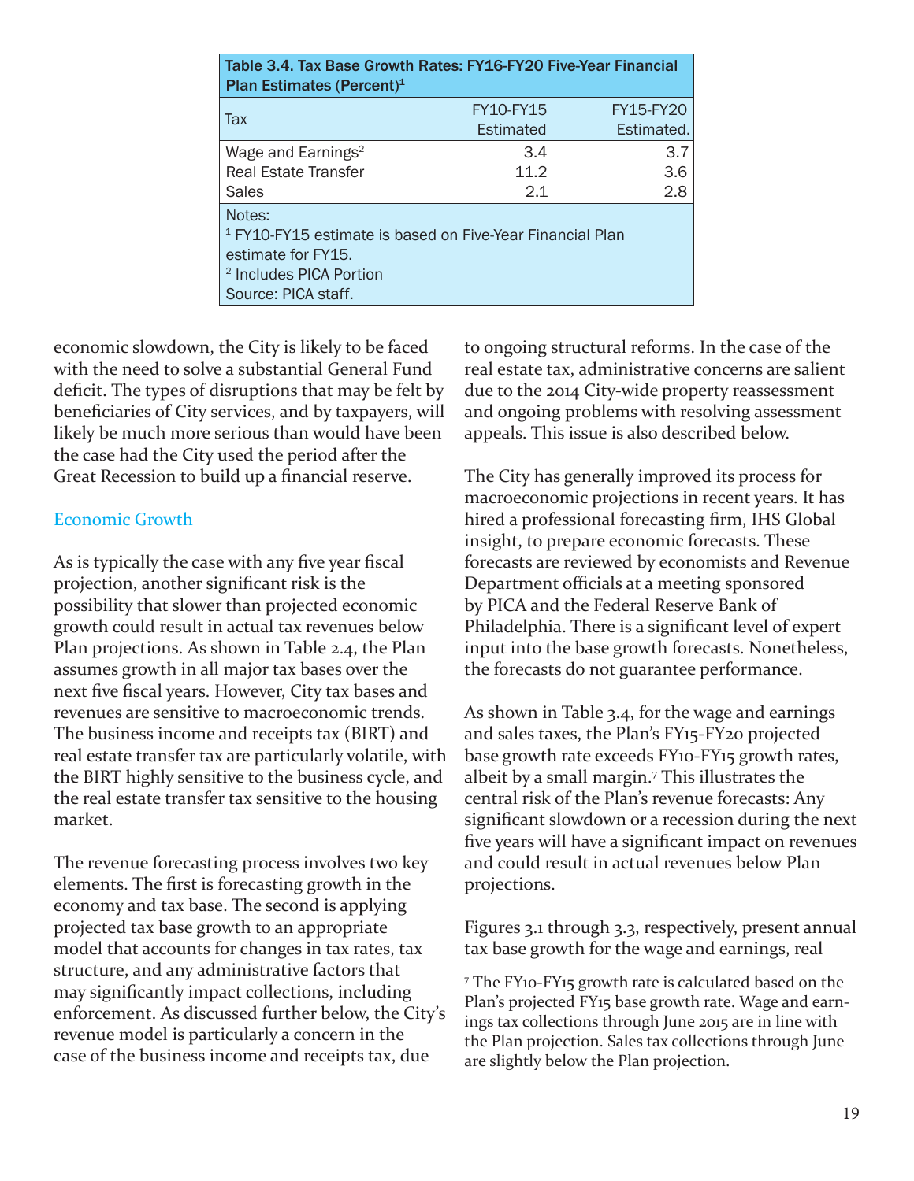Table 3.4. Tax Base Growth Rates: FY16-FY20 Five-Year Financial Plan Estimates (Percent)[1]

| Tax | FY10-FY15 Estimated | FY15-FY20 Estimated. |
|---|---|---|
| Wage and Earnings[2] | 3.4 | 3.7 |
| Real Estate Transfer | 11.2 | 3.6 |
| Sales | 2.1 | 2.8 |

Notes:
[1] FY10-FY15 estimate is based on Five-Year Financial Plan estimate for FY15.
[2] Includes PICA Portion
Source: PICA staff.

economic slowdown, the City is likely to be faced with the need to solve a substantial General Fund deficit. The types of disruptions that may be felt by beneficiaries of City services, and by taxpayers, will likely be much more serious than would have been the case had the City used the period after the Great Recession to build up a financial reserve.

## Economic Growth

As is typically the case with any five year fiscal projection, another significant risk is the possibility that slower than projected economic growth could result in actual tax revenues below Plan projections. As shown in Table 2.4, the Plan assumes growth in all major tax bases over the next five fiscal years. However, City tax bases and revenues are sensitive to macroeconomic trends. The business income and receipts tax (BIRT) and real estate transfer tax are particularly volatile, with the BIRT highly sensitive to the business cycle, and the real estate transfer tax sensitive to the housing market.

The revenue forecasting process involves two key elements. The first is forecasting growth in the economy and tax base. The second is applying projected tax base growth to an appropriate model that accounts for changes in tax rates, tax structure, and any administrative factors that may significantly impact collections, including enforcement. As discussed further below, the City's revenue model is particularly a concern in the case of the business income and receipts tax, due to ongoing structural reforms. In the case of the real estate tax, administrative concerns are salient due to the 2014 City-wide property reassessment and ongoing problems with resolving assessment appeals. This issue is also described below.

The City has generally improved its process for macroeconomic projections in recent years. It has hired a professional forecasting firm, IHS Global insight, to prepare economic forecasts. These forecasts are reviewed by economists and Revenue Department officials at a meeting sponsored by PICA and the Federal Reserve Bank of Philadelphia. There is a significant level of expert input into the base growth forecasts. Nonetheless, the forecasts do not guarantee performance.

As shown in Table 3.4, for the wage and earnings and sales taxes, the Plan's FY15-FY20 projected base growth rate exceeds FY10-FY15 growth rates, albeit by a small margin.[7] This illustrates the central risk of the Plan's revenue forecasts: Any significant slowdown or a recession during the next five years will have a significant impact on revenues and could result in actual revenues below Plan projections.

Figures 3.1 through 3.3, respectively, present annual tax base growth for the wage and earnings, real

[7] The FY10-FY15 growth rate is calculated based on the Plan's projected FY15 base growth rate. Wage and earnings tax collections through June 2015 are in line with the Plan projection. Sales tax collections through June are slightly below the Plan projection.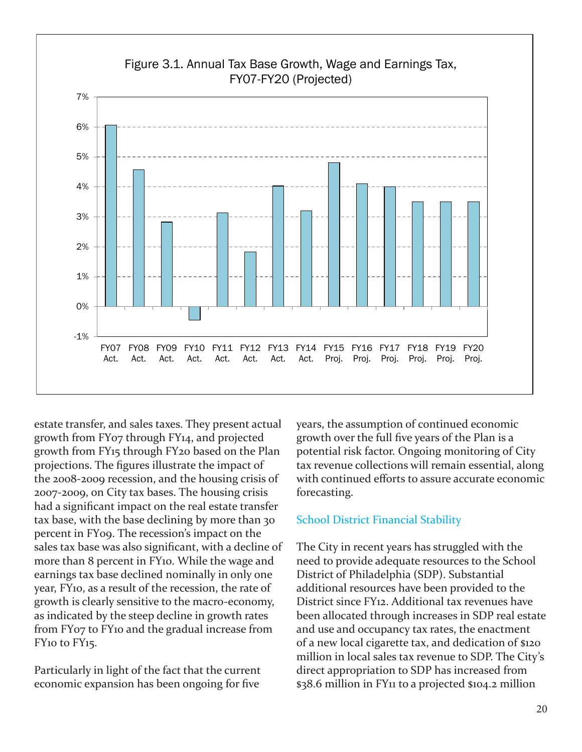Figure 3.1. Annual Tax Base Growth, Wage and Earnings Tax, FY07-FY20 (Projected)

estate transfer, and sales taxes. They present actual growth from FY07 through FY14, and projected growth from FY15 through FY20 based on the Plan projections. The figures illustrate the impact of the 2008-2009 recession, and the housing crisis of 2007-2009, on City tax bases. The housing crisis had a significant impact on the real estate transfer tax base, with the base declining by more than 30 percent in FY09. The recession's impact on the sales tax base was also significant, with a decline of more than 8 percent in FY10. While the wage and earnings tax base declined nominally in only one year, FY10, as a result of the recession, the rate of growth is clearly sensitive to the macro-economy, as indicated by the steep decline in growth rates from FY07 to FY10 and the gradual increase from FY10 to FY15.

Particularly in light of the fact that the current economic expansion has been ongoing for five years, the assumption of continued economic growth over the full five years of the Plan is a potential risk factor. Ongoing monitoring of City tax revenue collections will remain essential, along with continued efforts to assure accurate economic forecasting.

### School District Financial Stability

The City in recent years has struggled with the need to provide adequate resources to the School District of Philadelphia (SDP). Substantial additional resources have been provided to the District since FY12. Additional tax revenues have been allocated through increases in SDP real estate and use and occupancy tax rates, the enactment of a new local cigarette tax, and dedication of $120 million in local sales tax revenue to SDP. The City's direct appropriation to SDP has increased from $38.6 million in FY11 to a projected $104.2 million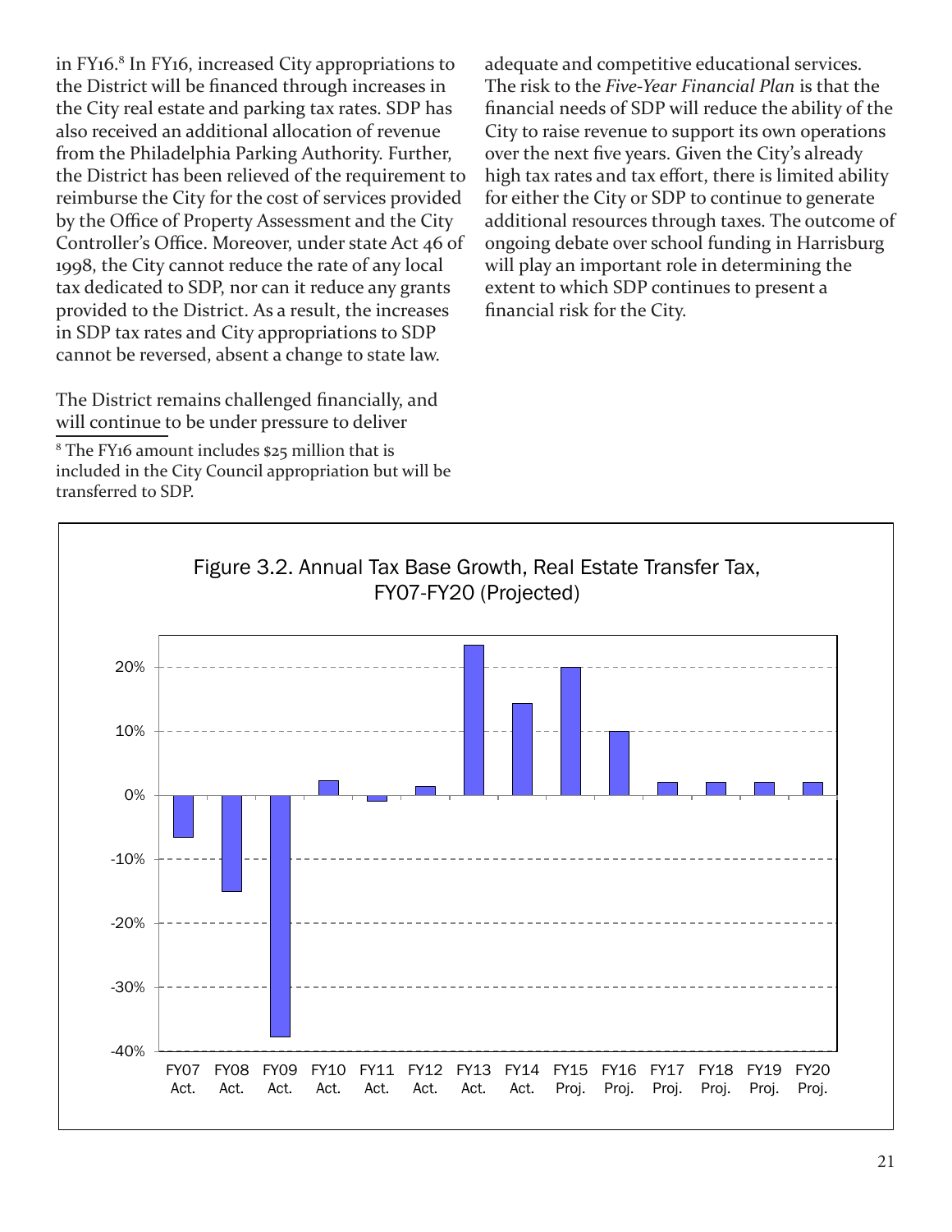in FY16.[8] In FY16, increased City appropriations to the District will be financed through increases in the City real estate and parking tax rates. SDP has also received an additional allocation of revenue from the Philadelphia Parking Authority. Further, the District has been relieved of the requirement to reimburse the City for the cost of services provided by the Office of Property Assessment and the City Controller's Office. Moreover, under state Act 46 of 1998, the City cannot reduce the rate of any local tax dedicated to SDP, nor can it reduce any grants provided to the District. As a result, the increases in SDP tax rates and City appropriations to SDP cannot be reversed, absent a change to state law.

The District remains challenged financially, and will continue to be under pressure to deliver adequate and competitive educational services. The risk to the *Five-Year Financial Plan* is that the financial needs of SDP will reduce the ability of the City to raise revenue to support its own operations over the next five years. Given the City's already high tax rates and tax effort, there is limited ability for either the City or SDP to continue to generate additional resources through taxes. The outcome of ongoing debate over school funding in Harrisburg will play an important role in determining the extent to which SDP continues to present a financial risk for the City.

[8] The FY16 amount includes $25 million that is included in the City Council appropriation but will be transferred to SDP.

Figure 3.2. Annual Tax Base Growth, Real Estate Transfer Tax, FY07-FY20 (Projected)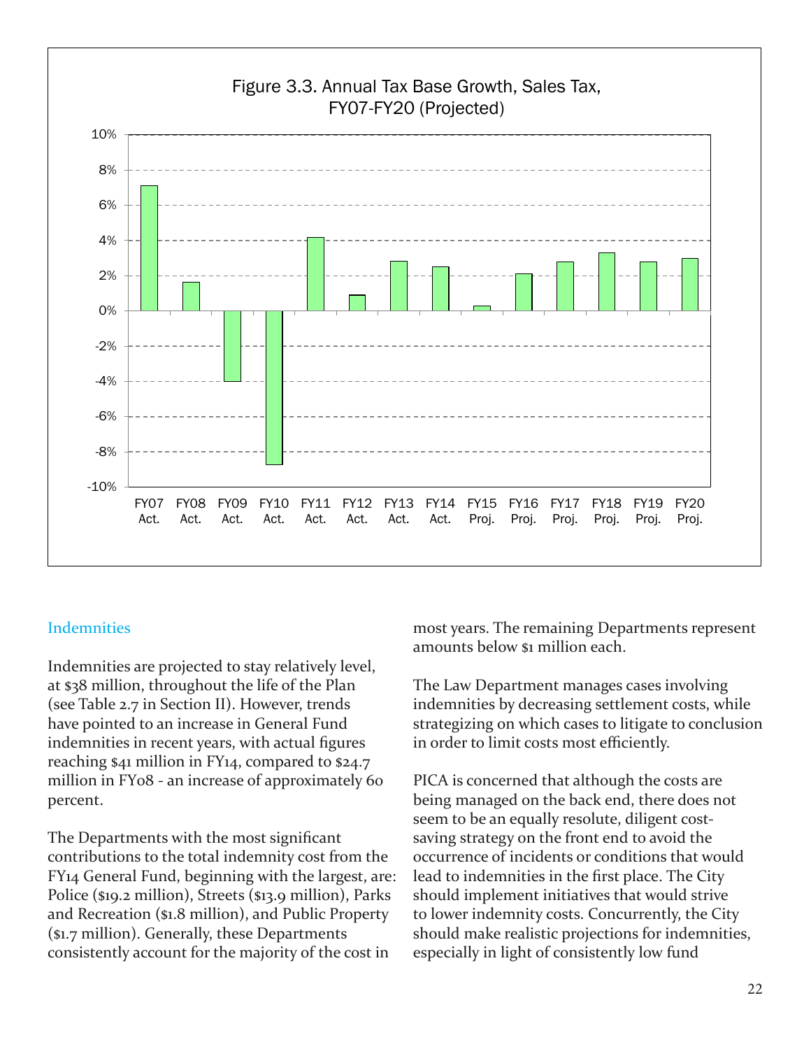Figure 3.3. Annual Tax Base Growth, Sales Tax, FY07-FY20 (Projected)

## Indemnities

Indemnities are projected to stay relatively level, at $38 million, throughout the life of the Plan (see Table 2.7 in Section II). However, trends have pointed to an increase in General Fund indemnities in recent years, with actual figures reaching $41 million in FY14, compared to $24.7 million in FY08 - an increase of approximately 60 percent.

The Departments with the most significant contributions to the total indemnity cost from the FY14 General Fund, beginning with the largest, are: Police ($19.2 million), Streets ($13.9 million), Parks and Recreation ($1.8 million), and Public Property ($1.7 million). Generally, these Departments consistently account for the majority of the cost in most years. The remaining Departments represent amounts below $1 million each.

The Law Department manages cases involving indemnities by decreasing settlement costs, while strategizing on which cases to litigate to conclusion in order to limit costs most efficiently.

PICA is concerned that although the costs are being managed on the back end, there does not seem to be an equally resolute, diligent cost-saving strategy on the front end to avoid the occurrence of incidents or conditions that would lead to indemnities in the first place. The City should implement initiatives that would strive to lower indemnity costs. Concurrently, the City should make realistic projections for indemnities, especially in light of consistently low fund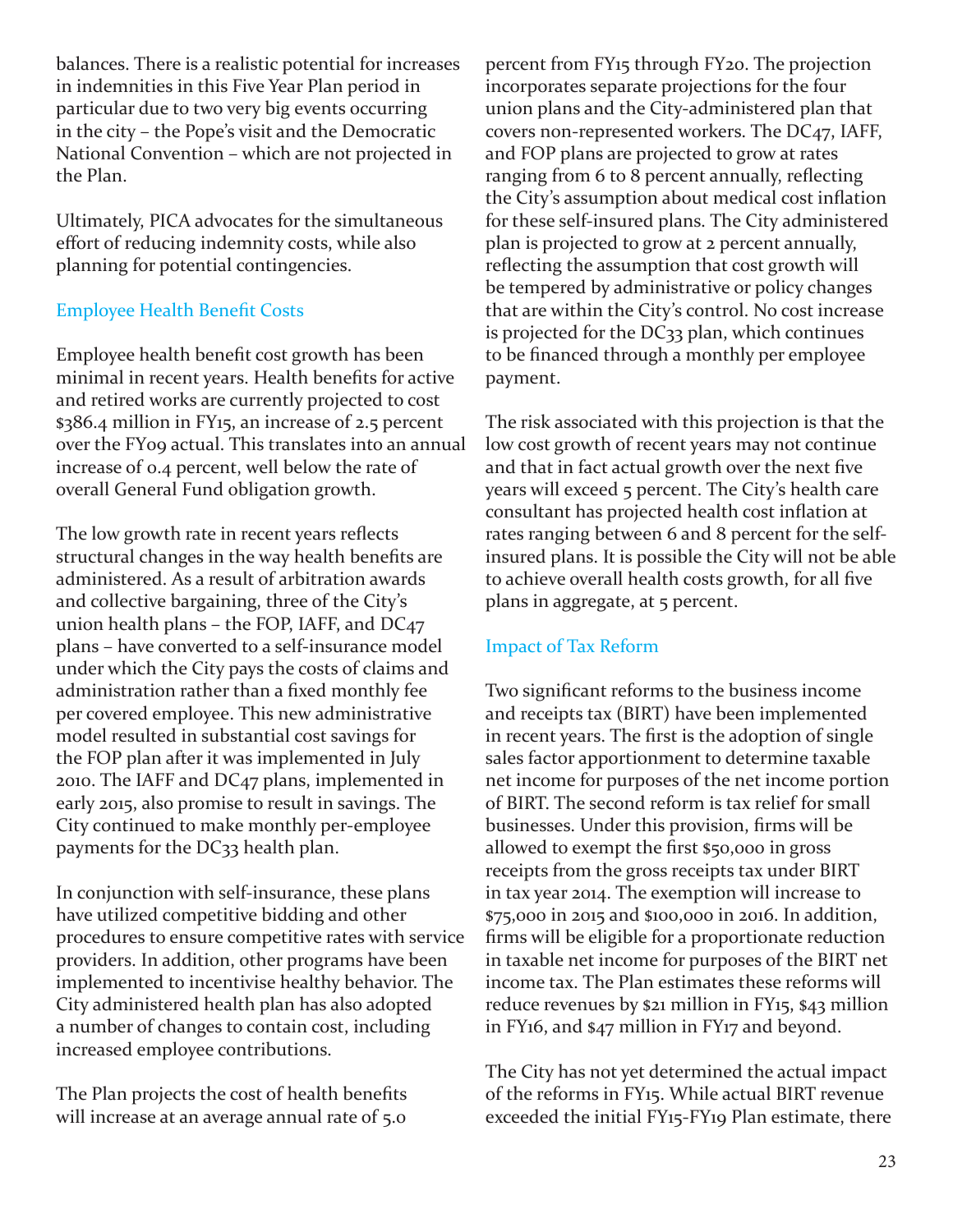balances. There is a realistic potential for increases in indemnities in this Five Year Plan period in particular due to two very big events occurring in the city – the Pope's visit and the Democratic National Convention – which are not projected in the Plan.

Ultimately, PICA advocates for the simultaneous effort of reducing indemnity costs, while also planning for potential contingencies.

## Employee Health Benefit Costs

Employee health benefit cost growth has been minimal in recent years. Health benefits for active and retired works are currently projected to cost $386.4 million in FY15, an increase of 2.5 percent over the FY09 actual. This translates into an annual increase of 0.4 percent, well below the rate of overall General Fund obligation growth.

The low growth rate in recent years reflects structural changes in the way health benefits are administered. As a result of arbitration awards and collective bargaining, three of the City's union health plans – the FOP, IAFF, and DC47 plans – have converted to a self-insurance model under which the City pays the costs of claims and administration rather than a fixed monthly fee per covered employee. This new administrative model resulted in substantial cost savings for the FOP plan after it was implemented in July 2010. The IAFF and DC47 plans, implemented in early 2015, also promise to result in savings. The City continued to make monthly per-employee payments for the DC33 health plan.

In conjunction with self-insurance, these plans have utilized competitive bidding and other procedures to ensure competitive rates with service providers. In addition, other programs have been implemented to incentivise healthy behavior. The City administered health plan has also adopted a number of changes to contain cost, including increased employee contributions.

The Plan projects the cost of health benefits will increase at an average annual rate of 5.0 percent from FY15 through FY20. The projection incorporates separate projections for the four union plans and the City-administered plan that covers non-represented workers. The DC47, IAFF, and FOP plans are projected to grow at rates ranging from 6 to 8 percent annually, reflecting the City's assumption about medical cost inflation for these self-insured plans. The City administered plan is projected to grow at 2 percent annually, reflecting the assumption that cost growth will be tempered by administrative or policy changes that are within the City's control. No cost increase is projected for the DC33 plan, which continues to be financed through a monthly per employee payment.

The risk associated with this projection is that the low cost growth of recent years may not continue and that in fact actual growth over the next five years will exceed 5 percent. The City's health care consultant has projected health cost inflation at rates ranging between 6 and 8 percent for the self-insured plans. It is possible the City will not be able to achieve overall health costs growth, for all five plans in aggregate, at 5 percent.

## Impact of Tax Reform

Two significant reforms to the business income and receipts tax (BIRT) have been implemented in recent years. The first is the adoption of single sales factor apportionment to determine taxable net income for purposes of the net income portion of BIRT. The second reform is tax relief for small businesses. Under this provision, firms will be allowed to exempt the first $50,000 in gross receipts from the gross receipts tax under BIRT in tax year 2014. The exemption will increase to $75,000 in 2015 and $100,000 in 2016. In addition, firms will be eligible for a proportionate reduction in taxable net income for purposes of the BIRT net income tax. The Plan estimates these reforms will reduce revenues by $21 million in FY15, $43 million in FY16, and $47 million in FY17 and beyond.

The City has not yet determined the actual impact of the reforms in FY15. While actual BIRT revenue exceeded the initial FY15-FY19 Plan estimate, there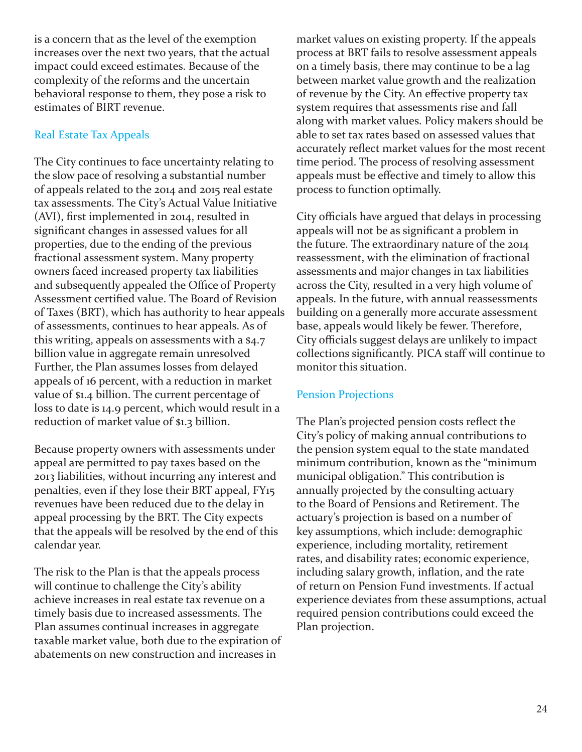is a concern that as the level of the exemption increases over the next two years, that the actual impact could exceed estimates. Because of the complexity of the reforms and the uncertain behavioral response to them, they pose a risk to estimates of BIRT revenue.

### Real Estate Tax Appeals

The City continues to face uncertainty relating to the slow pace of resolving a substantial number of appeals related to the 2014 and 2015 real estate tax assessments. The City's Actual Value Initiative (AVI), first implemented in 2014, resulted in significant changes in assessed values for all properties, due to the ending of the previous fractional assessment system. Many property owners faced increased property tax liabilities and subsequently appealed the Office of Property Assessment certified value. The Board of Revision of Taxes (BRT), which has authority to hear appeals of assessments, continues to hear appeals. As of this writing, appeals on assessments with a $4.7 billion value in aggregate remain unresolved Further, the Plan assumes losses from delayed appeals of 16 percent, with a reduction in market value of $1.4 billion. The current percentage of loss to date is 14.9 percent, which would result in a reduction of market value of $1.3 billion.

Because property owners with assessments under appeal are permitted to pay taxes based on the 2013 liabilities, without incurring any interest and penalties, even if they lose their BRT appeal, FY15 revenues have been reduced due to the delay in appeal processing by the BRT. The City expects that the appeals will be resolved by the end of this calendar year.

The risk to the Plan is that the appeals process will continue to challenge the City's ability achieve increases in real estate tax revenue on a timely basis due to increased assessments. The Plan assumes continual increases in aggregate taxable market value, both due to the expiration of abatements on new construction and increases in market values on existing property. If the appeals process at BRT fails to resolve assessment appeals on a timely basis, there may continue to be a lag between market value growth and the realization of revenue by the City. An effective property tax system requires that assessments rise and fall along with market values. Policy makers should be able to set tax rates based on assessed values that accurately reflect market values for the most recent time period. The process of resolving assessment appeals must be effective and timely to allow this process to function optimally.

City officials have argued that delays in processing appeals will not be as significant a problem in the future. The extraordinary nature of the 2014 reassessment, with the elimination of fractional assessments and major changes in tax liabilities across the City, resulted in a very high volume of appeals. In the future, with annual reassessments building on a generally more accurate assessment base, appeals would likely be fewer. Therefore, City officials suggest delays are unlikely to impact collections significantly. PICA staff will continue to monitor this situation.

### Pension Projections

The Plan's projected pension costs reflect the City's policy of making annual contributions to the pension system equal to the state mandated minimum contribution, known as the "minimum municipal obligation." This contribution is annually projected by the consulting actuary to the Board of Pensions and Retirement. The actuary's projection is based on a number of key assumptions, which include: demographic experience, including mortality, retirement rates, and disability rates; economic experience, including salary growth, inflation, and the rate of return on Pension Fund investments. If actual experience deviates from these assumptions, actual required pension contributions could exceed the Plan projection.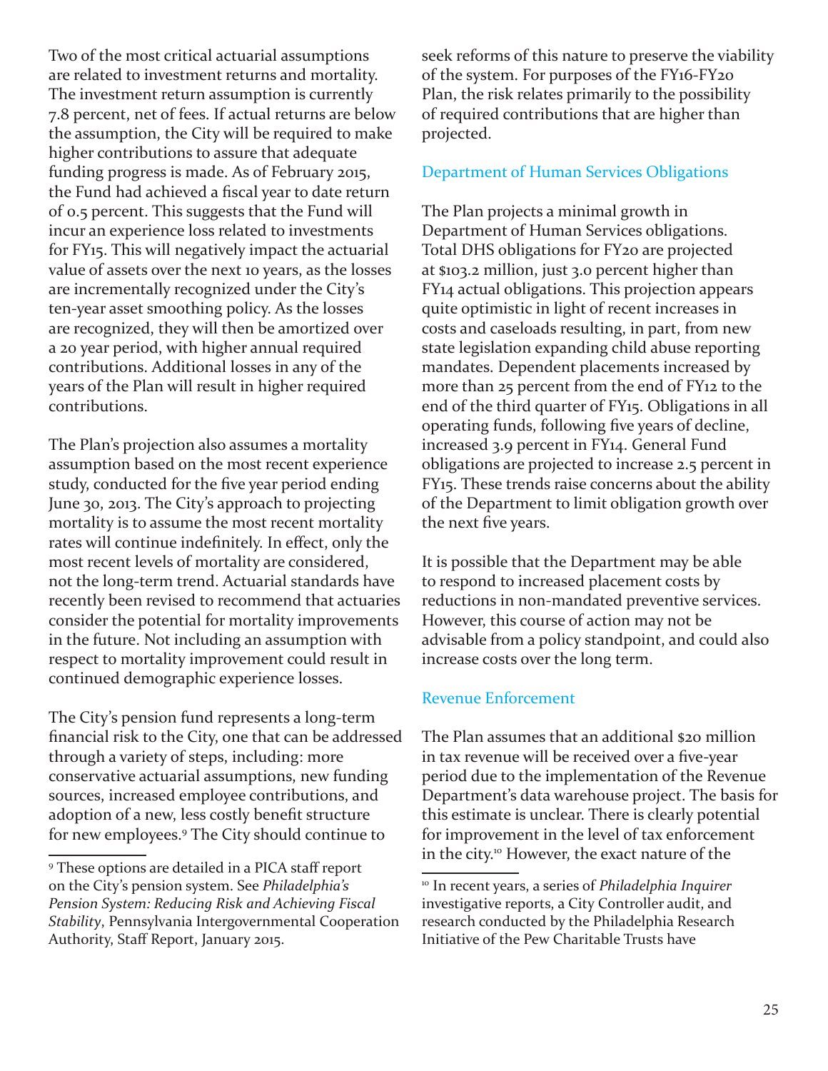Two of the most critical actuarial assumptions are related to investment returns and mortality. The investment return assumption is currently 7.8 percent, net of fees. If actual returns are below the assumption, the City will be required to make higher contributions to assure that adequate funding progress is made. As of February 2015, the Fund had achieved a fiscal year to date return of 0.5 percent. This suggests that the Fund will incur an experience loss related to investments for FY15. This will negatively impact the actuarial value of assets over the next 10 years, as the losses are incrementally recognized under the City's ten-year asset smoothing policy. As the losses are recognized, they will then be amortized over a 20 year period, with higher annual required contributions. Additional losses in any of the years of the Plan will result in higher required contributions.

The Plan's projection also assumes a mortality assumption based on the most recent experience study, conducted for the five year period ending June 30, 2013. The City's approach to projecting mortality is to assume the most recent mortality rates will continue indefinitely. In effect, only the most recent levels of mortality are considered, not the long-term trend. Actuarial standards have recently been revised to recommend that actuaries consider the potential for mortality improvements in the future. Not including an assumption with respect to mortality improvement could result in continued demographic experience losses.

The City's pension fund represents a long-term financial risk to the City, one that can be addressed through a variety of steps, including: more conservative actuarial assumptions, new funding sources, increased employee contributions, and adoption of a new, less costly benefit structure for new employees.[9] The City should continue to seek reforms of this nature to preserve the viability of the system. For purposes of the FY16-FY20 Plan, the risk relates primarily to the possibility of required contributions that are higher than projected.

[9] These options are detailed in a PICA staff report on the City's pension system. See *Philadelphia's Pension System: Reducing Risk and Achieving Fiscal Stability*, Pennsylvania Intergovernmental Cooperation Authority, Staff Report, January 2015.

### Department of Human Services Obligations

The Plan projects a minimal growth in Department of Human Services obligations. Total DHS obligations for FY20 are projected at $103.2 million, just 3.0 percent higher than FY14 actual obligations. This projection appears quite optimistic in light of recent increases in costs and caseloads resulting, in part, from new state legislation expanding child abuse reporting mandates. Dependent placements increased by more than 25 percent from the end of FY12 to the end of the third quarter of FY15. Obligations in all operating funds, following five years of decline, increased 3.9 percent in FY14. General Fund obligations are projected to increase 2.5 percent in FY15. These trends raise concerns about the ability of the Department to limit obligation growth over the next five years.

It is possible that the Department may be able to respond to increased placement costs by reductions in non-mandated preventive services. However, this course of action may not be advisable from a policy standpoint, and could also increase costs over the long term.

### Revenue Enforcement

The Plan assumes that an additional $20 million in tax revenue will be received over a five-year period due to the implementation of the Revenue Department's data warehouse project. The basis for this estimate is unclear. There is clearly potential for improvement in the level of tax enforcement in the city.[10] However, the exact nature of the

[10] In recent years, a series of *Philadelphia Inquirer* investigative reports, a City Controller audit, and research conducted by the Philadelphia Research Initiative of the Pew Charitable Trusts have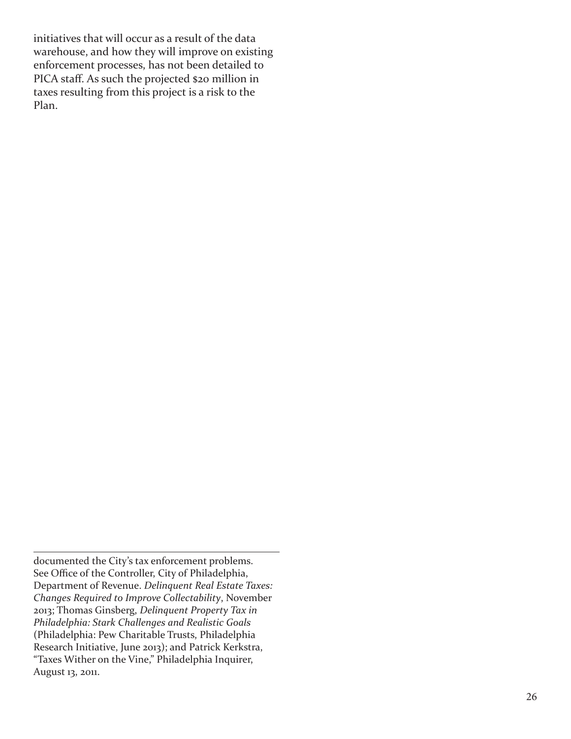initiatives that will occur as a result of the data warehouse, and how they will improve on existing enforcement processes, has not been detailed to PICA staff. As such the projected $20 million in taxes resulting from this project is a risk to the Plan.

---

documented the City's tax enforcement problems. See Office of the Controller, City of Philadelphia, Department of Revenue. *Delinquent Real Estate Taxes: Changes Required to Improve Collectability*, November 2013; Thomas Ginsberg, *Delinquent Property Tax in Philadelphia: Stark Challenges and Realistic Goals* (Philadelphia: Pew Charitable Trusts, Philadelphia Research Initiative, June 2013); and Patrick Kerkstra, "Taxes Wither on the Vine," Philadelphia Inquirer, August 13, 2011.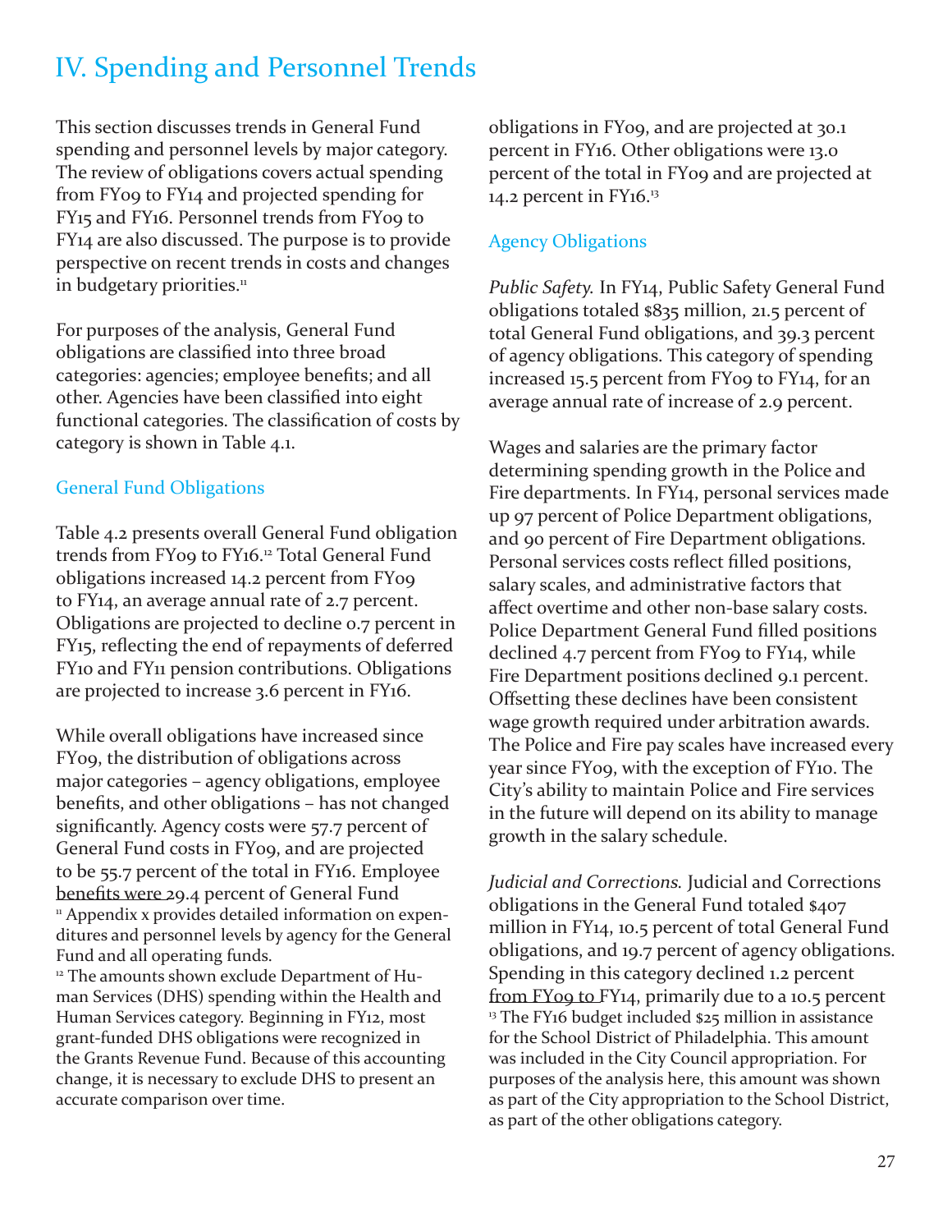# IV. Spending and Personnel Trends

This section discusses trends in General Fund spending and personnel levels by major category. The review of obligations covers actual spending from FY09 to FY14 and projected spending for FY15 and FY16. Personnel trends from FY09 to FY14 are also discussed. The purpose is to provide perspective on recent trends in costs and changes in budgetary priorities.[11]

For purposes of the analysis, General Fund obligations are classified into three broad categories: agencies; employee benefits; and all other. Agencies have been classified into eight functional categories. The classification of costs by category is shown in Table 4.1.

## General Fund Obligations

Table 4.2 presents overall General Fund obligation trends from FY09 to FY16.[12] Total General Fund obligations increased 14.2 percent from FY09 to FY14, an average annual rate of 2.7 percent. Obligations are projected to decline 0.7 percent in FY15, reflecting the end of repayments of deferred FY10 and FY11 pension contributions. Obligations are projected to increase 3.6 percent in FY16.

While overall obligations have increased since FY09, the distribution of obligations across major categories – agency obligations, employee benefits, and other obligations – has not changed significantly. Agency costs were 57.7 percent of General Fund costs in FY09, and are projected to be 55.7 percent of the total in FY16. Employee benefits were 29.4 percent of General Fund obligations in FY09, and are projected at 30.1 percent in FY16. Other obligations were 13.0 percent of the total in FY09 and are projected at 14.2 percent in FY16.[13]

## Agency Obligations

*Public Safety.* In FY14, Public Safety General Fund obligations totaled $835 million, 21.5 percent of total General Fund obligations, and 39.3 percent of agency obligations. This category of spending increased 15.5 percent from FY09 to FY14, for an average annual rate of increase of 2.9 percent.

Wages and salaries are the primary factor determining spending growth in the Police and Fire departments. In FY14, personal services made up 97 percent of Police Department obligations, and 90 percent of Fire Department obligations. Personal services costs reflect filled positions, salary scales, and administrative factors that affect overtime and other non-base salary costs. Police Department General Fund filled positions declined 4.7 percent from FY09 to FY14, while Fire Department positions declined 9.1 percent. Offsetting these declines have been consistent wage growth required under arbitration awards. The Police and Fire pay scales have increased every year since FY09, with the exception of FY10. The City's ability to maintain Police and Fire services in the future will depend on its ability to manage growth in the salary schedule.

*Judicial and Corrections.* Judicial and Corrections obligations in the General Fund totaled $407 million in FY14, 10.5 percent of total General Fund obligations, and 19.7 percent of agency obligations. Spending in this category declined 1.2 percent from FY09 to FY14, primarily due to a 10.5 percent

---

[11] Appendix x provides detailed information on expenditures and personnel levels by agency for the General Fund and all operating funds.

[12] The amounts shown exclude Department of Human Services (DHS) spending within the Health and Human Services category. Beginning in FY12, most grant-funded DHS obligations were recognized in the Grants Revenue Fund. Because of this accounting change, it is necessary to exclude DHS to present an accurate comparison over time.

[13] The FY16 budget included $25 million in assistance for the School District of Philadelphia. This amount was included in the City Council appropriation. For purposes of the analysis here, this amount was shown as part of the City appropriation to the School District, as part of the other obligations category.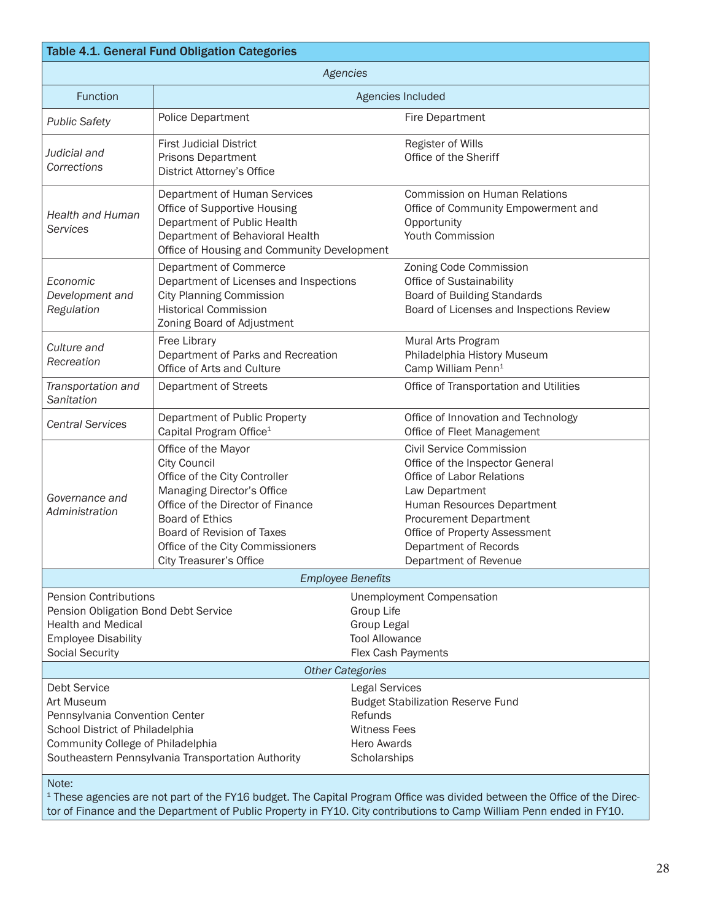**Table 4.1. General Fund Obligation Categories**

| *Agencies* | | |
|---|---|---|
| Function | Agencies Included | |
| *Public Safety* | Police Department | Fire Department |
| *Judicial and Corrections* | First Judicial District<br>Prisons Department<br>District Attorney's Office | Register of Wills<br>Office of the Sheriff |
| *Health and Human Services* | Department of Human Services<br>Office of Supportive Housing<br>Department of Public Health<br>Department of Behavioral Health<br>Office of Housing and Community Development | Commission on Human Relations<br>Office of Community Empowerment and Opportunity<br>Youth Commission |
| *Economic Development and Regulation* | Department of Commerce<br>Department of Licenses and Inspections<br>City Planning Commission<br>Historical Commission<br>Zoning Board of Adjustment | Zoning Code Commission<br>Office of Sustainability<br>Board of Building Standards<br>Board of Licenses and Inspections Review |
| *Culture and Recreation* | Free Library<br>Department of Parks and Recreation<br>Office of Arts and Culture | Mural Arts Program<br>Philadelphia History Museum<br>Camp William Penn[1] |
| *Transportation and Sanitation* | Department of Streets | Office of Transportation and Utilities |
| *Central Services* | Department of Public Property<br>Capital Program Office[1] | Office of Innovation and Technology<br>Office of Fleet Management |
| *Governance and Administration* | Office of the Mayor<br>City Council<br>Office of the City Controller<br>Managing Director's Office<br>Office of the Director of Finance<br>Board of Ethics<br>Board of Revision of Taxes<br>Office of the City Commissioners<br>City Treasurer's Office | Civil Service Commission<br>Office of the Inspector General<br>Office of Labor Relations<br>Law Department<br>Human Resources Department<br>Procurement Department<br>Office of Property Assessment<br>Department of Records<br>Department of Revenue |
| *Employee Benefits* | | |
| Pension Contributions<br>Pension Obligation Bond Debt Service<br>Health and Medical<br>Employee Disability<br>Social Security | | Unemployment Compensation<br>Group Life<br>Group Legal<br>Tool Allowance<br>Flex Cash Payments |
| *Other Categories* | | |
| Debt Service<br>Art Museum<br>Pennsylvania Convention Center<br>School District of Philadelphia<br>Community College of Philadelphia<br>Southeastern Pennsylvania Transportation Authority | | Legal Services<br>Budget Stabilization Reserve Fund<br>Refunds<br>Witness Fees<br>Hero Awards<br>Scholarships |

Note:
[1] These agencies are not part of the FY16 budget. The Capital Program Office was divided between the Office of the Director of Finance and the Department of Public Property in FY10. City contributions to Camp William Penn ended in FY10.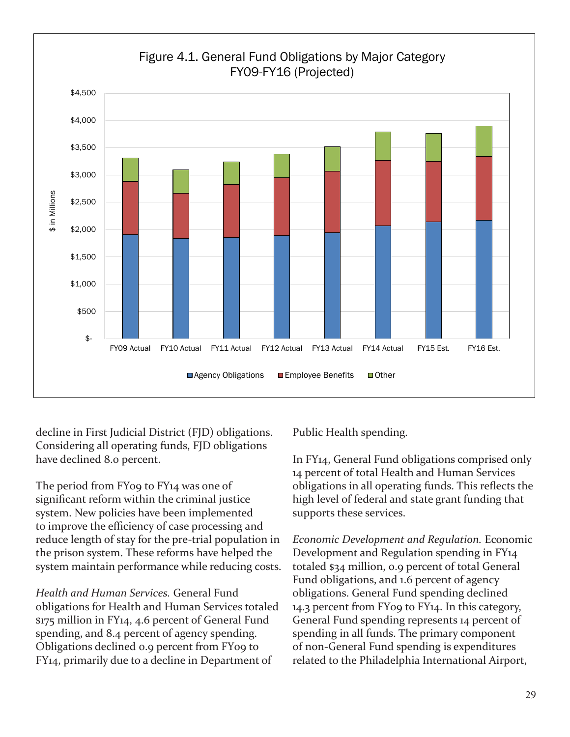Figure 4.1. General Fund Obligations by Major Category FY09-FY16 (Projected)

decline in First Judicial District (FJD) obligations. Considering all operating funds, FJD obligations have declined 8.0 percent.

The period from FY09 to FY14 was one of significant reform within the criminal justice system. New policies have been implemented to improve the efficiency of case processing and reduce length of stay for the pre-trial population in the prison system. These reforms have helped the system maintain performance while reducing costs.

*Health and Human Services.* General Fund obligations for Health and Human Services totaled $175 million in FY14, 4.6 percent of General Fund spending, and 8.4 percent of agency spending. Obligations declined 0.9 percent from FY09 to FY14, primarily due to a decline in Department of Public Health spending.

In FY14, General Fund obligations comprised only 14 percent of total Health and Human Services obligations in all operating funds. This reflects the high level of federal and state grant funding that supports these services.

*Economic Development and Regulation.* Economic Development and Regulation spending in FY14 totaled $34 million, 0.9 percent of total General Fund obligations, and 1.6 percent of agency obligations. General Fund spending declined 14.3 percent from FY09 to FY14. In this category, General Fund spending represents 14 percent of spending in all funds. The primary component of non-General Fund spending is expenditures related to the Philadelphia International Airport,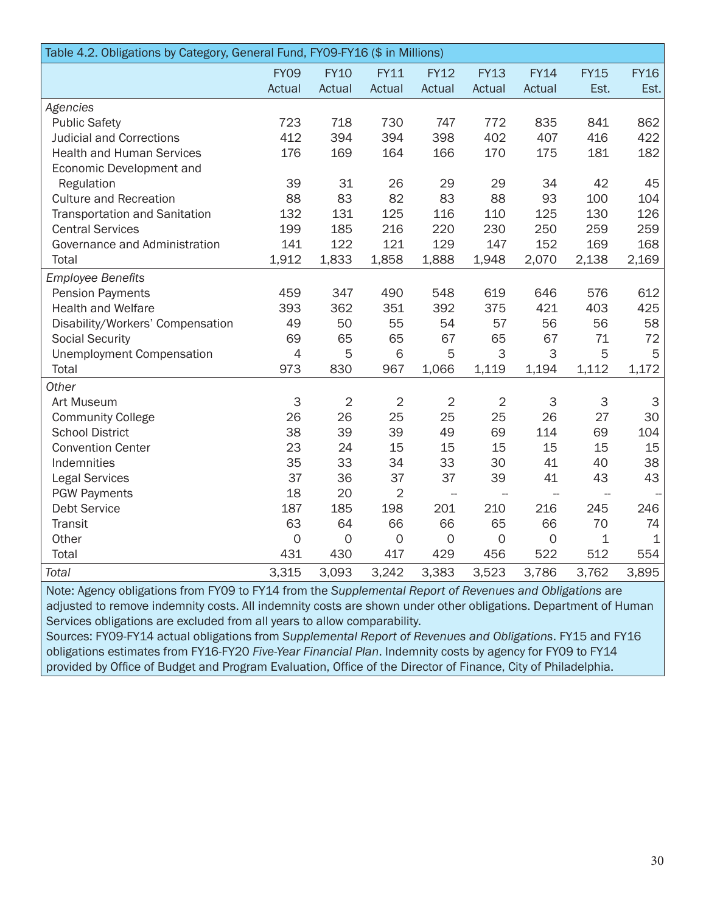Table 4.2. Obligations by Category, General Fund, FY09-FY16 ($ in Millions)

| | FY09 Actual | FY10 Actual | FY11 Actual | FY12 Actual | FY13 Actual | FY14 Actual | FY15 Est. | FY16 Est. |
|---|---|---|---|---|---|---|---|---|
| *Agencies* | | | | | | | | |
| Public Safety | 723 | 718 | 730 | 747 | 772 | 835 | 841 | 862 |
| Judicial and Corrections | 412 | 394 | 394 | 398 | 402 | 407 | 416 | 422 |
| Health and Human Services | 176 | 169 | 164 | 166 | 170 | 175 | 181 | 182 |
| Economic Development and Regulation | 39 | 31 | 26 | 29 | 29 | 34 | 42 | 45 |
| Culture and Recreation | 88 | 83 | 82 | 83 | 88 | 93 | 100 | 104 |
| Transportation and Sanitation | 132 | 131 | 125 | 116 | 110 | 125 | 130 | 126 |
| Central Services | 199 | 185 | 216 | 220 | 230 | 250 | 259 | 259 |
| Governance and Administration | 141 | 122 | 121 | 129 | 147 | 152 | 169 | 168 |
| Total | 1,912 | 1,833 | 1,858 | 1,888 | 1,948 | 2,070 | 2,138 | 2,169 |
| *Employee Benefits* | | | | | | | | |
| Pension Payments | 459 | 347 | 490 | 548 | 619 | 646 | 576 | 612 |
| Health and Welfare | 393 | 362 | 351 | 392 | 375 | 421 | 403 | 425 |
| Disability/Workers' Compensation | 49 | 50 | 55 | 54 | 57 | 56 | 56 | 58 |
| Social Security | 69 | 65 | 65 | 67 | 65 | 67 | 71 | 72 |
| Unemployment Compensation | 4 | 5 | 6 | 5 | 3 | 3 | 5 | 5 |
| Total | 973 | 830 | 967 | 1,066 | 1,119 | 1,194 | 1,112 | 1,172 |
| *Other* | | | | | | | | |
| Art Museum | 3 | 2 | 2 | 2 | 2 | 3 | 3 | 3 |
| Community College | 26 | 26 | 25 | 25 | 25 | 26 | 27 | 30 |
| School District | 38 | 39 | 39 | 49 | 69 | 114 | 69 | 104 |
| Convention Center | 23 | 24 | 15 | 15 | 15 | 15 | 15 | 15 |
| Indemnities | 35 | 33 | 34 | 33 | 30 | 41 | 40 | 38 |
| Legal Services | 37 | 36 | 37 | 37 | 39 | 41 | 43 | 43 |
| PGW Payments | 18 | 20 | 2 | -- | -- | -- | -- | -- |
| Debt Service | 187 | 185 | 198 | 201 | 210 | 216 | 245 | 246 |
| Transit | 63 | 64 | 66 | 66 | 65 | 66 | 70 | 74 |
| Other | 0 | 0 | 0 | 0 | 0 | 0 | 1 | 1 |
| Total | 431 | 430 | 417 | 429 | 456 | 522 | 512 | 554 |
| *Total* | 3,315 | 3,093 | 3,242 | 3,383 | 3,523 | 3,786 | 3,762 | 3,895 |

Note: Agency obligations from FY09 to FY14 from the *Supplemental Report of Revenues and Obligations* are adjusted to remove indemnity costs. All indemnity costs are shown under other obligations. Department of Human Services obligations are excluded from all years to allow comparability.
Sources: FY09-FY14 actual obligations from *Supplemental Report of Revenues and Obligations*. FY15 and FY16 obligations estimates from FY16-FY20 *Five-Year Financial Plan*. Indemnity costs by agency for FY09 to FY14 provided by Office of Budget and Program Evaluation, Office of the Director of Finance, City of Philadelphia.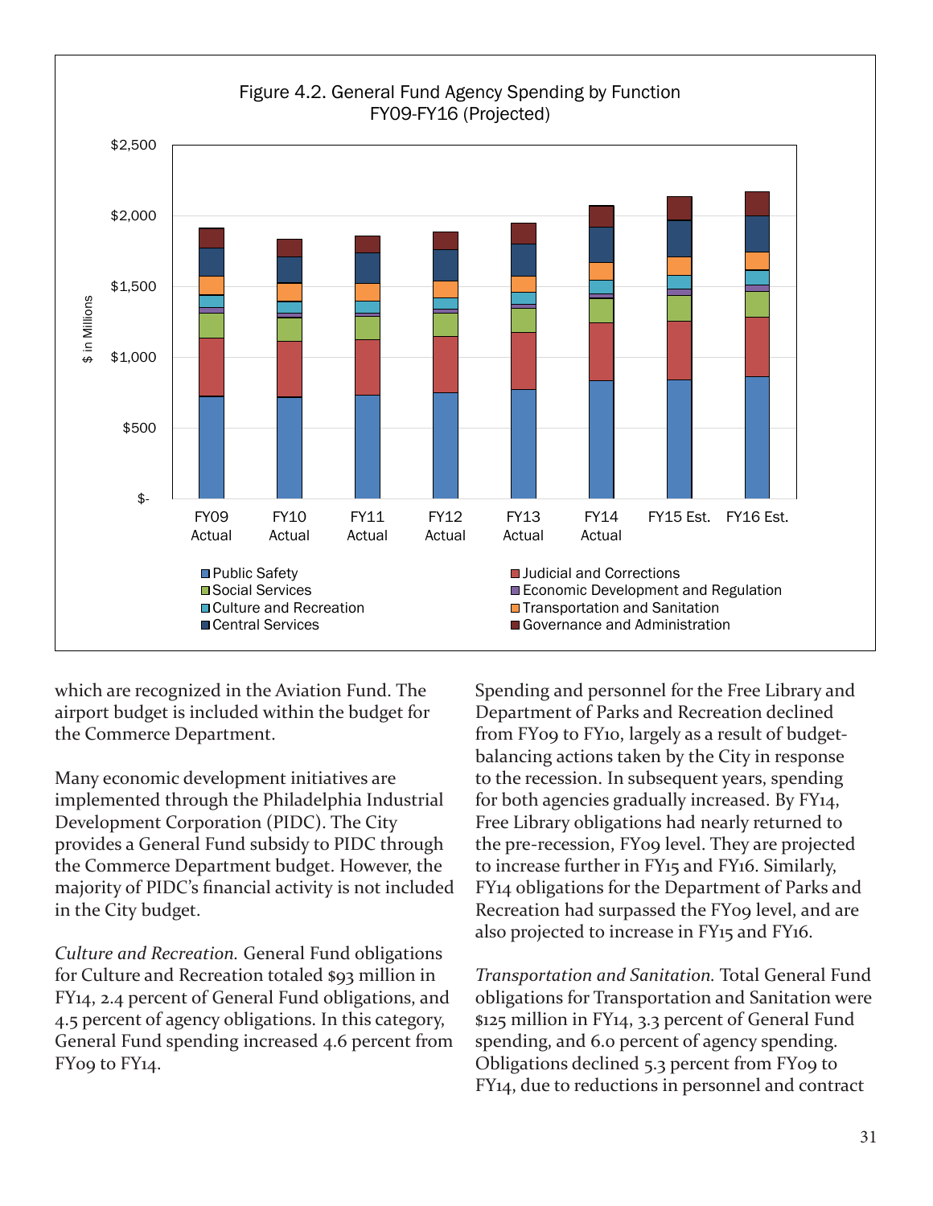Figure 4.2. General Fund Agency Spending by Function FY09-FY16 (Projected)

which are recognized in the Aviation Fund. The airport budget is included within the budget for the Commerce Department.

Many economic development initiatives are implemented through the Philadelphia Industrial Development Corporation (PIDC). The City provides a General Fund subsidy to PIDC through the Commerce Department budget. However, the majority of PIDC's financial activity is not included in the City budget.

*Culture and Recreation.* General Fund obligations for Culture and Recreation totaled $93 million in FY14, 2.4 percent of General Fund obligations, and 4.5 percent of agency obligations. In this category, General Fund spending increased 4.6 percent from FY09 to FY14.

Spending and personnel for the Free Library and Department of Parks and Recreation declined from FY09 to FY10, largely as a result of budget-balancing actions taken by the City in response to the recession. In subsequent years, spending for both agencies gradually increased. By FY14, Free Library obligations had nearly returned to the pre-recession, FY09 level. They are projected to increase further in FY15 and FY16. Similarly, FY14 obligations for the Department of Parks and Recreation had surpassed the FY09 level, and are also projected to increase in FY15 and FY16.

*Transportation and Sanitation.* Total General Fund obligations for Transportation and Sanitation were $125 million in FY14, 3.3 percent of General Fund spending, and 6.0 percent of agency spending. Obligations declined 5.3 percent from FY09 to FY14, due to reductions in personnel and contract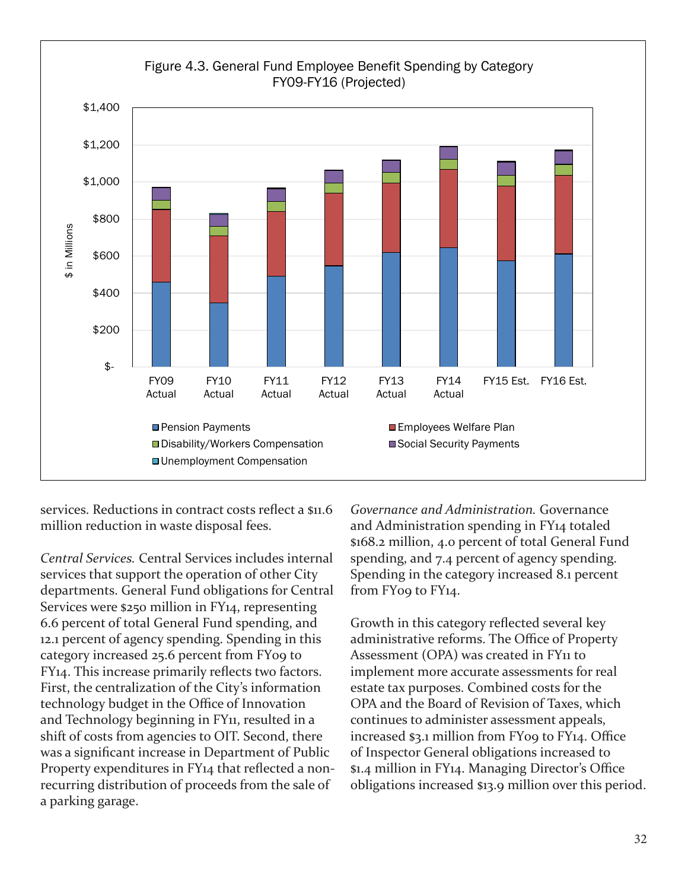Figure 4.3. General Fund Employee Benefit Spending by Category FY09-FY16 (Projected)

services. Reductions in contract costs reflect a $11.6 million reduction in waste disposal fees.

*Central Services.* Central Services includes internal services that support the operation of other City departments. General Fund obligations for Central Services were $250 million in FY14, representing 6.6 percent of total General Fund spending, and 12.1 percent of agency spending. Spending in this category increased 25.6 percent from FY09 to FY14. This increase primarily reflects two factors. First, the centralization of the City's information technology budget in the Office of Innovation and Technology beginning in FY11, resulted in a shift of costs from agencies to OIT. Second, there was a significant increase in Department of Public Property expenditures in FY14 that reflected a non-recurring distribution of proceeds from the sale of a parking garage.

*Governance and Administration.* Governance and Administration spending in FY14 totaled $168.2 million, 4.0 percent of total General Fund spending, and 7.4 percent of agency spending. Spending in the category increased 8.1 percent from FY09 to FY14.

Growth in this category reflected several key administrative reforms. The Office of Property Assessment (OPA) was created in FY11 to implement more accurate assessments for real estate tax purposes. Combined costs for the OPA and the Board of Revision of Taxes, which continues to administer assessment appeals, increased $3.1 million from FY09 to FY14. Office of Inspector General obligations increased to $1.4 million in FY14. Managing Director's Office obligations increased $13.9 million over this period.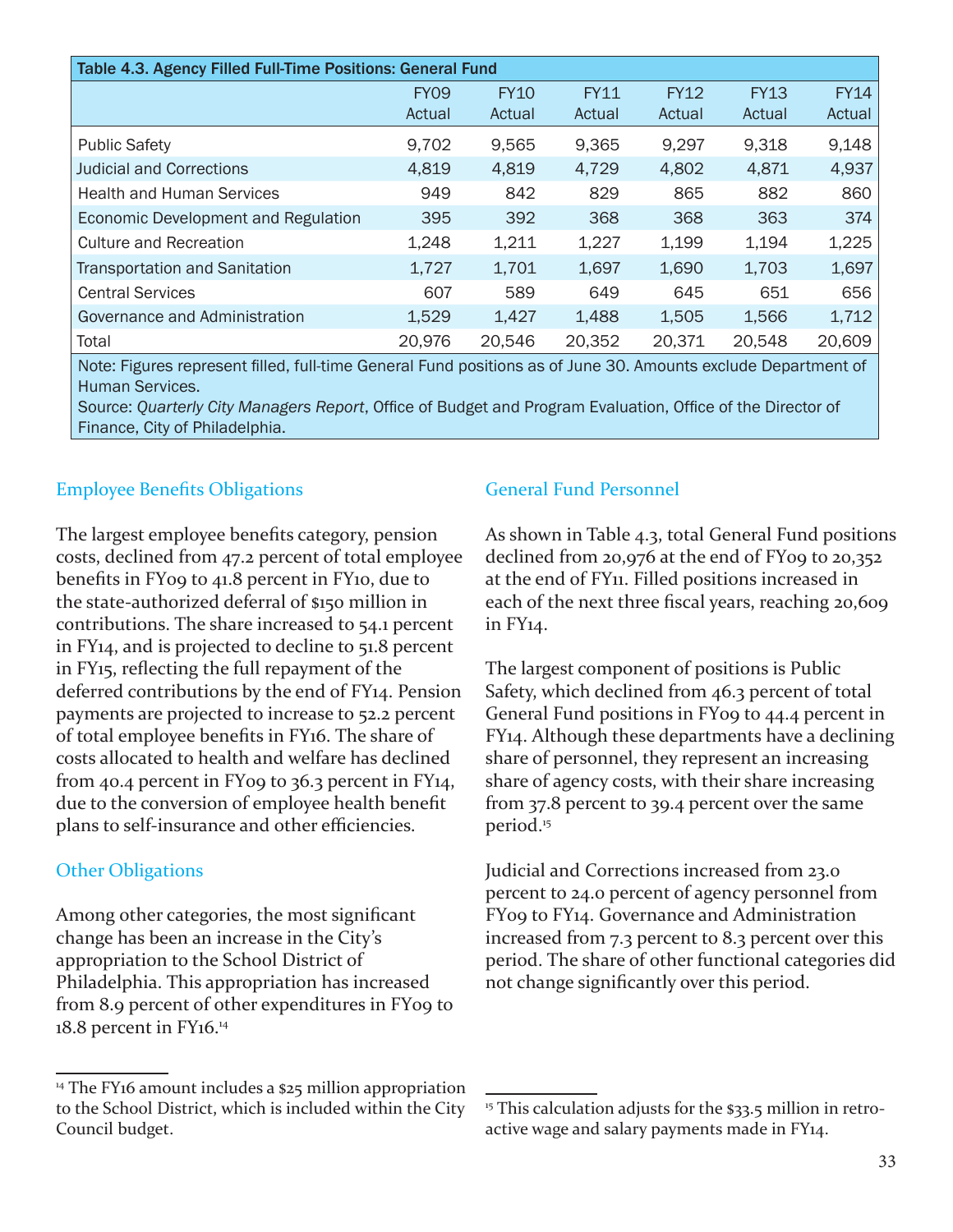**Table 4.3. Agency Filled Full-Time Positions: General Fund**

| | FY09 Actual | FY10 Actual | FY11 Actual | FY12 Actual | FY13 Actual | FY14 Actual |
|---|---|---|---|---|---|---|
| Public Safety | 9,702 | 9,565 | 9,365 | 9,297 | 9,318 | 9,148 |
| Judicial and Corrections | 4,819 | 4,819 | 4,729 | 4,802 | 4,871 | 4,937 |
| Health and Human Services | 949 | 842 | 829 | 865 | 882 | 860 |
| Economic Development and Regulation | 395 | 392 | 368 | 368 | 363 | 374 |
| Culture and Recreation | 1,248 | 1,211 | 1,227 | 1,199 | 1,194 | 1,225 |
| Transportation and Sanitation | 1,727 | 1,701 | 1,697 | 1,690 | 1,703 | 1,697 |
| Central Services | 607 | 589 | 649 | 645 | 651 | 656 |
| Governance and Administration | 1,529 | 1,427 | 1,488 | 1,505 | 1,566 | 1,712 |
| Total | 20,976 | 20,546 | 20,352 | 20,371 | 20,548 | 20,609 |

Note: Figures represent filled, full-time General Fund positions as of June 30. Amounts exclude Department of Human Services.
Source: *Quarterly City Managers Report*, Office of Budget and Program Evaluation, Office of the Director of Finance, City of Philadelphia.

## Employee Benefits Obligations

The largest employee benefits category, pension costs, declined from 47.2 percent of total employee benefits in FY09 to 41.8 percent in FY10, due to the state-authorized deferral of $150 million in contributions. The share increased to 54.1 percent in FY14, and is projected to decline to 51.8 percent in FY15, reflecting the full repayment of the deferred contributions by the end of FY14. Pension payments are projected to increase to 52.2 percent of total employee benefits in FY16. The share of costs allocated to health and welfare has declined from 40.4 percent in FY09 to 36.3 percent in FY14, due to the conversion of employee health benefit plans to self-insurance and other efficiencies.

## Other Obligations

Among other categories, the most significant change has been an increase in the City's appropriation to the School District of Philadelphia. This appropriation has increased from 8.9 percent of other expenditures in FY09 to 18.8 percent in FY16.[14]

## General Fund Personnel

As shown in Table 4.3, total General Fund positions declined from 20,976 at the end of FY09 to 20,352 at the end of FY11. Filled positions increased in each of the next three fiscal years, reaching 20,609 in FY14.

The largest component of positions is Public Safety, which declined from 46.3 percent of total General Fund positions in FY09 to 44.4 percent in FY14. Although these departments have a declining share of personnel, they represent an increasing share of agency costs, with their share increasing from 37.8 percent to 39.4 percent over the same period.[15]

Judicial and Corrections increased from 23.0 percent to 24.0 percent of agency personnel from FY09 to FY14. Governance and Administration increased from 7.3 percent to 8.3 percent over this period. The share of other functional categories did not change significantly over this period.

---

[14] The FY16 amount includes a $25 million appropriation to the School District, which is included within the City Council budget.

[15] This calculation adjusts for the $33.5 million in retroactive wage and salary payments made in FY14.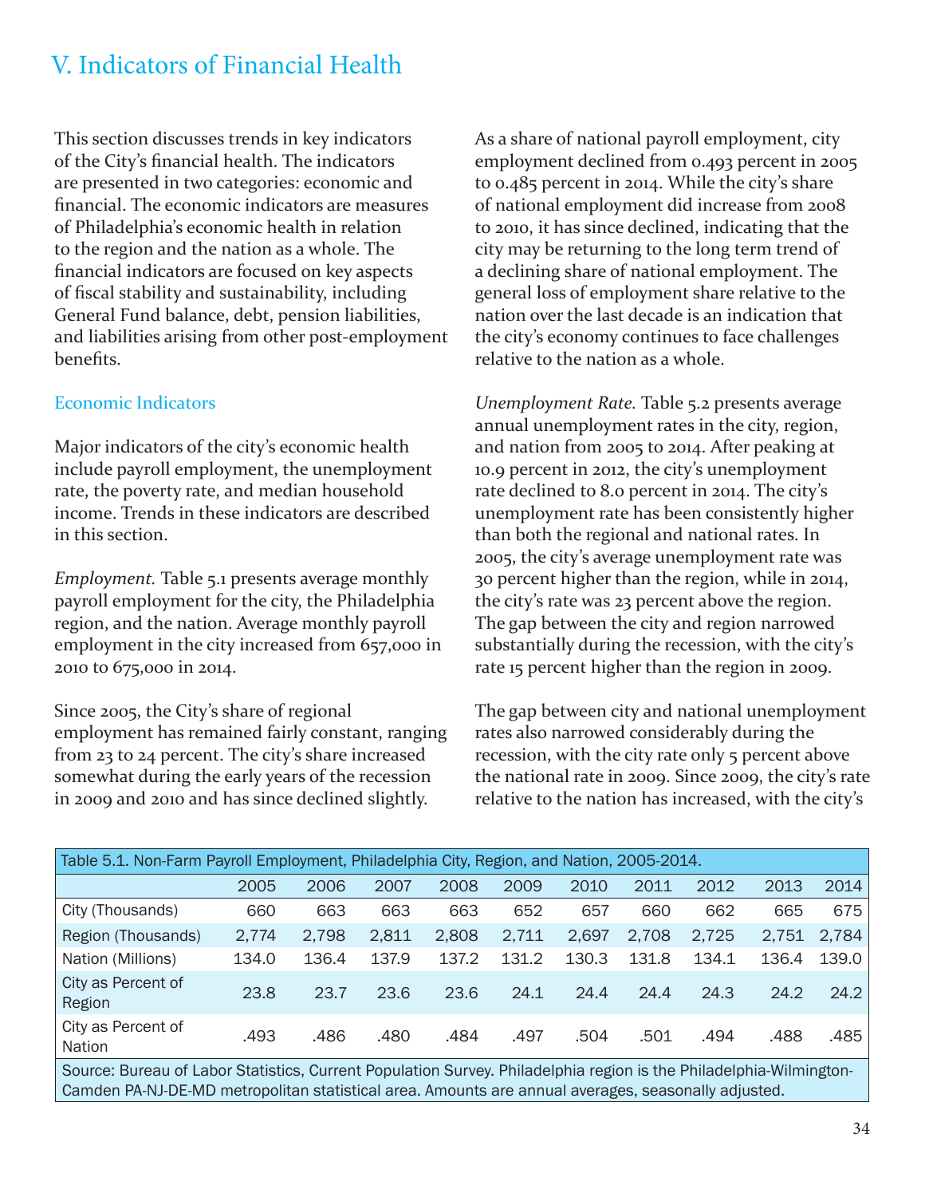# V. Indicators of Financial Health

This section discusses trends in key indicators of the City's financial health. The indicators are presented in two categories: economic and financial. The economic indicators are measures of Philadelphia's economic health in relation to the region and the nation as a whole. The financial indicators are focused on key aspects of fiscal stability and sustainability, including General Fund balance, debt, pension liabilities, and liabilities arising from other post-employment benefits.

## Economic Indicators

Major indicators of the city's economic health include payroll employment, the unemployment rate, the poverty rate, and median household income. Trends in these indicators are described in this section.

*Employment.* Table 5.1 presents average monthly payroll employment for the city, the Philadelphia region, and the nation. Average monthly payroll employment in the city increased from 657,000 in 2010 to 675,000 in 2014.

Since 2005, the City's share of regional employment has remained fairly constant, ranging from 23 to 24 percent. The city's share increased somewhat during the early years of the recession in 2009 and 2010 and has since declined slightly.

As a share of national payroll employment, city employment declined from 0.493 percent in 2005 to 0.485 percent in 2014. While the city's share of national employment did increase from 2008 to 2010, it has since declined, indicating that the city may be returning to the long term trend of a declining share of national employment. The general loss of employment share relative to the nation over the last decade is an indication that the city's economy continues to face challenges relative to the nation as a whole.

*Unemployment Rate.* Table 5.2 presents average annual unemployment rates in the city, region, and nation from 2005 to 2014. After peaking at 10.9 percent in 2012, the city's unemployment rate declined to 8.0 percent in 2014. The city's unemployment rate has been consistently higher than both the regional and national rates. In 2005, the city's average unemployment rate was 30 percent higher than the region, while in 2014, the city's rate was 23 percent above the region. The gap between the city and region narrowed substantially during the recession, with the city's rate 15 percent higher than the region in 2009.

The gap between city and national unemployment rates also narrowed considerably during the recession, with the city rate only 5 percent above the national rate in 2009. Since 2009, the city's rate relative to the nation has increased, with the city's

Table 5.1. Non-Farm Payroll Employment, Philadelphia City, Region, and Nation, 2005-2014.

| | 2005 | 2006 | 2007 | 2008 | 2009 | 2010 | 2011 | 2012 | 2013 | 2014 |
|---|---|---|---|---|---|---|---|---|---|---|
| City (Thousands) | 660 | 663 | 663 | 663 | 652 | 657 | 660 | 662 | 665 | 675 |
| Region (Thousands) | 2,774 | 2,798 | 2,811 | 2,808 | 2,711 | 2,697 | 2,708 | 2,725 | 2,751 | 2,784 |
| Nation (Millions) | 134.0 | 136.4 | 137.9 | 137.2 | 131.2 | 130.3 | 131.8 | 134.1 | 136.4 | 139.0 |
| City as Percent of Region | 23.8 | 23.7 | 23.6 | 23.6 | 24.1 | 24.4 | 24.4 | 24.3 | 24.2 | 24.2 |
| City as Percent of Nation | .493 | .486 | .480 | .484 | .497 | .504 | .501 | .494 | .488 | .485 |

Source: Bureau of Labor Statistics, Current Population Survey. Philadelphia region is the Philadelphia-Wilmington-Camden PA-NJ-DE-MD metropolitan statistical area. Amounts are annual averages, seasonally adjusted.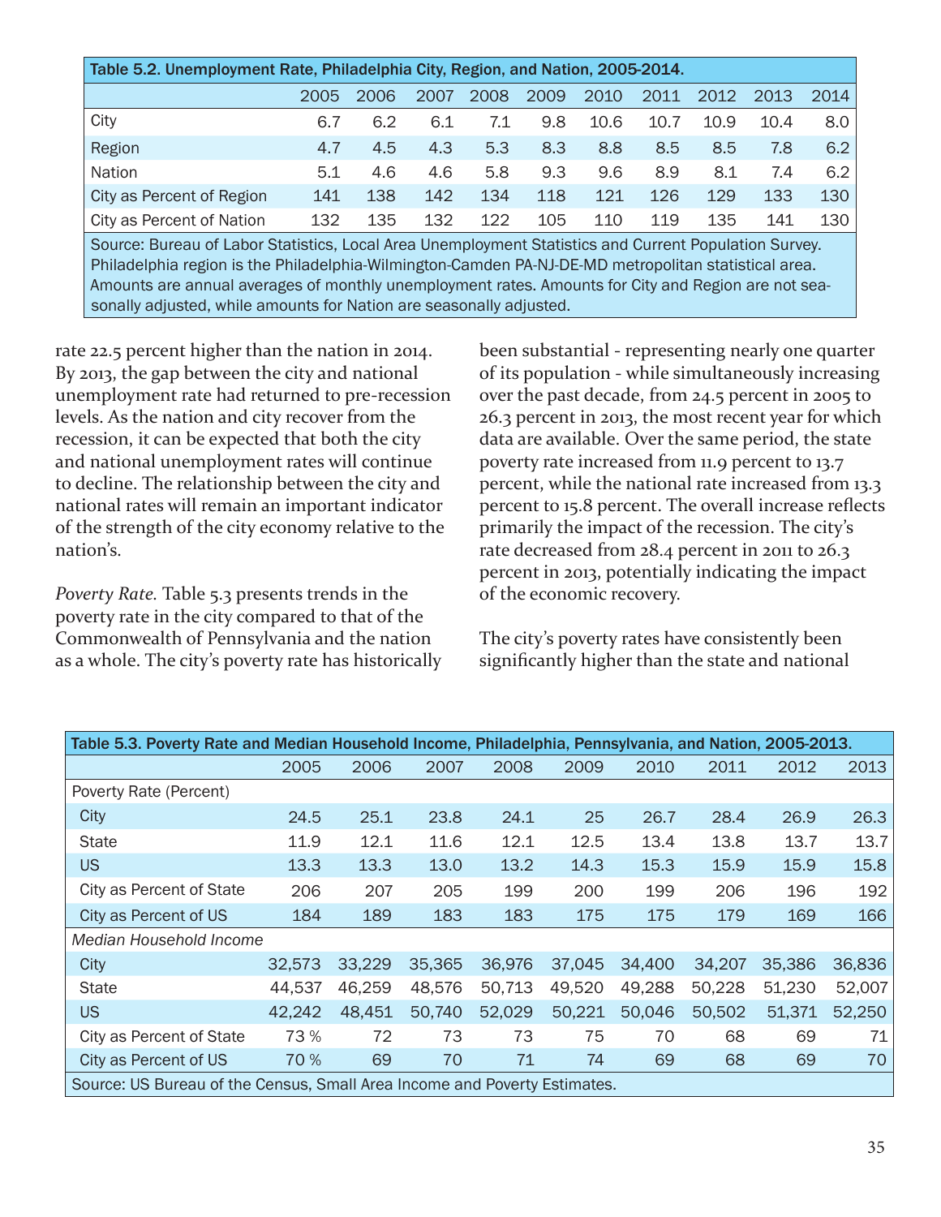| Table 5.2. Unemployment Rate, Philadelphia City, Region, and Nation, 2005-2014. | | | | | | | | | | |
|---|---|---|---|---|---|---|---|---|---|---|
| | 2005 | 2006 | 2007 | 2008 | 2009 | 2010 | 2011 | 2012 | 2013 | 2014 |
| City | 6.7 | 6.2 | 6.1 | 7.1 | 9.8 | 10.6 | 10.7 | 10.9 | 10.4 | 8.0 |
| Region | 4.7 | 4.5 | 4.3 | 5.3 | 8.3 | 8.8 | 8.5 | 8.5 | 7.8 | 6.2 |
| Nation | 5.1 | 4.6 | 4.6 | 5.8 | 9.3 | 9.6 | 8.9 | 8.1 | 7.4 | 6.2 |
| City as Percent of Region | 141 | 138 | 142 | 134 | 118 | 121 | 126 | 129 | 133 | 130 |
| City as Percent of Nation | 132 | 135 | 132 | 122 | 105 | 110 | 119 | 135 | 141 | 130 |

Source: Bureau of Labor Statistics, Local Area Unemployment Statistics and Current Population Survey. Philadelphia region is the Philadelphia-Wilmington-Camden PA-NJ-DE-MD metropolitan statistical area. Amounts are annual averages of monthly unemployment rates. Amounts for City and Region are not seasonally adjusted, while amounts for Nation are seasonally adjusted.

rate 22.5 percent higher than the nation in 2014. By 2013, the gap between the city and national unemployment rate had returned to pre-recession levels. As the nation and city recover from the recession, it can be expected that both the city and national unemployment rates will continue to decline. The relationship between the city and national rates will remain an important indicator of the strength of the city economy relative to the nation's.

*Poverty Rate.* Table 5.3 presents trends in the poverty rate in the city compared to that of the Commonwealth of Pennsylvania and the nation as a whole. The city's poverty rate has historically been substantial - representing nearly one quarter of its population - while simultaneously increasing over the past decade, from 24.5 percent in 2005 to 26.3 percent in 2013, the most recent year for which data are available. Over the same period, the state poverty rate increased from 11.9 percent to 13.7 percent, while the national rate increased from 13.3 percent to 15.8 percent. The overall increase reflects primarily the impact of the recession. The city's rate decreased from 28.4 percent in 2011 to 26.3 percent in 2013, potentially indicating the impact of the economic recovery.

The city's poverty rates have consistently been significantly higher than the state and national

| Table 5.3. Poverty Rate and Median Household Income, Philadelphia, Pennsylvania, and Nation, 2005-2013. | | | | | | | | | |
|---|---|---|---|---|---|---|---|---|---|
| | 2005 | 2006 | 2007 | 2008 | 2009 | 2010 | 2011 | 2012 | 2013 |
| Poverty Rate (Percent) | | | | | | | | | |
| City | 24.5 | 25.1 | 23.8 | 24.1 | 25 | 26.7 | 28.4 | 26.9 | 26.3 |
| State | 11.9 | 12.1 | 11.6 | 12.1 | 12.5 | 13.4 | 13.8 | 13.7 | 13.7 |
| US | 13.3 | 13.3 | 13.0 | 13.2 | 14.3 | 15.3 | 15.9 | 15.9 | 15.8 |
| City as Percent of State | 206 | 207 | 205 | 199 | 200 | 199 | 206 | 196 | 192 |
| City as Percent of US | 184 | 189 | 183 | 183 | 175 | 175 | 179 | 169 | 166 |
| *Median Household Income* | | | | | | | | | |
| City | 32,573 | 33,229 | 35,365 | 36,976 | 37,045 | 34,400 | 34,207 | 35,386 | 36,836 |
| State | 44,537 | 46,259 | 48,576 | 50,713 | 49,520 | 49,288 | 50,228 | 51,230 | 52,007 |
| US | 42,242 | 48,451 | 50,740 | 52,029 | 50,221 | 50,046 | 50,502 | 51,371 | 52,250 |
| City as Percent of State | 73 % | 72 | 73 | 73 | 75 | 70 | 68 | 69 | 71 |
| City as Percent of US | 70 % | 69 | 70 | 71 | 74 | 69 | 68 | 69 | 70 |

Source: US Bureau of the Census, Small Area Income and Poverty Estimates.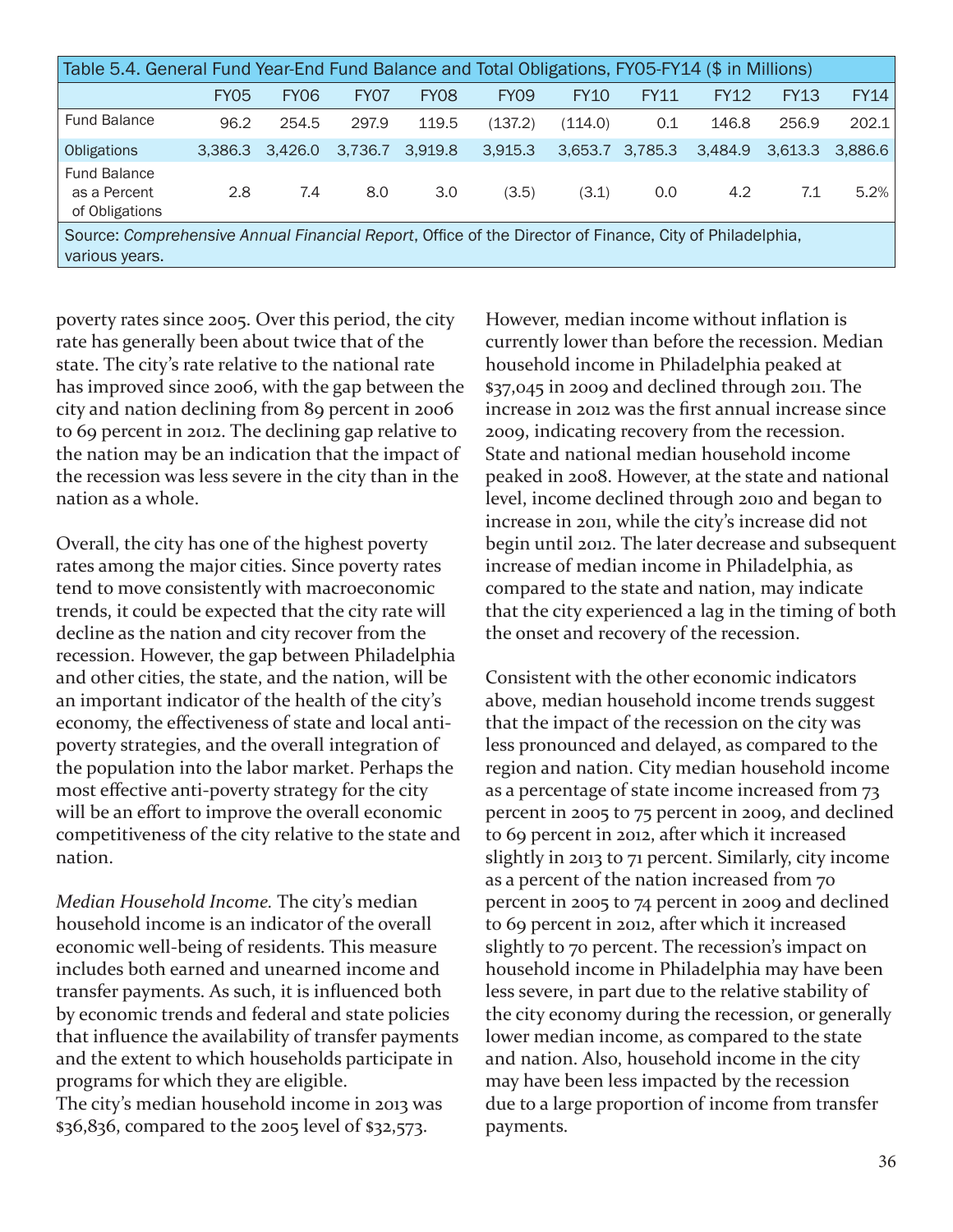Table 5.4. General Fund Year-End Fund Balance and Total Obligations, FY05-FY14 ($ in Millions)

| | FY05 | FY06 | FY07 | FY08 | FY09 | FY10 | FY11 | FY12 | FY13 | FY14 |
|---|---|---|---|---|---|---|---|---|---|---|
| Fund Balance | 96.2 | 254.5 | 297.9 | 119.5 | (137.2) | (114.0) | 0.1 | 146.8 | 256.9 | 202.1 |
| Obligations | 3,386.3 | 3,426.0 | 3,736.7 | 3,919.8 | 3,915.3 | 3,653.7 | 3,785.3 | 3,484.9 | 3,613.3 | 3,886.6 |
| Fund Balance as a Percent of Obligations | 2.8 | 7.4 | 8.0 | 3.0 | (3.5) | (3.1) | 0.0 | 4.2 | 7.1 | 5.2% |

Source: *Comprehensive Annual Financial Report*, Office of the Director of Finance, City of Philadelphia, various years.

poverty rates since 2005. Over this period, the city rate has generally been about twice that of the state. The city's rate relative to the national rate has improved since 2006, with the gap between the city and nation declining from 89 percent in 2006 to 69 percent in 2012. The declining gap relative to the nation may be an indication that the impact of the recession was less severe in the city than in the nation as a whole.

Overall, the city has one of the highest poverty rates among the major cities. Since poverty rates tend to move consistently with macroeconomic trends, it could be expected that the city rate will decline as the nation and city recover from the recession. However, the gap between Philadelphia and other cities, the state, and the nation, will be an important indicator of the health of the city's economy, the effectiveness of state and local anti-poverty strategies, and the overall integration of the population into the labor market. Perhaps the most effective anti-poverty strategy for the city will be an effort to improve the overall economic competitiveness of the city relative to the state and nation.

*Median Household Income.* The city's median household income is an indicator of the overall economic well-being of residents. This measure includes both earned and unearned income and transfer payments. As such, it is influenced both by economic trends and federal and state policies that influence the availability of transfer payments and the extent to which households participate in programs for which they are eligible.
The city's median household income in 2013 was $36,836, compared to the 2005 level of $32,573. However, median income without inflation is currently lower than before the recession. Median household income in Philadelphia peaked at $37,045 in 2009 and declined through 2011. The increase in 2012 was the first annual increase since 2009, indicating recovery from the recession. State and national median household income peaked in 2008. However, at the state and national level, income declined through 2010 and began to increase in 2011, while the city's increase did not begin until 2012. The later decrease and subsequent increase of median income in Philadelphia, as compared to the state and nation, may indicate that the city experienced a lag in the timing of both the onset and recovery of the recession.

Consistent with the other economic indicators above, median household income trends suggest that the impact of the recession on the city was less pronounced and delayed, as compared to the region and nation. City median household income as a percentage of state income increased from 73 percent in 2005 to 75 percent in 2009, and declined to 69 percent in 2012, after which it increased slightly in 2013 to 71 percent. Similarly, city income as a percent of the nation increased from 70 percent in 2005 to 74 percent in 2009 and declined to 69 percent in 2012, after which it increased slightly to 70 percent. The recession's impact on household income in Philadelphia may have been less severe, in part due to the relative stability of the city economy during the recession, or generally lower median income, as compared to the state and nation. Also, household income in the city may have been less impacted by the recession due to a large proportion of income from transfer payments.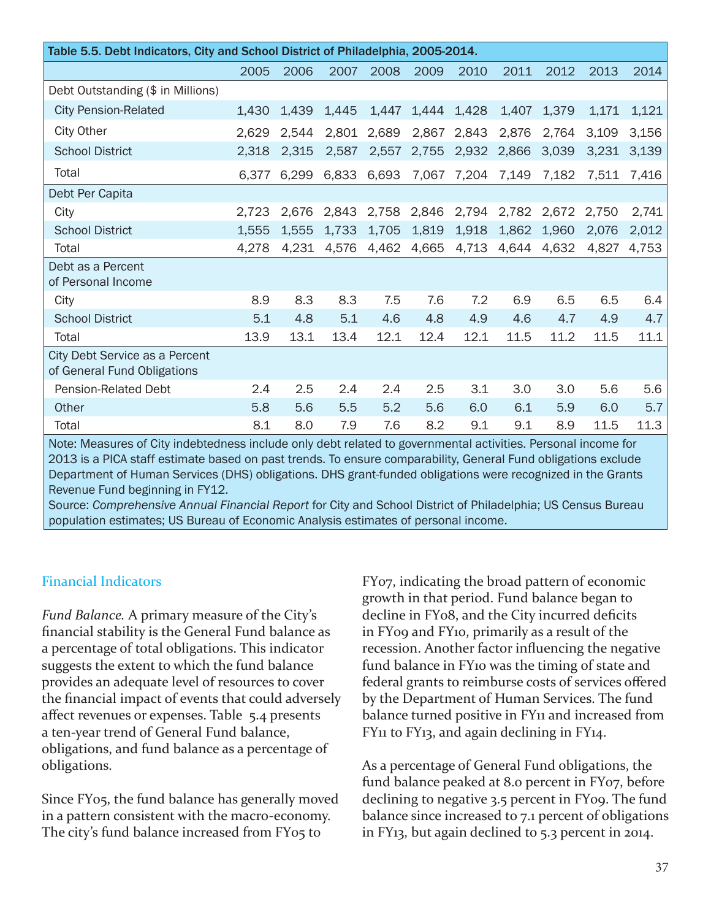| Table 5.5. Debt Indicators, City and School District of Philadelphia, 2005-2014. | | | | | | | | | | |
|---|---|---|---|---|---|---|---|---|---|---|
| | 2005 | 2006 | 2007 | 2008 | 2009 | 2010 | 2011 | 2012 | 2013 | 2014 |
| Debt Outstanding ($ in Millions) | | | | | | | | | | |
| City Pension-Related | 1,430 | 1,439 | 1,445 | 1,447 | 1,444 | 1,428 | 1,407 | 1,379 | 1,171 | 1,121 |
| City Other | 2,629 | 2,544 | 2,801 | 2,689 | 2,867 | 2,843 | 2,876 | 2,764 | 3,109 | 3,156 |
| School District | 2,318 | 2,315 | 2,587 | 2,557 | 2,755 | 2,932 | 2,866 | 3,039 | 3,231 | 3,139 |
| Total | 6,377 | 6,299 | 6,833 | 6,693 | 7,067 | 7,204 | 7,149 | 7,182 | 7,511 | 7,416 |
| Debt Per Capita | | | | | | | | | | |
| City | 2,723 | 2,676 | 2,843 | 2,758 | 2,846 | 2,794 | 2,782 | 2,672 | 2,750 | 2,741 |
| School District | 1,555 | 1,555 | 1,733 | 1,705 | 1,819 | 1,918 | 1,862 | 1,960 | 2,076 | 2,012 |
| Total | 4,278 | 4,231 | 4,576 | 4,462 | 4,665 | 4,713 | 4,644 | 4,632 | 4,827 | 4,753 |
| Debt as a Percent of Personal Income | | | | | | | | | | |
| City | 8.9 | 8.3 | 8.3 | 7.5 | 7.6 | 7.2 | 6.9 | 6.5 | 6.5 | 6.4 |
| School District | 5.1 | 4.8 | 5.1 | 4.6 | 4.8 | 4.9 | 4.6 | 4.7 | 4.9 | 4.7 |
| Total | 13.9 | 13.1 | 13.4 | 12.1 | 12.4 | 12.1 | 11.5 | 11.2 | 11.5 | 11.1 |
| City Debt Service as a Percent of General Fund Obligations | | | | | | | | | | |
| Pension-Related Debt | 2.4 | 2.5 | 2.4 | 2.4 | 2.5 | 3.1 | 3.0 | 3.0 | 5.6 | 5.6 |
| Other | 5.8 | 5.6 | 5.5 | 5.2 | 5.6 | 6.0 | 6.1 | 5.9 | 6.0 | 5.7 |
| Total | 8.1 | 8.0 | 7.9 | 7.6 | 8.2 | 9.1 | 9.1 | 8.9 | 11.5 | 11.3 |

Note: Measures of City indebtedness include only debt related to governmental activities. Personal income for 2013 is a PICA staff estimate based on past trends. To ensure comparability, General Fund obligations exclude Department of Human Services (DHS) obligations. DHS grant-funded obligations were recognized in the Grants Revenue Fund beginning in FY12.
Source: *Comprehensive Annual Financial Report* for City and School District of Philadelphia; US Census Bureau population estimates; US Bureau of Economic Analysis estimates of personal income.

## Financial Indicators

*Fund Balance.* A primary measure of the City's financial stability is the General Fund balance as a percentage of total obligations. This indicator suggests the extent to which the fund balance provides an adequate level of resources to cover the financial impact of events that could adversely affect revenues or expenses. Table 5.4 presents a ten-year trend of General Fund balance, obligations, and fund balance as a percentage of obligations.

Since FY05, the fund balance has generally moved in a pattern consistent with the macro-economy. The city's fund balance increased from FY05 to FY07, indicating the broad pattern of economic growth in that period. Fund balance began to decline in FY08, and the City incurred deficits in FY09 and FY10, primarily as a result of the recession. Another factor influencing the negative fund balance in FY10 was the timing of state and federal grants to reimburse costs of services offered by the Department of Human Services. The fund balance turned positive in FY11 and increased from FY11 to FY13, and again declining in FY14.

As a percentage of General Fund obligations, the fund balance peaked at 8.0 percent in FY07, before declining to negative 3.5 percent in FY09. The fund balance since increased to 7.1 percent of obligations in FY13, but again declined to 5.3 percent in 2014.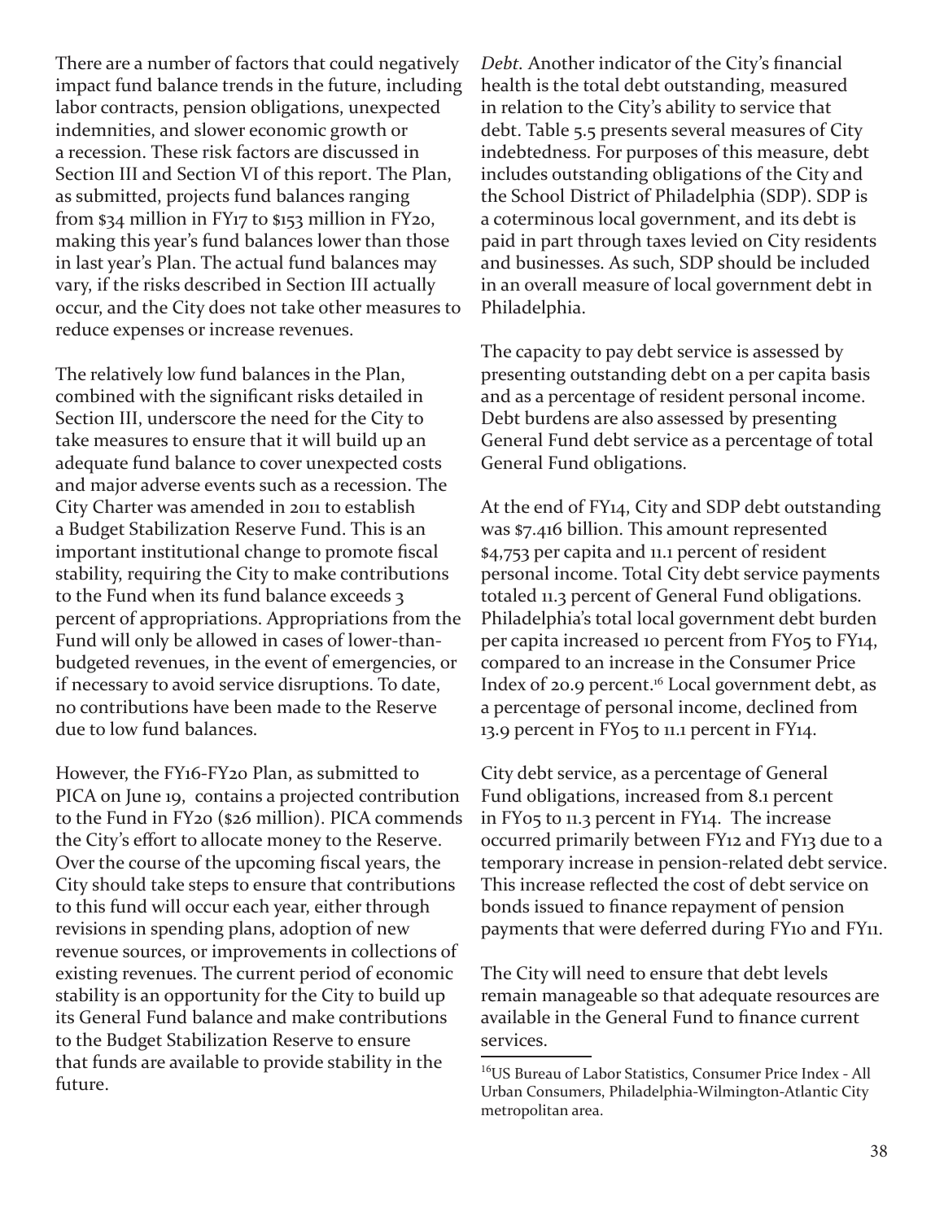There are a number of factors that could negatively impact fund balance trends in the future, including labor contracts, pension obligations, unexpected indemnities, and slower economic growth or a recession. These risk factors are discussed in Section III and Section VI of this report. The Plan, as submitted, projects fund balances ranging from $34 million in FY17 to $153 million in FY20, making this year's fund balances lower than those in last year's Plan. The actual fund balances may vary, if the risks described in Section III actually occur, and the City does not take other measures to reduce expenses or increase revenues.

The relatively low fund balances in the Plan, combined with the significant risks detailed in Section III, underscore the need for the City to take measures to ensure that it will build up an adequate fund balance to cover unexpected costs and major adverse events such as a recession. The City Charter was amended in 2011 to establish a Budget Stabilization Reserve Fund. This is an important institutional change to promote fiscal stability, requiring the City to make contributions to the Fund when its fund balance exceeds 3 percent of appropriations. Appropriations from the Fund will only be allowed in cases of lower-than-budgeted revenues, in the event of emergencies, or if necessary to avoid service disruptions. To date, no contributions have been made to the Reserve due to low fund balances.

However, the FY16-FY20 Plan, as submitted to PICA on June 19, contains a projected contribution to the Fund in FY20 ($26 million). PICA commends the City's effort to allocate money to the Reserve. Over the course of the upcoming fiscal years, the City should take steps to ensure that contributions to this fund will occur each year, either through revisions in spending plans, adoption of new revenue sources, or improvements in collections of existing revenues. The current period of economic stability is an opportunity for the City to build up its General Fund balance and make contributions to the Budget Stabilization Reserve to ensure that funds are available to provide stability in the future.

*Debt.* Another indicator of the City's financial health is the total debt outstanding, measured in relation to the City's ability to service that debt. Table 5.5 presents several measures of City indebtedness. For purposes of this measure, debt includes outstanding obligations of the City and the School District of Philadelphia (SDP). SDP is a coterminous local government, and its debt is paid in part through taxes levied on City residents and businesses. As such, SDP should be included in an overall measure of local government debt in Philadelphia.

The capacity to pay debt service is assessed by presenting outstanding debt on a per capita basis and as a percentage of resident personal income. Debt burdens are also assessed by presenting General Fund debt service as a percentage of total General Fund obligations.

At the end of FY14, City and SDP debt outstanding was $7.416 billion. This amount represented $4,753 per capita and 11.1 percent of resident personal income. Total City debt service payments totaled 11.3 percent of General Fund obligations. Philadelphia's total local government debt burden per capita increased 10 percent from FY05 to FY14, compared to an increase in the Consumer Price Index of 20.9 percent.[16] Local government debt, as a percentage of personal income, declined from 13.9 percent in FY05 to 11.1 percent in FY14.

City debt service, as a percentage of General Fund obligations, increased from 8.1 percent in FY05 to 11.3 percent in FY14. The increase occurred primarily between FY12 and FY13 due to a temporary increase in pension-related debt service. This increase reflected the cost of debt service on bonds issued to finance repayment of pension payments that were deferred during FY10 and FY11.

The City will need to ensure that debt levels remain manageable so that adequate resources are available in the General Fund to finance current services.

[16] US Bureau of Labor Statistics, Consumer Price Index - All Urban Consumers, Philadelphia-Wilmington-Atlantic City metropolitan area.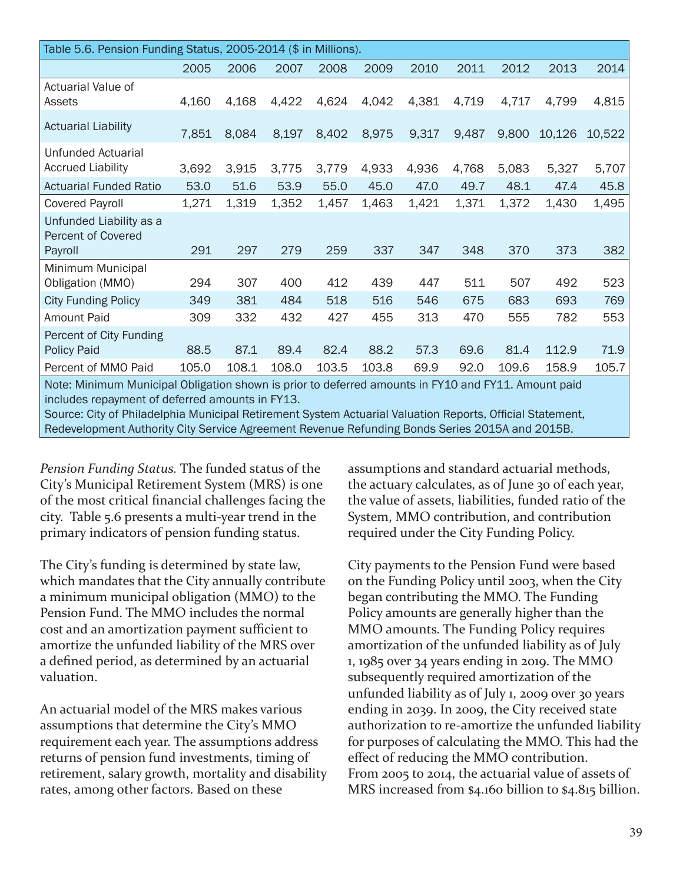Table 5.6. Pension Funding Status, 2005-2014 ($ in Millions).

| | 2005 | 2006 | 2007 | 2008 | 2009 | 2010 | 2011 | 2012 | 2013 | 2014 |
|---|---|---|---|---|---|---|---|---|---|---|
| Actuarial Value of Assets | 4,160 | 4,168 | 4,422 | 4,624 | 4,042 | 4,381 | 4,719 | 4,717 | 4,799 | 4,815 |
| Actuarial Liability | 7,851 | 8,084 | 8,197 | 8,402 | 8,975 | 9,317 | 9,487 | 9,800 | 10,126 | 10,522 |
| Unfunded Actuarial Accrued Liability | 3,692 | 3,915 | 3,775 | 3,779 | 4,933 | 4,936 | 4,768 | 5,083 | 5,327 | 5,707 |
| Actuarial Funded Ratio | 53.0 | 51.6 | 53.9 | 55.0 | 45.0 | 47.0 | 49.7 | 48.1 | 47.4 | 45.8 |
| Covered Payroll | 1,271 | 1,319 | 1,352 | 1,457 | 1,463 | 1,421 | 1,371 | 1,372 | 1,430 | 1,495 |
| Unfunded Liability as a Percent of Covered Payroll | 291 | 297 | 279 | 259 | 337 | 347 | 348 | 370 | 373 | 382 |
| Minimum Municipal Obligation (MMO) | 294 | 307 | 400 | 412 | 439 | 447 | 511 | 507 | 492 | 523 |
| City Funding Policy | 349 | 381 | 484 | 518 | 516 | 546 | 675 | 683 | 693 | 769 |
| Amount Paid | 309 | 332 | 432 | 427 | 455 | 313 | 470 | 555 | 782 | 553 |
| Percent of City Funding Policy Paid | 88.5 | 87.1 | 89.4 | 82.4 | 88.2 | 57.3 | 69.6 | 81.4 | 112.9 | 71.9 |
| Percent of MMO Paid | 105.0 | 108.1 | 108.0 | 103.5 | 103.8 | 69.9 | 92.0 | 109.6 | 158.9 | 105.7 |

Note: Minimum Municipal Obligation shown is prior to deferred amounts in FY10 and FY11. Amount paid includes repayment of deferred amounts in FY13.
Source: City of Philadelphia Municipal Retirement System Actuarial Valuation Reports, Official Statement, Redevelopment Authority City Service Agreement Revenue Refunding Bonds Series 2015A and 2015B.

*Pension Funding Status.* The funded status of the City's Municipal Retirement System (MRS) is one of the most critical financial challenges facing the city. Table 5.6 presents a multi-year trend in the primary indicators of pension funding status.

The City's funding is determined by state law, which mandates that the City annually contribute a minimum municipal obligation (MMO) to the Pension Fund. The MMO includes the normal cost and an amortization payment sufficient to amortize the unfunded liability of the MRS over a defined period, as determined by an actuarial valuation.

An actuarial model of the MRS makes various assumptions that determine the City's MMO requirement each year. The assumptions address returns of pension fund investments, timing of retirement, salary growth, mortality and disability rates, among other factors. Based on these assumptions and standard actuarial methods, the actuary calculates, as of June 30 of each year, the value of assets, liabilities, funded ratio of the System, MMO contribution, and contribution required under the City Funding Policy.

City payments to the Pension Fund were based on the Funding Policy until 2003, when the City began contributing the MMO. The Funding Policy amounts are generally higher than the MMO amounts. The Funding Policy requires amortization of the unfunded liability as of July 1, 1985 over 34 years ending in 2019. The MMO subsequently required amortization of the unfunded liability as of July 1, 2009 over 30 years ending in 2039. In 2009, the City received state authorization to re-amortize the unfunded liability for purposes of calculating the MMO. This had the effect of reducing the MMO contribution.
From 2005 to 2014, the actuarial value of assets of MRS increased from $4.160 billion to $4.815 billion.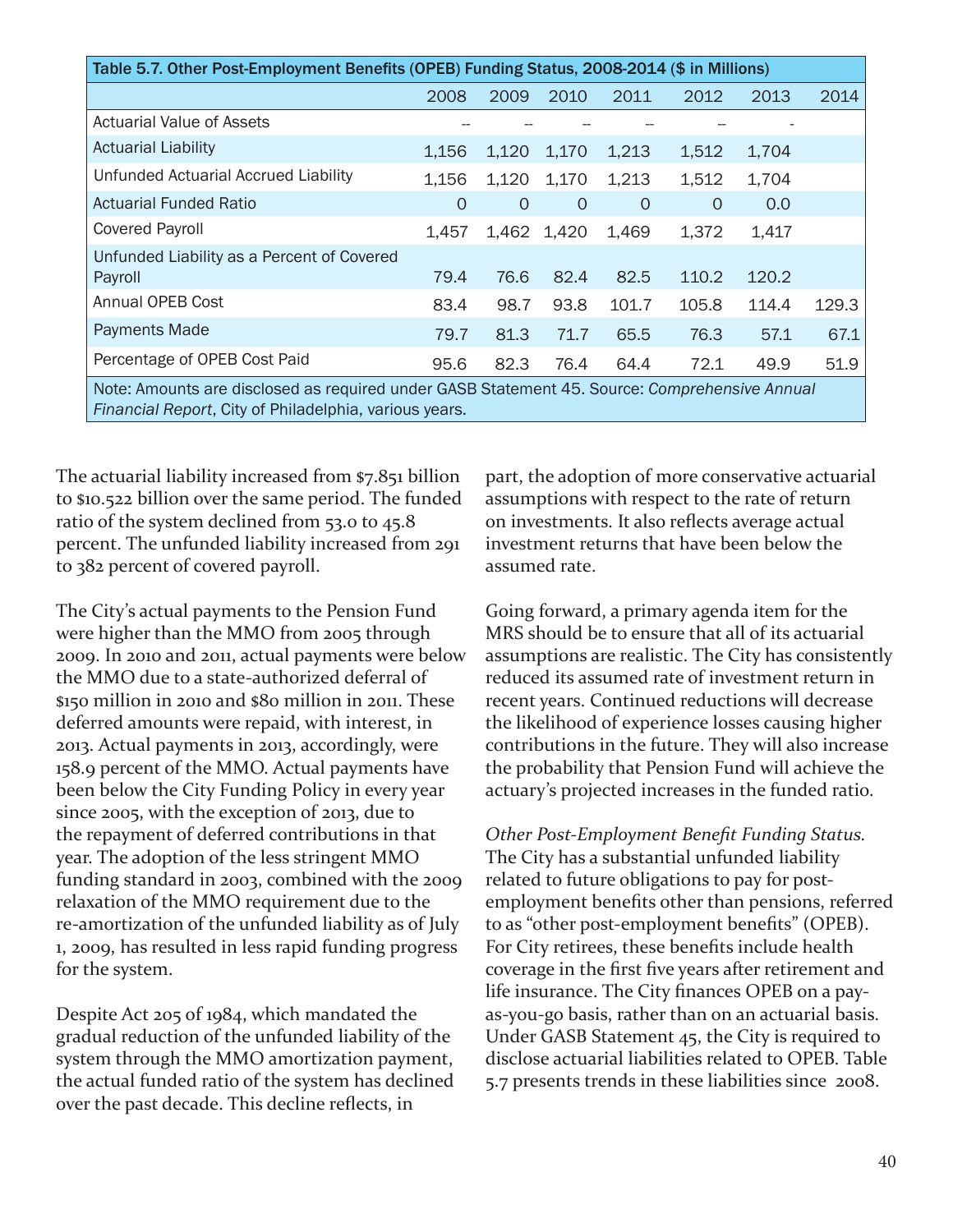| Table 5.7. Other Post-Employment Benefits (OPEB) Funding Status, 2008-2014 ($ in Millions) | | | | | | | |
|---|---|---|---|---|---|---|---|
| | 2008 | 2009 | 2010 | 2011 | 2012 | 2013 | 2014 |
| Actuarial Value of Assets | -- | -- | -- | -- | -- | - | |
| Actuarial Liability | 1,156 | 1,120 | 1,170 | 1,213 | 1,512 | 1,704 | |
| Unfunded Actuarial Accrued Liability | 1,156 | 1,120 | 1,170 | 1,213 | 1,512 | 1,704 | |
| Actuarial Funded Ratio | 0 | 0 | 0 | 0 | 0 | 0.0 | |
| Covered Payroll | 1,457 | 1,462 | 1,420 | 1,469 | 1,372 | 1,417 | |
| Unfunded Liability as a Percent of Covered Payroll | 79.4 | 76.6 | 82.4 | 82.5 | 110.2 | 120.2 | |
| Annual OPEB Cost | 83.4 | 98.7 | 93.8 | 101.7 | 105.8 | 114.4 | 129.3 |
| Payments Made | 79.7 | 81.3 | 71.7 | 65.5 | 76.3 | 57.1 | 67.1 |
| Percentage of OPEB Cost Paid | 95.6 | 82.3 | 76.4 | 64.4 | 72.1 | 49.9 | 51.9 |

Note: Amounts are disclosed as required under GASB Statement 45. Source: *Comprehensive Annual Financial Report*, City of Philadelphia, various years.

The actuarial liability increased from $7.851 billion to $10.522 billion over the same period. The funded ratio of the system declined from 53.0 to 45.8 percent. The unfunded liability increased from 291 to 382 percent of covered payroll.

The City's actual payments to the Pension Fund were higher than the MMO from 2005 through 2009. In 2010 and 2011, actual payments were below the MMO due to a state-authorized deferral of $150 million in 2010 and $80 million in 2011. These deferred amounts were repaid, with interest, in 2013. Actual payments in 2013, accordingly, were 158.9 percent of the MMO. Actual payments have been below the City Funding Policy in every year since 2005, with the exception of 2013, due to the repayment of deferred contributions in that year. The adoption of the less stringent MMO funding standard in 2003, combined with the 2009 relaxation of the MMO requirement due to the re-amortization of the unfunded liability as of July 1, 2009, has resulted in less rapid funding progress for the system.

Despite Act 205 of 1984, which mandated the gradual reduction of the unfunded liability of the system through the MMO amortization payment, the actual funded ratio of the system has declined over the past decade. This decline reflects, in part, the adoption of more conservative actuarial assumptions with respect to the rate of return on investments. It also reflects average actual investment returns that have been below the assumed rate.

Going forward, a primary agenda item for the MRS should be to ensure that all of its actuarial assumptions are realistic. The City has consistently reduced its assumed rate of investment return in recent years. Continued reductions will decrease the likelihood of experience losses causing higher contributions in the future. They will also increase the probability that Pension Fund will achieve the actuary's projected increases in the funded ratio.

*Other Post-Employment Benefit Funding Status*. The City has a substantial unfunded liability related to future obligations to pay for post-employment benefits other than pensions, referred to as "other post-employment benefits" (OPEB). For City retirees, these benefits include health coverage in the first five years after retirement and life insurance. The City finances OPEB on a pay-as-you-go basis, rather than on an actuarial basis. Under GASB Statement 45, the City is required to disclose actuarial liabilities related to OPEB. Table 5.7 presents trends in these liabilities since 2008.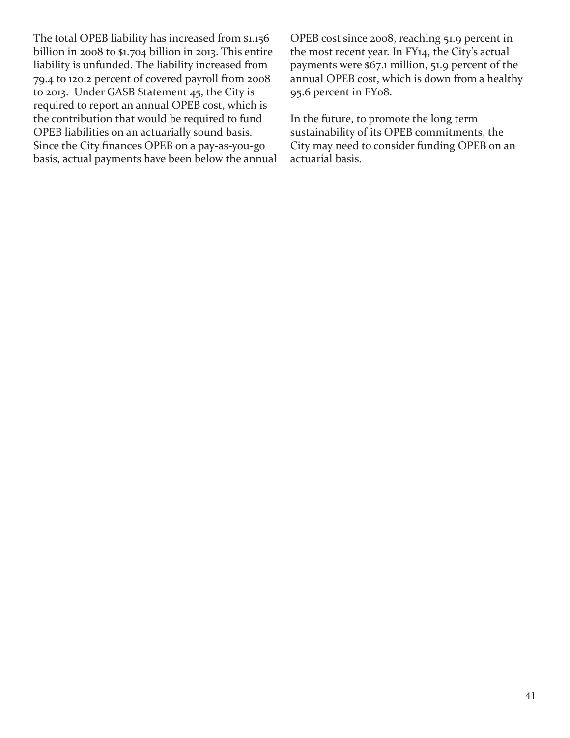The total OPEB liability has increased from $1.156 billion in 2008 to $1.704 billion in 2013. This entire liability is unfunded. The liability increased from 79.4 to 120.2 percent of covered payroll from 2008 to 2013. Under GASB Statement 45, the City is required to report an annual OPEB cost, which is the contribution that would be required to fund OPEB liabilities on an actuarially sound basis. Since the City finances OPEB on a pay-as-you-go basis, actual payments have been below the annual OPEB cost since 2008, reaching 51.9 percent in the most recent year. In FY14, the City's actual payments were $67.1 million, 51.9 percent of the annual OPEB cost, which is down from a healthy 95.6 percent in FY08.

In the future, to promote the long term sustainability of its OPEB commitments, the City may need to consider funding OPEB on an actuarial basis.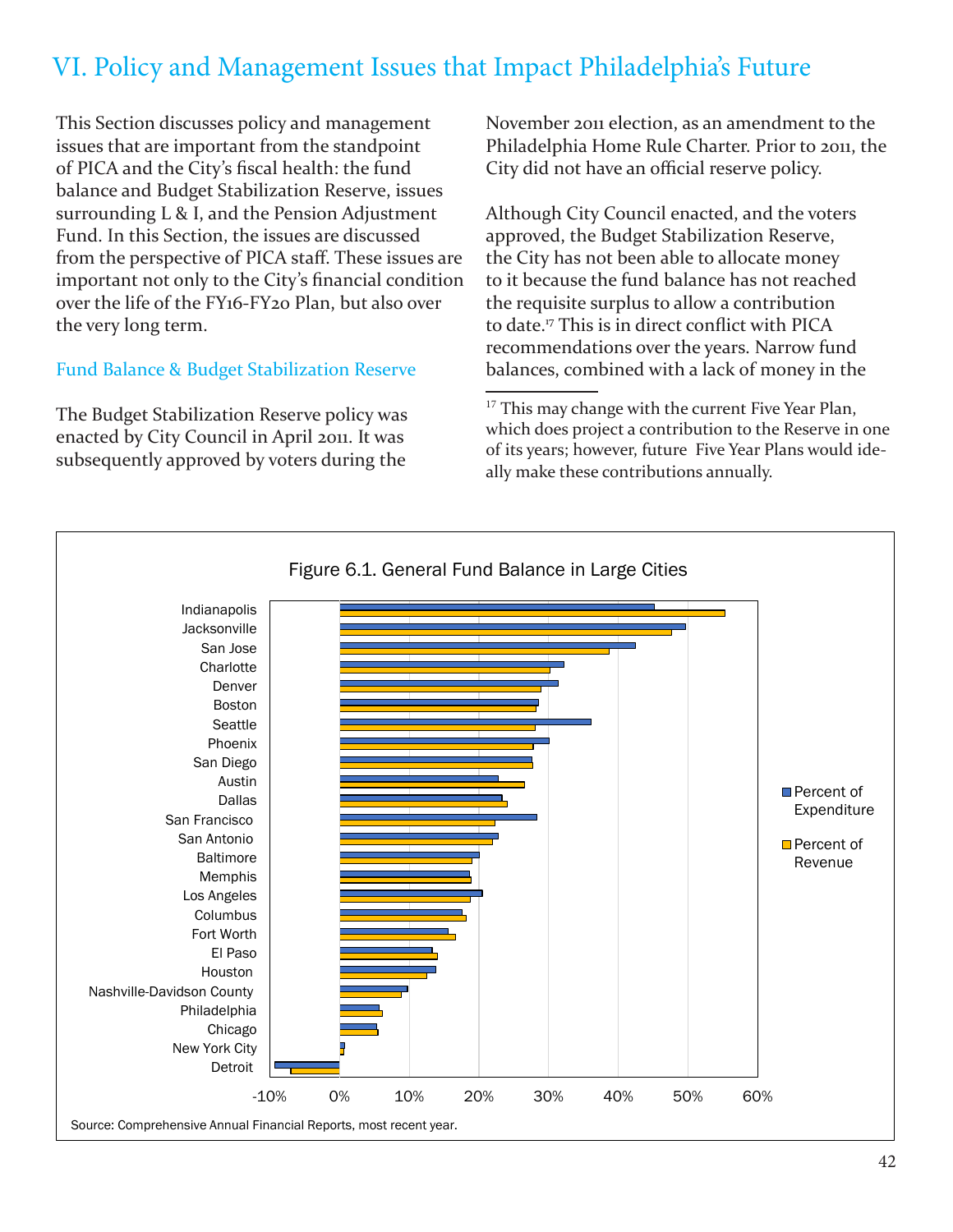# VI. Policy and Management Issues that Impact Philadelphia's Future

This Section discusses policy and management issues that are important from the standpoint of PICA and the City's fiscal health: the fund balance and Budget Stabilization Reserve, issues surrounding L & I, and the Pension Adjustment Fund. In this Section, the issues are discussed from the perspective of PICA staff. These issues are important not only to the City's financial condition over the life of the FY16-FY20 Plan, but also over the very long term.

## Fund Balance & Budget Stabilization Reserve

The Budget Stabilization Reserve policy was enacted by City Council in April 2011. It was subsequently approved by voters during the November 2011 election, as an amendment to the Philadelphia Home Rule Charter. Prior to 2011, the City did not have an official reserve policy.

Although City Council enacted, and the voters approved, the Budget Stabilization Reserve, the City has not been able to allocate money to it because the fund balance has not reached the requisite surplus to allow a contribution to date.[17] This is in direct conflict with PICA recommendations over the years. Narrow fund balances, combined with a lack of money in the

[17] This may change with the current Five Year Plan, which does project a contribution to the Reserve in one of its years; however, future Five Year Plans would ideally make these contributions annually.

Figure 6.1. General Fund Balance in Large Cities

| City | Percent of Expenditure | Percent of Revenue |
|---|---|---|
| Indianapolis | ~45% | ~55% |
| Jacksonville | ~50% | ~48% |
| San Jose | ~42% | ~39% |
| Charlotte | ~32% | ~30% |
| Denver | ~31% | ~29% |
| Boston | ~29% | ~28% |
| Seattle | ~36% | ~28% |
| Phoenix | ~30% | ~28% |
| San Diego | ~28% | ~28% |
| Austin | ~23% | ~27% |
| Dallas | ~23% | ~24% |
| San Francisco | ~28% | ~22% |
| San Antonio | ~23% | ~22% |
| Baltimore | ~20% | ~19% |
| Memphis | ~19% | ~19% |
| Los Angeles | ~20% | ~19% |
| Columbus | ~18% | ~18% |
| Fort Worth | ~16% | ~17% |
| El Paso | ~13% | ~14% |
| Houston | ~14% | ~12% |
| Nashville-Davidson County | ~10% | ~9% |
| Philadelphia | ~6% | ~6% |
| Chicago | ~5% | ~6% |
| New York City | ~1% | ~1% |
| Detroit | ~-9% | ~-7% |

Source: Comprehensive Annual Financial Reports, most recent year.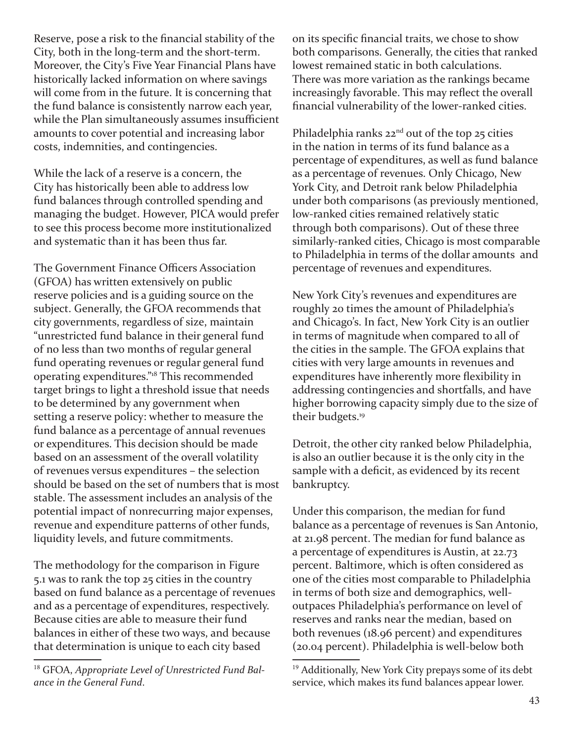Reserve, pose a risk to the financial stability of the City, both in the long-term and the short-term. Moreover, the City's Five Year Financial Plans have historically lacked information on where savings will come from in the future. It is concerning that the fund balance is consistently narrow each year, while the Plan simultaneously assumes insufficient amounts to cover potential and increasing labor costs, indemnities, and contingencies.

While the lack of a reserve is a concern, the City has historically been able to address low fund balances through controlled spending and managing the budget. However, PICA would prefer to see this process become more institutionalized and systematic than it has been thus far.

The Government Finance Officers Association (GFOA) has written extensively on public reserve policies and is a guiding source on the subject. Generally, the GFOA recommends that city governments, regardless of size, maintain "unrestricted fund balance in their general fund of no less than two months of regular general fund operating revenues or regular general fund operating expenditures."[18] This recommended target brings to light a threshold issue that needs to be determined by any government when setting a reserve policy: whether to measure the fund balance as a percentage of annual revenues or expenditures. This decision should be made based on an assessment of the overall volatility of revenues versus expenditures – the selection should be based on the set of numbers that is most stable. The assessment includes an analysis of the potential impact of nonrecurring major expenses, revenue and expenditure patterns of other funds, liquidity levels, and future commitments.

The methodology for the comparison in Figure 5.1 was to rank the top 25 cities in the country based on fund balance as a percentage of revenues and as a percentage of expenditures, respectively. Because cities are able to measure their fund balances in either of these two ways, and because that determination is unique to each city based on its specific financial traits, we chose to show both comparisons. Generally, the cities that ranked lowest remained static in both calculations. There was more variation as the rankings became increasingly favorable. This may reflect the overall financial vulnerability of the lower-ranked cities.

Philadelphia ranks 22nd out of the top 25 cities in the nation in terms of its fund balance as a percentage of expenditures, as well as fund balance as a percentage of revenues. Only Chicago, New York City, and Detroit rank below Philadelphia under both comparisons (as previously mentioned, low-ranked cities remained relatively static through both comparisons). Out of these three similarly-ranked cities, Chicago is most comparable to Philadelphia in terms of the dollar amounts and percentage of revenues and expenditures.

New York City's revenues and expenditures are roughly 20 times the amount of Philadelphia's and Chicago's. In fact, New York City is an outlier in terms of magnitude when compared to all of the cities in the sample. The GFOA explains that cities with very large amounts in revenues and expenditures have inherently more flexibility in addressing contingencies and shortfalls, and have higher borrowing capacity simply due to the size of their budgets.[19]

Detroit, the other city ranked below Philadelphia, is also an outlier because it is the only city in the sample with a deficit, as evidenced by its recent bankruptcy.

Under this comparison, the median for fund balance as a percentage of revenues is San Antonio, at 21.98 percent. The median for fund balance as a percentage of expenditures is Austin, at 22.73 percent. Baltimore, which is often considered as one of the cities most comparable to Philadelphia in terms of both size and demographics, well-outpaces Philadelphia's performance on level of reserves and ranks near the median, based on both revenues (18.96 percent) and expenditures (20.04 percent). Philadelphia is well-below both

---

[18] GFOA, *Appropriate Level of Unrestricted Fund Balance in the General Fund*.

[19] Additionally, New York City prepays some of its debt service, which makes its fund balances appear lower.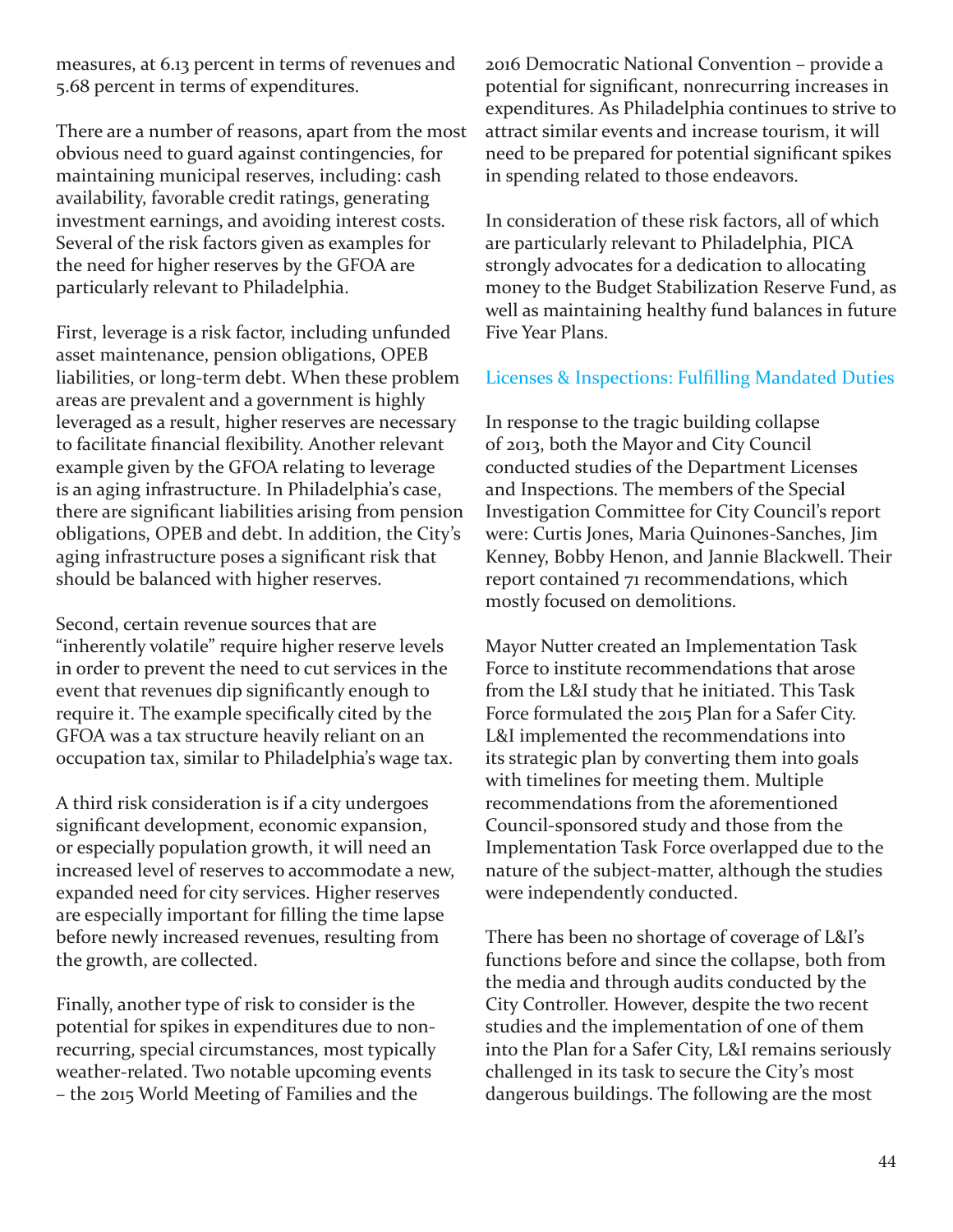measures, at 6.13 percent in terms of revenues and 5.68 percent in terms of expenditures.

There are a number of reasons, apart from the most obvious need to guard against contingencies, for maintaining municipal reserves, including: cash availability, favorable credit ratings, generating investment earnings, and avoiding interest costs. Several of the risk factors given as examples for the need for higher reserves by the GFOA are particularly relevant to Philadelphia.

First, leverage is a risk factor, including unfunded asset maintenance, pension obligations, OPEB liabilities, or long-term debt. When these problem areas are prevalent and a government is highly leveraged as a result, higher reserves are necessary to facilitate financial flexibility. Another relevant example given by the GFOA relating to leverage is an aging infrastructure. In Philadelphia's case, there are significant liabilities arising from pension obligations, OPEB and debt. In addition, the City's aging infrastructure poses a significant risk that should be balanced with higher reserves.

Second, certain revenue sources that are "inherently volatile" require higher reserve levels in order to prevent the need to cut services in the event that revenues dip significantly enough to require it. The example specifically cited by the GFOA was a tax structure heavily reliant on an occupation tax, similar to Philadelphia's wage tax.

A third risk consideration is if a city undergoes significant development, economic expansion, or especially population growth, it will need an increased level of reserves to accommodate a new, expanded need for city services. Higher reserves are especially important for filling the time lapse before newly increased revenues, resulting from the growth, are collected.

Finally, another type of risk to consider is the potential for spikes in expenditures due to non-recurring, special circumstances, most typically weather-related. Two notable upcoming events – the 2015 World Meeting of Families and the 2016 Democratic National Convention – provide a potential for significant, nonrecurring increases in expenditures. As Philadelphia continues to strive to attract similar events and increase tourism, it will need to be prepared for potential significant spikes in spending related to those endeavors.

In consideration of these risk factors, all of which are particularly relevant to Philadelphia, PICA strongly advocates for a dedication to allocating money to the Budget Stabilization Reserve Fund, as well as maintaining healthy fund balances in future Five Year Plans.

### Licenses & Inspections: Fulfilling Mandated Duties

In response to the tragic building collapse of 2013, both the Mayor and City Council conducted studies of the Department Licenses and Inspections. The members of the Special Investigation Committee for City Council's report were: Curtis Jones, Maria Quinones-Sanches, Jim Kenney, Bobby Henon, and Jannie Blackwell. Their report contained 71 recommendations, which mostly focused on demolitions.

Mayor Nutter created an Implementation Task Force to institute recommendations that arose from the L&I study that he initiated. This Task Force formulated the 2015 Plan for a Safer City. L&I implemented the recommendations into its strategic plan by converting them into goals with timelines for meeting them. Multiple recommendations from the aforementioned Council-sponsored study and those from the Implementation Task Force overlapped due to the nature of the subject-matter, although the studies were independently conducted.

There has been no shortage of coverage of L&I's functions before and since the collapse, both from the media and through audits conducted by the City Controller. However, despite the two recent studies and the implementation of one of them into the Plan for a Safer City, L&I remains seriously challenged in its task to secure the City's most dangerous buildings. The following are the most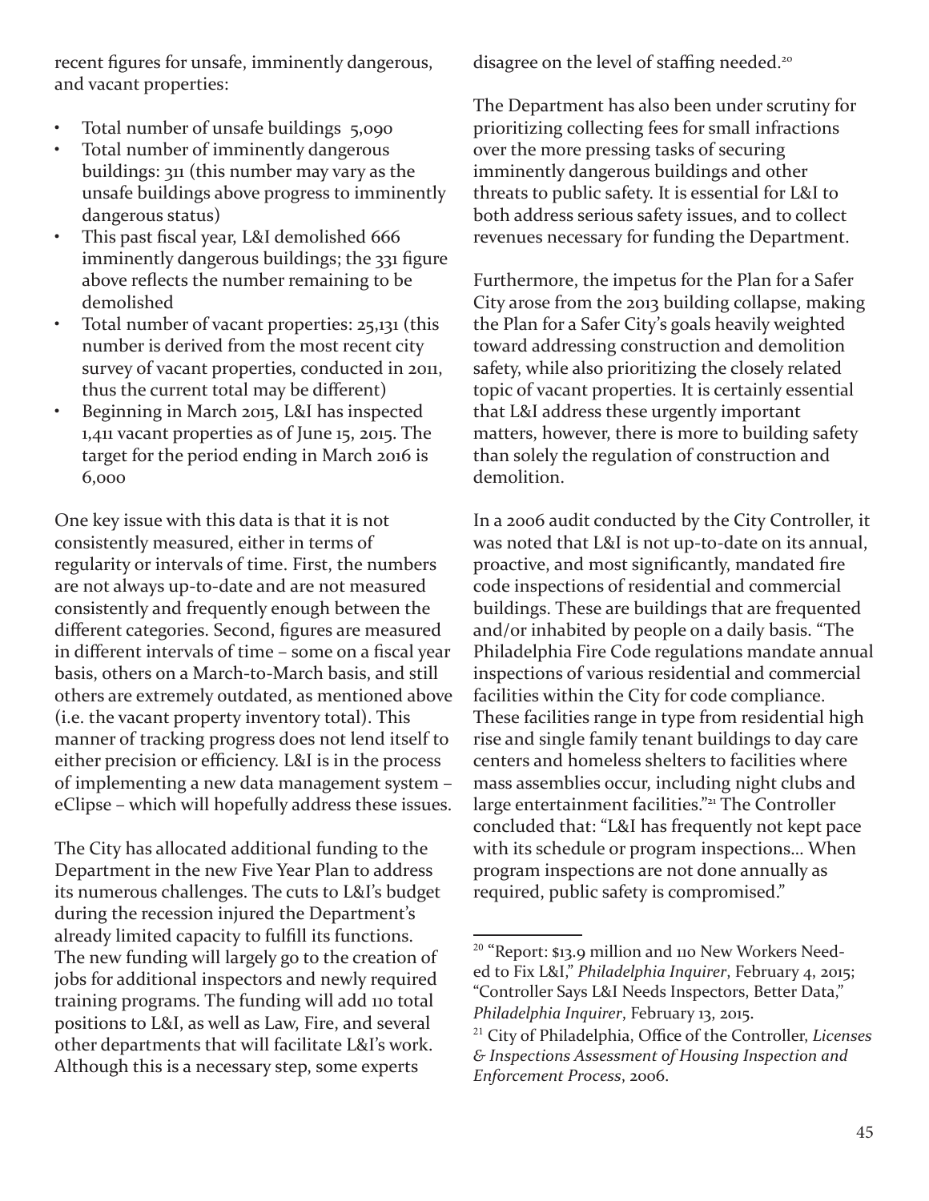recent figures for unsafe, imminently dangerous, and vacant properties:

- Total number of unsafe buildings 5,090
- Total number of imminently dangerous buildings: 311 (this number may vary as the unsafe buildings above progress to imminently dangerous status)
- This past fiscal year, L&I demolished 666 imminently dangerous buildings; the 331 figure above reflects the number remaining to be demolished
- Total number of vacant properties: 25,131 (this number is derived from the most recent city survey of vacant properties, conducted in 2011, thus the current total may be different)
- Beginning in March 2015, L&I has inspected 1,411 vacant properties as of June 15, 2015. The target for the period ending in March 2016 is 6,000

One key issue with this data is that it is not consistently measured, either in terms of regularity or intervals of time. First, the numbers are not always up-to-date and are not measured consistently and frequently enough between the different categories. Second, figures are measured in different intervals of time – some on a fiscal year basis, others on a March-to-March basis, and still others are extremely outdated, as mentioned above (i.e. the vacant property inventory total). This manner of tracking progress does not lend itself to either precision or efficiency. L&I is in the process of implementing a new data management system – eClipse – which will hopefully address these issues.

The City has allocated additional funding to the Department in the new Five Year Plan to address its numerous challenges. The cuts to L&I's budget during the recession injured the Department's already limited capacity to fulfill its functions. The new funding will largely go to the creation of jobs for additional inspectors and newly required training programs. The funding will add 110 total positions to L&I, as well as Law, Fire, and several other departments that will facilitate L&I's work. Although this is a necessary step, some experts disagree on the level of staffing needed.[20]

The Department has also been under scrutiny for prioritizing collecting fees for small infractions over the more pressing tasks of securing imminently dangerous buildings and other threats to public safety. It is essential for L&I to both address serious safety issues, and to collect revenues necessary for funding the Department.

Furthermore, the impetus for the Plan for a Safer City arose from the 2013 building collapse, making the Plan for a Safer City's goals heavily weighted toward addressing construction and demolition safety, while also prioritizing the closely related topic of vacant properties. It is certainly essential that L&I address these urgently important matters, however, there is more to building safety than solely the regulation of construction and demolition.

In a 2006 audit conducted by the City Controller, it was noted that L&I is not up-to-date on its annual, proactive, and most significantly, mandated fire code inspections of residential and commercial buildings. These are buildings that are frequented and/or inhabited by people on a daily basis. "The Philadelphia Fire Code regulations mandate annual inspections of various residential and commercial facilities within the City for code compliance. These facilities range in type from residential high rise and single family tenant buildings to day care centers and homeless shelters to facilities where mass assemblies occur, including night clubs and large entertainment facilities."[21] The Controller concluded that: "L&I has frequently not kept pace with its schedule or program inspections... When program inspections are not done annually as required, public safety is compromised."

---

[20] "Report: $13.9 million and 110 New Workers Needed to Fix L&I," *Philadelphia Inquirer*, February 4, 2015; "Controller Says L&I Needs Inspectors, Better Data," *Philadelphia Inquirer*, February 13, 2015.

[21] City of Philadelphia, Office of the Controller, *Licenses & Inspections Assessment of Housing Inspection and Enforcement Process*, 2006.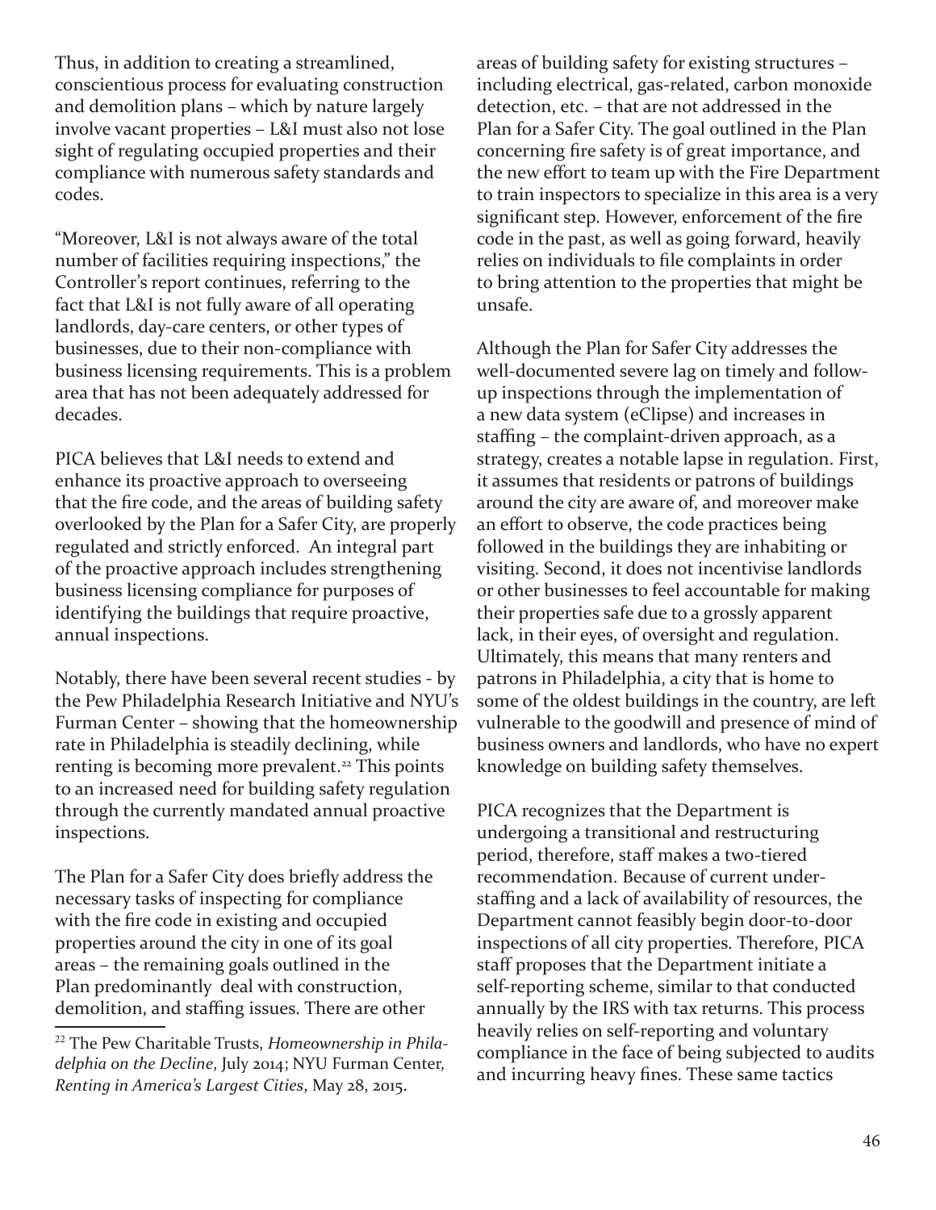Thus, in addition to creating a streamlined, conscientious process for evaluating construction and demolition plans – which by nature largely involve vacant properties – L&I must also not lose sight of regulating occupied properties and their compliance with numerous safety standards and codes.

"Moreover, L&I is not always aware of the total number of facilities requiring inspections," the Controller's report continues, referring to the fact that L&I is not fully aware of all operating landlords, day-care centers, or other types of businesses, due to their non-compliance with business licensing requirements. This is a problem area that has not been adequately addressed for decades.

PICA believes that L&I needs to extend and enhance its proactive approach to overseeing that the fire code, and the areas of building safety overlooked by the Plan for a Safer City, are properly regulated and strictly enforced. An integral part of the proactive approach includes strengthening business licensing compliance for purposes of identifying the buildings that require proactive, annual inspections.

Notably, there have been several recent studies - by the Pew Philadelphia Research Initiative and NYU's Furman Center – showing that the homeownership rate in Philadelphia is steadily declining, while renting is becoming more prevalent.[22] This points to an increased need for building safety regulation through the currently mandated annual proactive inspections.

The Plan for a Safer City does briefly address the necessary tasks of inspecting for compliance with the fire code in existing and occupied properties around the city in one of its goal areas – the remaining goals outlined in the Plan predominantly deal with construction, demolition, and staffing issues. There are other areas of building safety for existing structures – including electrical, gas-related, carbon monoxide detection, etc. – that are not addressed in the Plan for a Safer City. The goal outlined in the Plan concerning fire safety is of great importance, and the new effort to team up with the Fire Department to train inspectors to specialize in this area is a very significant step. However, enforcement of the fire code in the past, as well as going forward, heavily relies on individuals to file complaints in order to bring attention to the properties that might be unsafe.

Although the Plan for Safer City addresses the well-documented severe lag on timely and follow-up inspections through the implementation of a new data system (eClipse) and increases in staffing – the complaint-driven approach, as a strategy, creates a notable lapse in regulation. First, it assumes that residents or patrons of buildings around the city are aware of, and moreover make an effort to observe, the code practices being followed in the buildings they are inhabiting or visiting. Second, it does not incentivise landlords or other businesses to feel accountable for making their properties safe due to a grossly apparent lack, in their eyes, of oversight and regulation. Ultimately, this means that many renters and patrons in Philadelphia, a city that is home to some of the oldest buildings in the country, are left vulnerable to the goodwill and presence of mind of business owners and landlords, who have no expert knowledge on building safety themselves.

PICA recognizes that the Department is undergoing a transitional and restructuring period, therefore, staff makes a two-tiered recommendation. Because of current under-staffing and a lack of availability of resources, the Department cannot feasibly begin door-to-door inspections of all city properties. Therefore, PICA staff proposes that the Department initiate a self-reporting scheme, similar to that conducted annually by the IRS with tax returns. This process heavily relies on self-reporting and voluntary compliance in the face of being subjected to audits and incurring heavy fines. These same tactics

[22] The Pew Charitable Trusts, *Homeownership in Philadelphia on the Decline*, July 2014; NYU Furman Center, *Renting in America's Largest Cities*, May 28, 2015.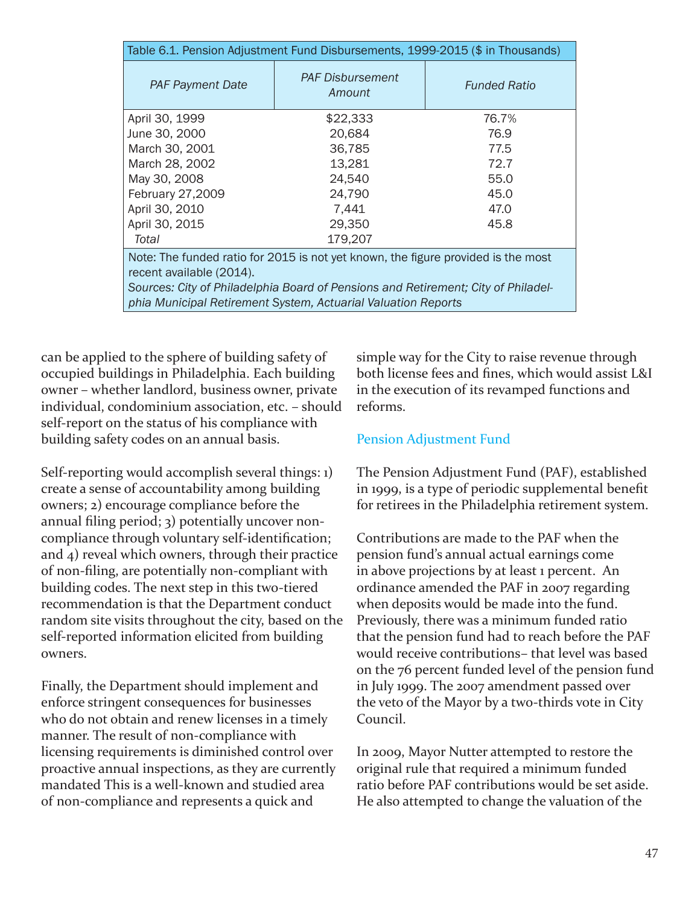| Table 6.1. Pension Adjustment Fund Disbursements, 1999-2015 ($ in Thousands) | | |
|---|---|---|
| *PAF Payment Date* | *PAF Disbursement Amount* | *Funded Ratio* |
| April 30, 1999 | $22,333 | 76.7% |
| June 30, 2000 | 20,684 | 76.9 |
| March 30, 2001 | 36,785 | 77.5 |
| March 28, 2002 | 13,281 | 72.7 |
| May 30, 2008 | 24,540 | 55.0 |
| February 27,2009 | 24,790 | 45.0 |
| April 30, 2010 | 7,441 | 47.0 |
| April 30, 2015 | 29,350 | 45.8 |
| *Total* | 179,207 | |

Note: The funded ratio for 2015 is not yet known, the figure provided is the most recent available (2014).
*Sources: City of Philadelphia Board of Pensions and Retirement; City of Philadelphia Municipal Retirement System, Actuarial Valuation Reports*

can be applied to the sphere of building safety of occupied buildings in Philadelphia. Each building owner – whether landlord, business owner, private individual, condominium association, etc. – should self-report on the status of his compliance with building safety codes on an annual basis.

Self-reporting would accomplish several things: 1) create a sense of accountability among building owners; 2) encourage compliance before the annual filing period; 3) potentially uncover non-compliance through voluntary self-identification; and 4) reveal which owners, through their practice of non-filing, are potentially non-compliant with building codes. The next step in this two-tiered recommendation is that the Department conduct random site visits throughout the city, based on the self-reported information elicited from building owners.

Finally, the Department should implement and enforce stringent consequences for businesses who do not obtain and renew licenses in a timely manner. The result of non-compliance with licensing requirements is diminished control over proactive annual inspections, as they are currently mandated This is a well-known and studied area of non-compliance and represents a quick and simple way for the City to raise revenue through both license fees and fines, which would assist L&I in the execution of its revamped functions and reforms.

## Pension Adjustment Fund

The Pension Adjustment Fund (PAF), established in 1999, is a type of periodic supplemental benefit for retirees in the Philadelphia retirement system.

Contributions are made to the PAF when the pension fund's annual actual earnings come in above projections by at least 1 percent. An ordinance amended the PAF in 2007 regarding when deposits would be made into the fund. Previously, there was a minimum funded ratio that the pension fund had to reach before the PAF would receive contributions– that level was based on the 76 percent funded level of the pension fund in July 1999. The 2007 amendment passed over the veto of the Mayor by a two-thirds vote in City Council.

In 2009, Mayor Nutter attempted to restore the original rule that required a minimum funded ratio before PAF contributions would be set aside. He also attempted to change the valuation of the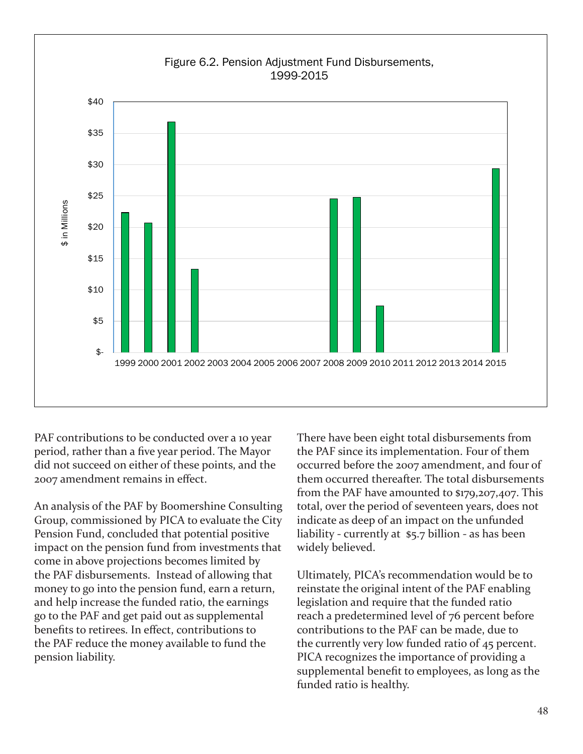Figure 6.2. Pension Adjustment Fund Disbursements, 1999-2015

PAF contributions to be conducted over a 10 year period, rather than a five year period. The Mayor did not succeed on either of these points, and the 2007 amendment remains in effect.

An analysis of the PAF by Boomershine Consulting Group, commissioned by PICA to evaluate the City Pension Fund, concluded that potential positive impact on the pension fund from investments that come in above projections becomes limited by the PAF disbursements. Instead of allowing that money to go into the pension fund, earn a return, and help increase the funded ratio, the earnings go to the PAF and get paid out as supplemental benefits to retirees. In effect, contributions to the PAF reduce the money available to fund the pension liability.

There have been eight total disbursements from the PAF since its implementation. Four of them occurred before the 2007 amendment, and four of them occurred thereafter. The total disbursements from the PAF have amounted to $179,207,407. This total, over the period of seventeen years, does not indicate as deep of an impact on the unfunded liability - currently at $5.7 billion - as has been widely believed.

Ultimately, PICA's recommendation would be to reinstate the original intent of the PAF enabling legislation and require that the funded ratio reach a predetermined level of 76 percent before contributions to the PAF can be made, due to the currently very low funded ratio of 45 percent. PICA recognizes the importance of providing a supplemental benefit to employees, as long as the funded ratio is healthy.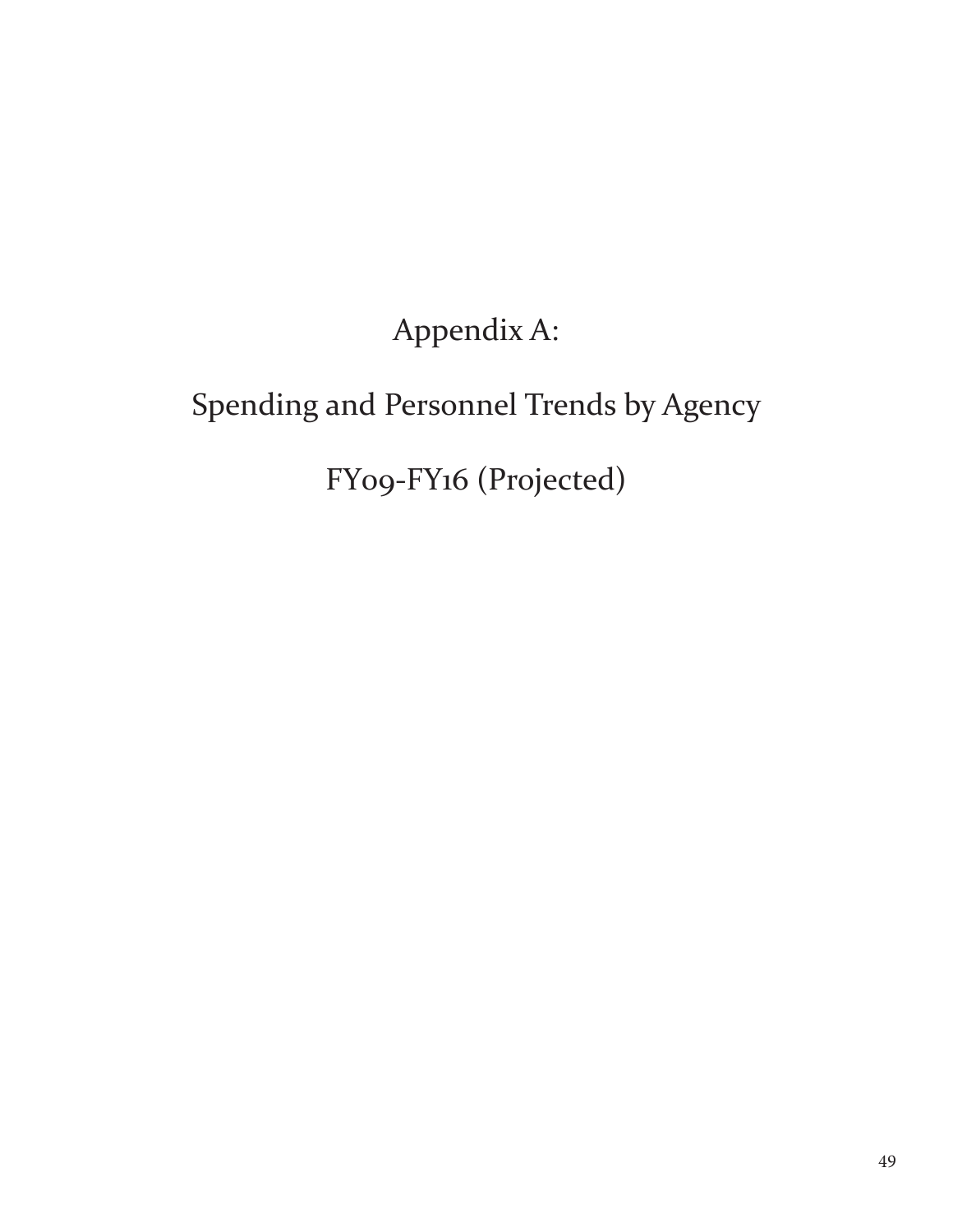# Appendix A:

# Spending and Personnel Trends by Agency

# FY09-FY16 (Projected)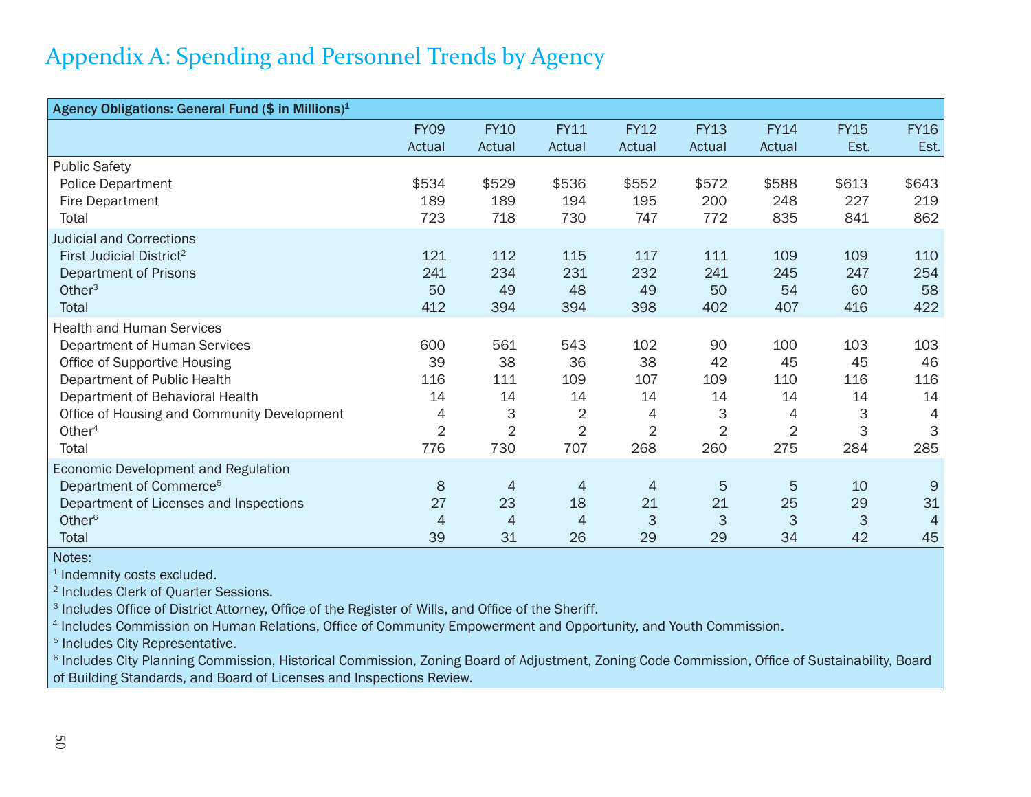# Appendix A: Spending and Personnel Trends by Agency

| Agency Obligations: General Fund ($ in Millions)[1] | | | | | | | | |
|---|---|---|---|---|---|---|---|---|
| | FY09 Actual | FY10 Actual | FY11 Actual | FY12 Actual | FY13 Actual | FY14 Actual | FY15 Est. | FY16 Est. |
| **Public Safety** | | | | | | | | |
| Police Department | $534 | $529 | $536 | $552 | $572 | $588 | $613 | $643 |
| Fire Department | 189 | 189 | 194 | 195 | 200 | 248 | 227 | 219 |
| Total | 723 | 718 | 730 | 747 | 772 | 835 | 841 | 862 |
| **Judicial and Corrections** | | | | | | | | |
| First Judicial District[2] | 121 | 112 | 115 | 117 | 111 | 109 | 109 | 110 |
| Department of Prisons | 241 | 234 | 231 | 232 | 241 | 245 | 247 | 254 |
| Other[3] | 50 | 49 | 48 | 49 | 50 | 54 | 60 | 58 |
| Total | 412 | 394 | 394 | 398 | 402 | 407 | 416 | 422 |
| **Health and Human Services** | | | | | | | | |
| Department of Human Services | 600 | 561 | 543 | 102 | 90 | 100 | 103 | 103 |
| Office of Supportive Housing | 39 | 38 | 36 | 38 | 42 | 45 | 45 | 46 |
| Department of Public Health | 116 | 111 | 109 | 107 | 109 | 110 | 116 | 116 |
| Department of Behavioral Health | 14 | 14 | 14 | 14 | 14 | 14 | 14 | 14 |
| Office of Housing and Community Development | 4 | 3 | 2 | 4 | 3 | 4 | 3 | 4 |
| Other[4] | 2 | 2 | 2 | 2 | 2 | 2 | 3 | 3 |
| Total | 776 | 730 | 707 | 268 | 260 | 275 | 284 | 285 |
| **Economic Development and Regulation** | | | | | | | | |
| Department of Commerce[5] | 8 | 4 | 4 | 4 | 5 | 5 | 10 | 9 |
| Department of Licenses and Inspections | 27 | 23 | 18 | 21 | 21 | 25 | 29 | 31 |
| Other[6] | 4 | 4 | 4 | 3 | 3 | 3 | 3 | 4 |
| Total | 39 | 31 | 26 | 29 | 29 | 34 | 42 | 45 |

Notes:

[1] Indemnity costs excluded.

[2] Includes Clerk of Quarter Sessions.

[3] Includes Office of District Attorney, Office of the Register of Wills, and Office of the Sheriff.

[4] Includes Commission on Human Relations, Office of Community Empowerment and Opportunity, and Youth Commission.

[5] Includes City Representative.

[6] Includes City Planning Commission, Historical Commission, Zoning Board of Adjustment, Zoning Code Commission, Office of Sustainability, Board of Building Standards, and Board of Licenses and Inspections Review.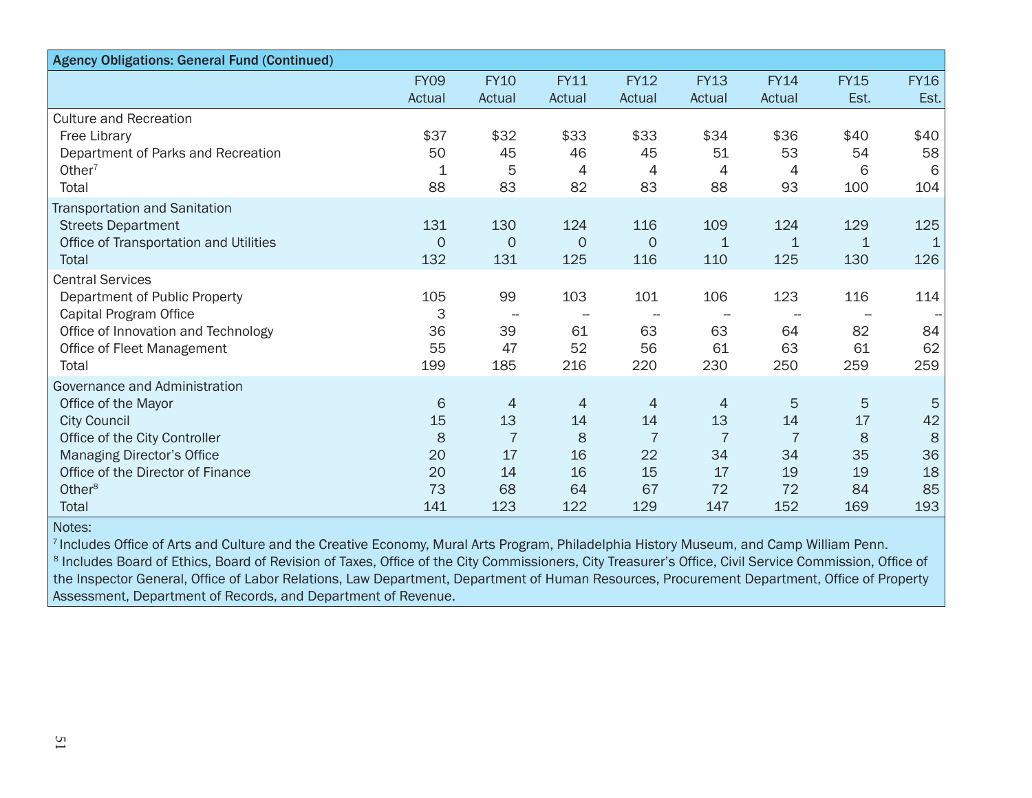| Agency Obligations: General Fund (Continued) | FY09 Actual | FY10 Actual | FY11 Actual | FY12 Actual | FY13 Actual | FY14 Actual | FY15 Est. | FY16 Est. |
|---|---|---|---|---|---|---|---|---|
| **Culture and Recreation** | | | | | | | | |
| Free Library | $37 | $32 | $33 | $33 | $34 | $36 | $40 | $40 |
| Department of Parks and Recreation | 50 | 45 | 46 | 45 | 51 | 53 | 54 | 58 |
| Other[7] | 1 | 5 | 4 | 4 | 4 | 4 | 6 | 6 |
| Total | 88 | 83 | 82 | 83 | 88 | 93 | 100 | 104 |
| **Transportation and Sanitation** | | | | | | | | |
| Streets Department | 131 | 130 | 124 | 116 | 109 | 124 | 129 | 125 |
| Office of Transportation and Utilities | 0 | 0 | 0 | 0 | 1 | 1 | 1 | 1 |
| Total | 132 | 131 | 125 | 116 | 110 | 125 | 130 | 126 |
| **Central Services** | | | | | | | | |
| Department of Public Property | 105 | 99 | 103 | 101 | 106 | 123 | 116 | 114 |
| Capital Program Office | 3 | -- | -- | -- | -- | -- | -- | -- |
| Office of Innovation and Technology | 36 | 39 | 61 | 63 | 63 | 64 | 82 | 84 |
| Office of Fleet Management | 55 | 47 | 52 | 56 | 61 | 63 | 61 | 62 |
| Total | 199 | 185 | 216 | 220 | 230 | 250 | 259 | 259 |
| **Governance and Administration** | | | | | | | | |
| Office of the Mayor | 6 | 4 | 4 | 4 | 4 | 5 | 5 | 5 |
| City Council | 15 | 13 | 14 | 14 | 13 | 14 | 17 | 42 |
| Office of the City Controller | 8 | 7 | 8 | 7 | 7 | 7 | 8 | 8 |
| Managing Director's Office | 20 | 17 | 16 | 22 | 34 | 34 | 35 | 36 |
| Office of the Director of Finance | 20 | 14 | 16 | 15 | 17 | 19 | 19 | 18 |
| Other[8] | 73 | 68 | 64 | 67 | 72 | 72 | 84 | 85 |
| Total | 141 | 123 | 122 | 129 | 147 | 152 | 169 | 193 |

Notes:

[7] Includes Office of Arts and Culture and the Creative Economy, Mural Arts Program, Philadelphia History Museum, and Camp William Penn.

[8] Includes Board of Ethics, Board of Revision of Taxes, Office of the City Commissioners, City Treasurer's Office, Civil Service Commission, Office of the Inspector General, Office of Labor Relations, Law Department, Department of Human Resources, Procurement Department, Office of Property Assessment, Department of Records, and Department of Revenue.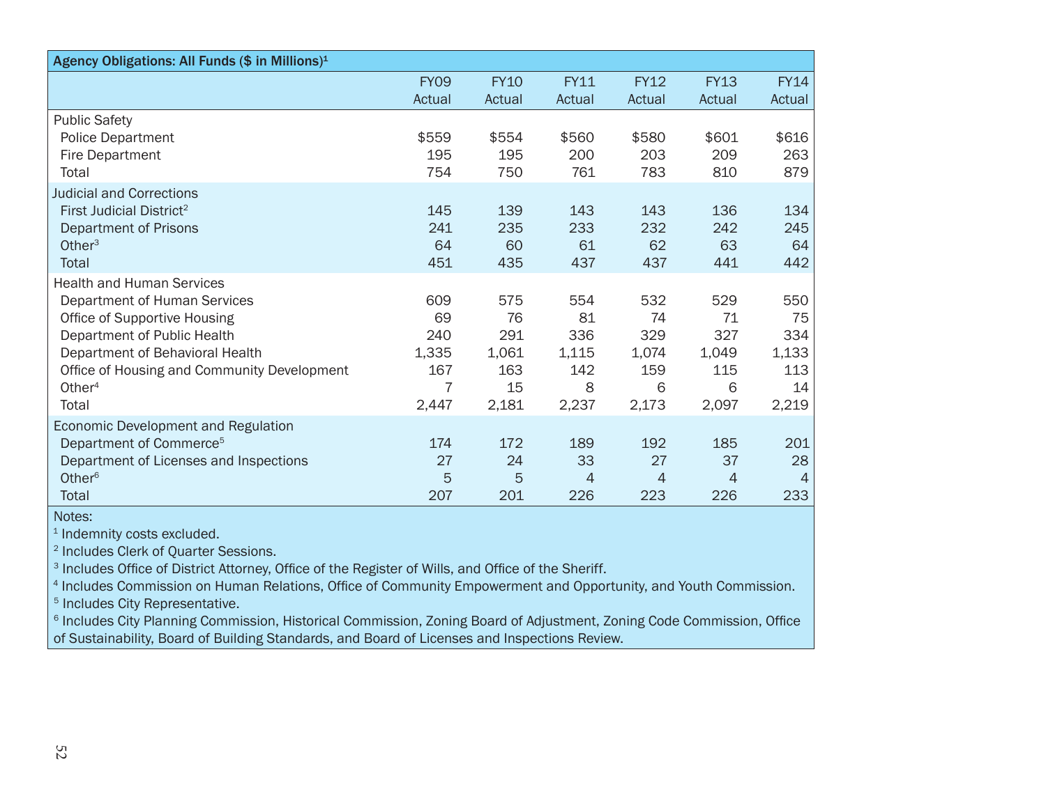| Agency Obligations: All Funds ($ in Millions)[1] | FY09 Actual | FY10 Actual | FY11 Actual | FY12 Actual | FY13 Actual | FY14 Actual |
|---|---|---|---|---|---|---|
| Public Safety | | | | | | |
| Police Department | $559 | $554 | $560 | $580 | $601 | $616 |
| Fire Department | 195 | 195 | 200 | 203 | 209 | 263 |
| Total | 754 | 750 | 761 | 783 | 810 | 879 |
| Judicial and Corrections | | | | | | |
| First Judicial District[2] | 145 | 139 | 143 | 143 | 136 | 134 |
| Department of Prisons | 241 | 235 | 233 | 232 | 242 | 245 |
| Other[3] | 64 | 60 | 61 | 62 | 63 | 64 |
| Total | 451 | 435 | 437 | 437 | 441 | 442 |
| Health and Human Services | | | | | | |
| Department of Human Services | 609 | 575 | 554 | 532 | 529 | 550 |
| Office of Supportive Housing | 69 | 76 | 81 | 74 | 71 | 75 |
| Department of Public Health | 240 | 291 | 336 | 329 | 327 | 334 |
| Department of Behavioral Health | 1,335 | 1,061 | 1,115 | 1,074 | 1,049 | 1,133 |
| Office of Housing and Community Development | 167 | 163 | 142 | 159 | 115 | 113 |
| Other[4] | 7 | 15 | 8 | 6 | 6 | 14 |
| Total | 2,447 | 2,181 | 2,237 | 2,173 | 2,097 | 2,219 |
| Economic Development and Regulation | | | | | | |
| Department of Commerce[5] | 174 | 172 | 189 | 192 | 185 | 201 |
| Department of Licenses and Inspections | 27 | 24 | 33 | 27 | 37 | 28 |
| Other[6] | 5 | 5 | 4 | 4 | 4 | 4 |
| Total | 207 | 201 | 226 | 223 | 226 | 233 |

Notes:

[1] Indemnity costs excluded.

[2] Includes Clerk of Quarter Sessions.

[3] Includes Office of District Attorney, Office of the Register of Wills, and Office of the Sheriff.

[4] Includes Commission on Human Relations, Office of Community Empowerment and Opportunity, and Youth Commission.

[5] Includes City Representative.

[6] Includes City Planning Commission, Historical Commission, Zoning Board of Adjustment, Zoning Code Commission, Office of Sustainability, Board of Building Standards, and Board of Licenses and Inspections Review.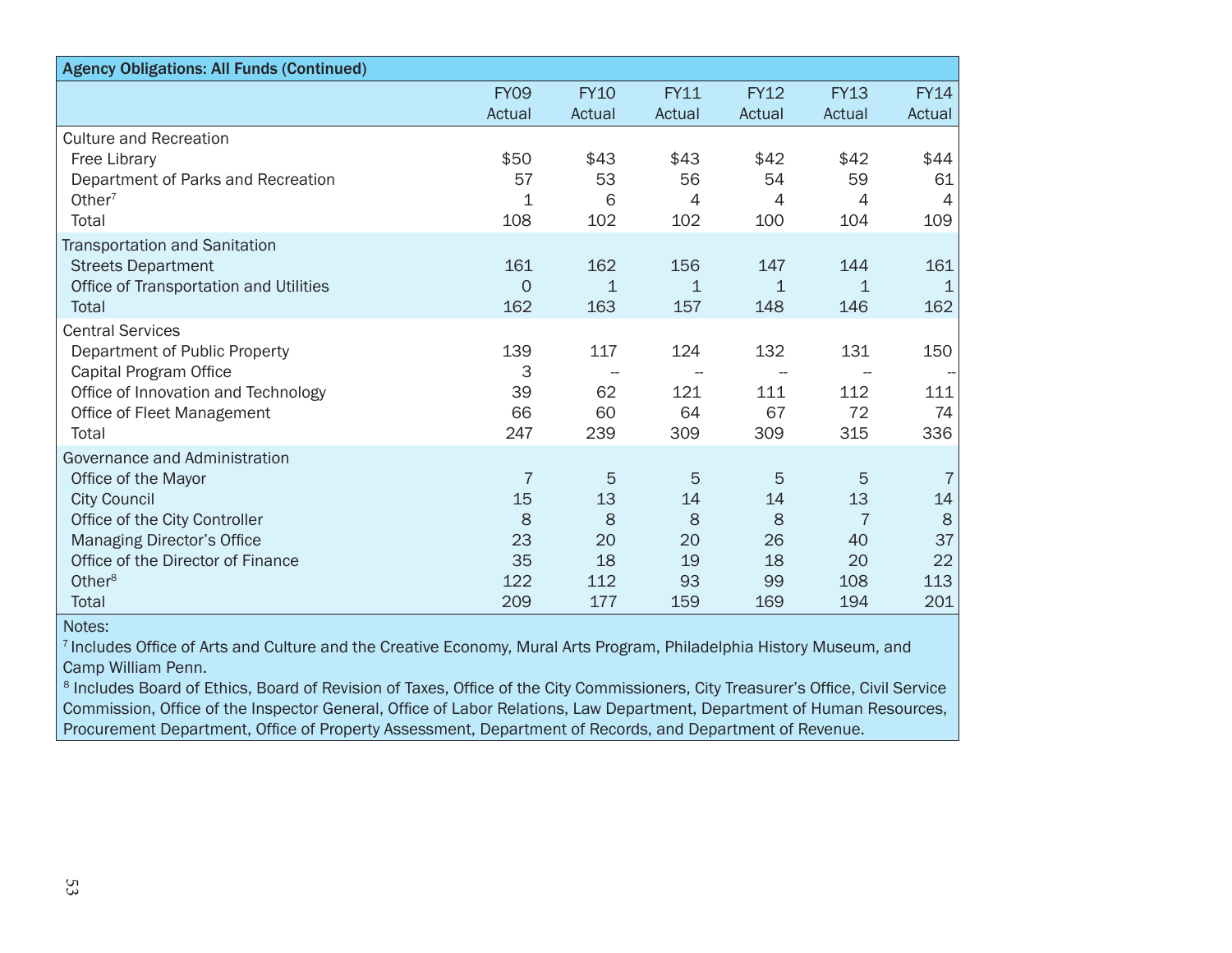| Agency Obligations: All Funds (Continued) | | | | | | |
|---|---|---|---|---|---|---|
| | FY09 Actual | FY10 Actual | FY11 Actual | FY12 Actual | FY13 Actual | FY14 Actual |
| Culture and Recreation | | | | | | |
| Free Library | $50 | $43 | $43 | $42 | $42 | $44 |
| Department of Parks and Recreation | 57 | 53 | 56 | 54 | 59 | 61 |
| Other[7] | 1 | 6 | 4 | 4 | 4 | 4 |
| Total | 108 | 102 | 102 | 100 | 104 | 109 |
| Transportation and Sanitation | | | | | | |
| Streets Department | 161 | 162 | 156 | 147 | 144 | 161 |
| Office of Transportation and Utilities | 0 | 1 | 1 | 1 | 1 | 1 |
| Total | 162 | 163 | 157 | 148 | 146 | 162 |
| Central Services | | | | | | |
| Department of Public Property | 139 | 117 | 124 | 132 | 131 | 150 |
| Capital Program Office | 3 | -- | -- | -- | -- | -- |
| Office of Innovation and Technology | 39 | 62 | 121 | 111 | 112 | 111 |
| Office of Fleet Management | 66 | 60 | 64 | 67 | 72 | 74 |
| Total | 247 | 239 | 309 | 309 | 315 | 336 |
| Governance and Administration | | | | | | |
| Office of the Mayor | 7 | 5 | 5 | 5 | 5 | 7 |
| City Council | 15 | 13 | 14 | 14 | 13 | 14 |
| Office of the City Controller | 8 | 8 | 8 | 8 | 7 | 8 |
| Managing Director's Office | 23 | 20 | 20 | 26 | 40 | 37 |
| Office of the Director of Finance | 35 | 18 | 19 | 18 | 20 | 22 |
| Other[8] | 122 | 112 | 93 | 99 | 108 | 113 |
| Total | 209 | 177 | 159 | 169 | 194 | 201 |

Notes:

[7] Includes Office of Arts and Culture and the Creative Economy, Mural Arts Program, Philadelphia History Museum, and Camp William Penn.

[8] Includes Board of Ethics, Board of Revision of Taxes, Office of the City Commissioners, City Treasurer's Office, Civil Service Commission, Office of the Inspector General, Office of Labor Relations, Law Department, Department of Human Resources, Procurement Department, Office of Property Assessment, Department of Records, and Department of Revenue.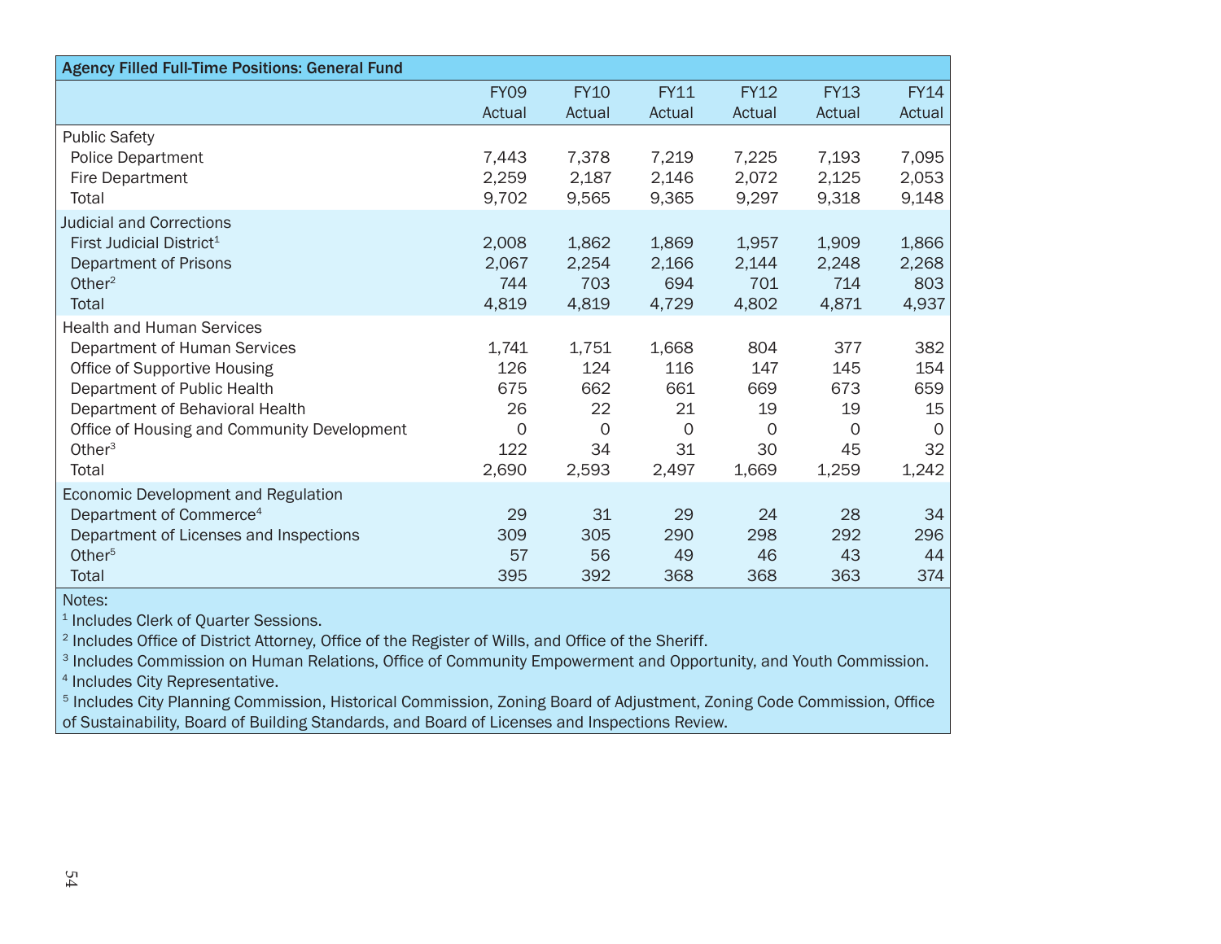| Agency Filled Full-Time Positions: General Fund | | | | | | |
|---|---|---|---|---|---|---|
| | FY09 Actual | FY10 Actual | FY11 Actual | FY12 Actual | FY13 Actual | FY14 Actual |
| Public Safety | | | | | | |
| Police Department | 7,443 | 7,378 | 7,219 | 7,225 | 7,193 | 7,095 |
| Fire Department | 2,259 | 2,187 | 2,146 | 2,072 | 2,125 | 2,053 |
| Total | 9,702 | 9,565 | 9,365 | 9,297 | 9,318 | 9,148 |
| Judicial and Corrections | | | | | | |
| First Judicial District[1] | 2,008 | 1,862 | 1,869 | 1,957 | 1,909 | 1,866 |
| Department of Prisons | 2,067 | 2,254 | 2,166 | 2,144 | 2,248 | 2,268 |
| Other[2] | 744 | 703 | 694 | 701 | 714 | 803 |
| Total | 4,819 | 4,819 | 4,729 | 4,802 | 4,871 | 4,937 |
| Health and Human Services | | | | | | |
| Department of Human Services | 1,741 | 1,751 | 1,668 | 804 | 377 | 382 |
| Office of Supportive Housing | 126 | 124 | 116 | 147 | 145 | 154 |
| Department of Public Health | 675 | 662 | 661 | 669 | 673 | 659 |
| Department of Behavioral Health | 26 | 22 | 21 | 19 | 19 | 15 |
| Office of Housing and Community Development | 0 | 0 | 0 | 0 | 0 | 0 |
| Other[3] | 122 | 34 | 31 | 30 | 45 | 32 |
| Total | 2,690 | 2,593 | 2,497 | 1,669 | 1,259 | 1,242 |
| Economic Development and Regulation | | | | | | |
| Department of Commerce[4] | 29 | 31 | 29 | 24 | 28 | 34 |
| Department of Licenses and Inspections | 309 | 305 | 290 | 298 | 292 | 296 |
| Other[5] | 57 | 56 | 49 | 46 | 43 | 44 |
| Total | 395 | 392 | 368 | 368 | 363 | 374 |

Notes:

[1] Includes Clerk of Quarter Sessions.

[2] Includes Office of District Attorney, Office of the Register of Wills, and Office of the Sheriff.

[3] Includes Commission on Human Relations, Office of Community Empowerment and Opportunity, and Youth Commission.

[4] Includes City Representative.

[5] Includes City Planning Commission, Historical Commission, Zoning Board of Adjustment, Zoning Code Commission, Office of Sustainability, Board of Building Standards, and Board of Licenses and Inspections Review.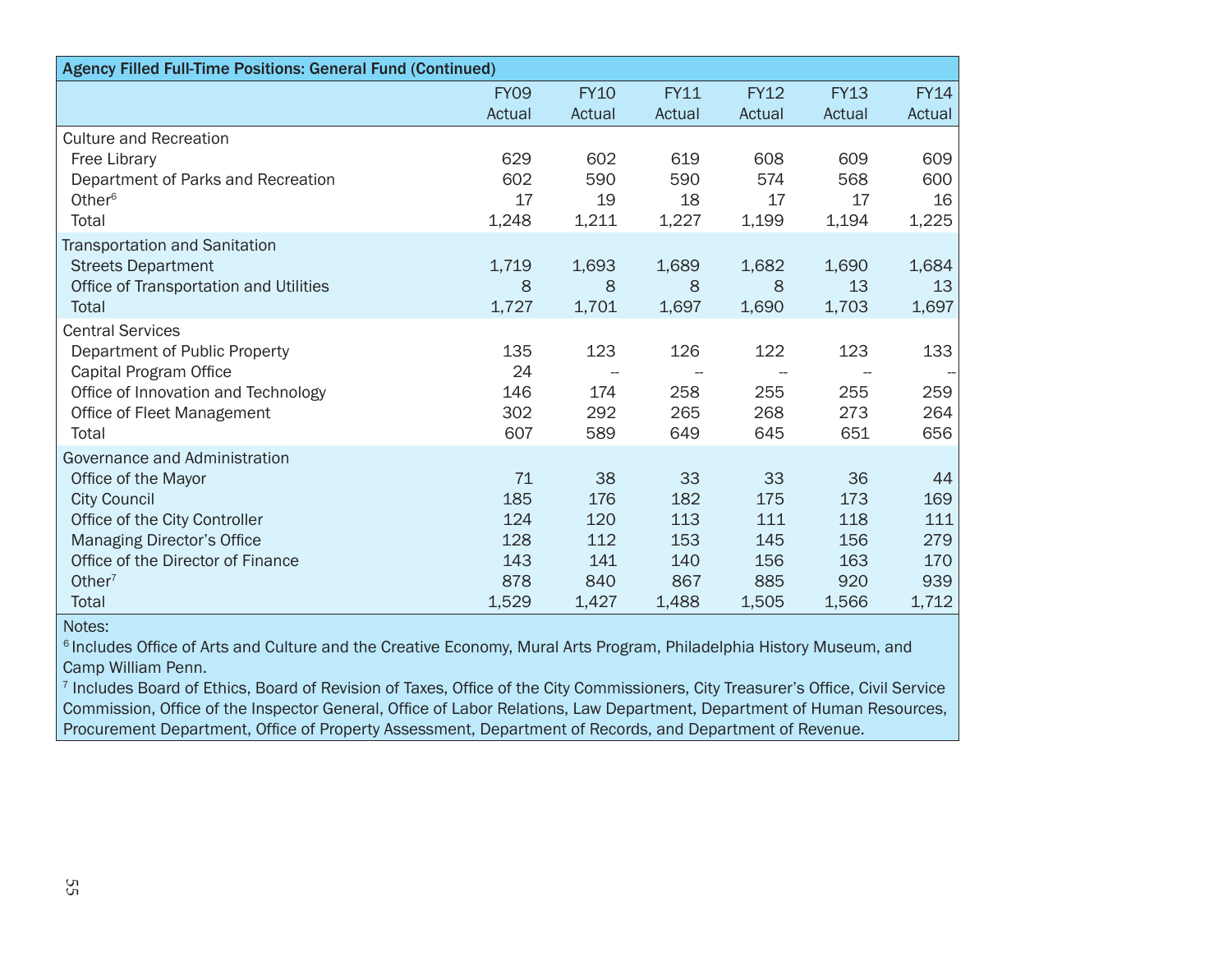| Agency Filled Full-Time Positions: General Fund (Continued) | | | | | | |
|---|---|---|---|---|---|---|
| | FY09 Actual | FY10 Actual | FY11 Actual | FY12 Actual | FY13 Actual | FY14 Actual |
| **Culture and Recreation** | | | | | | |
| Free Library | 629 | 602 | 619 | 608 | 609 | 609 |
| Department of Parks and Recreation | 602 | 590 | 590 | 574 | 568 | 600 |
| Other[6] | 17 | 19 | 18 | 17 | 17 | 16 |
| Total | 1,248 | 1,211 | 1,227 | 1,199 | 1,194 | 1,225 |
| **Transportation and Sanitation** | | | | | | |
| Streets Department | 1,719 | 1,693 | 1,689 | 1,682 | 1,690 | 1,684 |
| Office of Transportation and Utilities | 8 | 8 | 8 | 8 | 13 | 13 |
| Total | 1,727 | 1,701 | 1,697 | 1,690 | 1,703 | 1,697 |
| **Central Services** | | | | | | |
| Department of Public Property | 135 | 123 | 126 | 122 | 123 | 133 |
| Capital Program Office | 24 | -- | -- | -- | -- | -- |
| Office of Innovation and Technology | 146 | 174 | 258 | 255 | 255 | 259 |
| Office of Fleet Management | 302 | 292 | 265 | 268 | 273 | 264 |
| Total | 607 | 589 | 649 | 645 | 651 | 656 |
| **Governance and Administration** | | | | | | |
| Office of the Mayor | 71 | 38 | 33 | 33 | 36 | 44 |
| City Council | 185 | 176 | 182 | 175 | 173 | 169 |
| Office of the City Controller | 124 | 120 | 113 | 111 | 118 | 111 |
| Managing Director's Office | 128 | 112 | 153 | 145 | 156 | 279 |
| Office of the Director of Finance | 143 | 141 | 140 | 156 | 163 | 170 |
| Other[7] | 878 | 840 | 867 | 885 | 920 | 939 |
| Total | 1,529 | 1,427 | 1,488 | 1,505 | 1,566 | 1,712 |

Notes:

[6] Includes Office of Arts and Culture and the Creative Economy, Mural Arts Program, Philadelphia History Museum, and Camp William Penn.

[7] Includes Board of Ethics, Board of Revision of Taxes, Office of the City Commissioners, City Treasurer's Office, Civil Service Commission, Office of the Inspector General, Office of Labor Relations, Law Department, Department of Human Resources, Procurement Department, Office of Property Assessment, Department of Records, and Department of Revenue.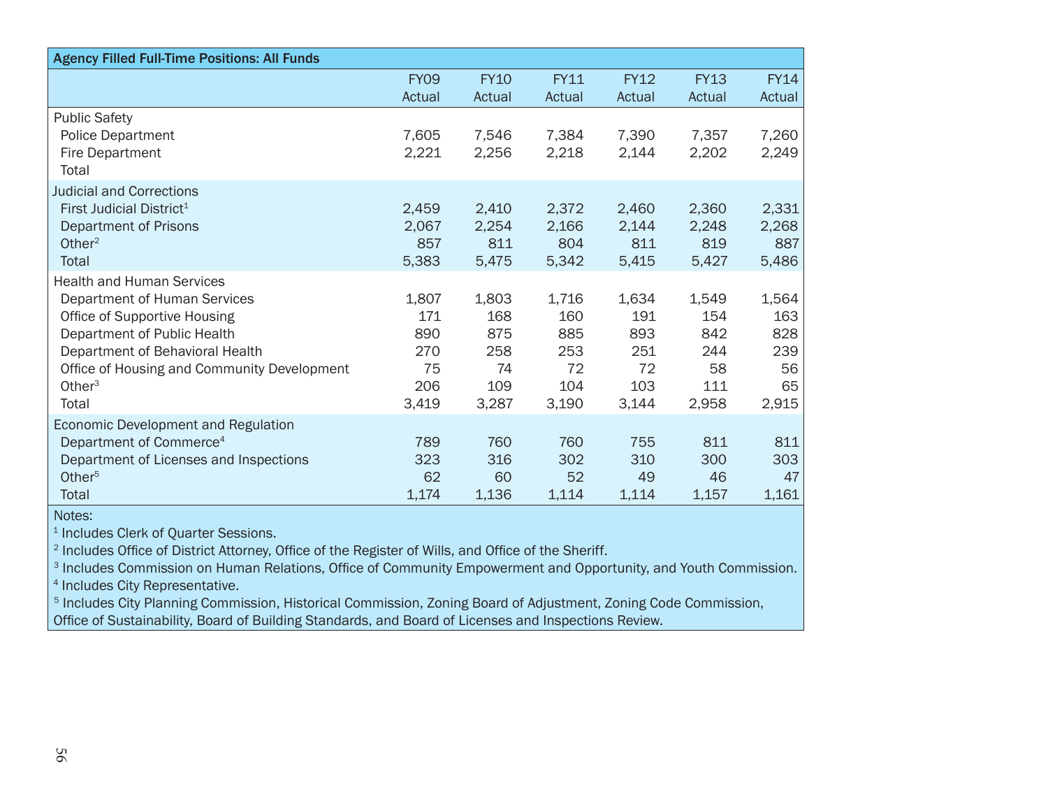| Agency Filled Full-Time Positions: All Funds | | | | | | |
|---|---|---|---|---|---|---|
| | FY09 Actual | FY10 Actual | FY11 Actual | FY12 Actual | FY13 Actual | FY14 Actual |
| Public Safety | | | | | | |
| Police Department | 7,605 | 7,546 | 7,384 | 7,390 | 7,357 | 7,260 |
| Fire Department | 2,221 | 2,256 | 2,218 | 2,144 | 2,202 | 2,249 |
| Total | | | | | | |
| Judicial and Corrections | | | | | | |
| First Judicial District[1] | 2,459 | 2,410 | 2,372 | 2,460 | 2,360 | 2,331 |
| Department of Prisons | 2,067 | 2,254 | 2,166 | 2,144 | 2,248 | 2,268 |
| Other[2] | 857 | 811 | 804 | 811 | 819 | 887 |
| Total | 5,383 | 5,475 | 5,342 | 5,415 | 5,427 | 5,486 |
| Health and Human Services | | | | | | |
| Department of Human Services | 1,807 | 1,803 | 1,716 | 1,634 | 1,549 | 1,564 |
| Office of Supportive Housing | 171 | 168 | 160 | 191 | 154 | 163 |
| Department of Public Health | 890 | 875 | 885 | 893 | 842 | 828 |
| Department of Behavioral Health | 270 | 258 | 253 | 251 | 244 | 239 |
| Office of Housing and Community Development | 75 | 74 | 72 | 72 | 58 | 56 |
| Other[3] | 206 | 109 | 104 | 103 | 111 | 65 |
| Total | 3,419 | 3,287 | 3,190 | 3,144 | 2,958 | 2,915 |
| Economic Development and Regulation | | | | | | |
| Department of Commerce[4] | 789 | 760 | 760 | 755 | 811 | 811 |
| Department of Licenses and Inspections | 323 | 316 | 302 | 310 | 300 | 303 |
| Other[5] | 62 | 60 | 52 | 49 | 46 | 47 |
| Total | 1,174 | 1,136 | 1,114 | 1,114 | 1,157 | 1,161 |

Notes:

[1] Includes Clerk of Quarter Sessions.

[2] Includes Office of District Attorney, Office of the Register of Wills, and Office of the Sheriff.

[3] Includes Commission on Human Relations, Office of Community Empowerment and Opportunity, and Youth Commission.

[4] Includes City Representative.

[5] Includes City Planning Commission, Historical Commission, Zoning Board of Adjustment, Zoning Code Commission, Office of Sustainability, Board of Building Standards, and Board of Licenses and Inspections Review.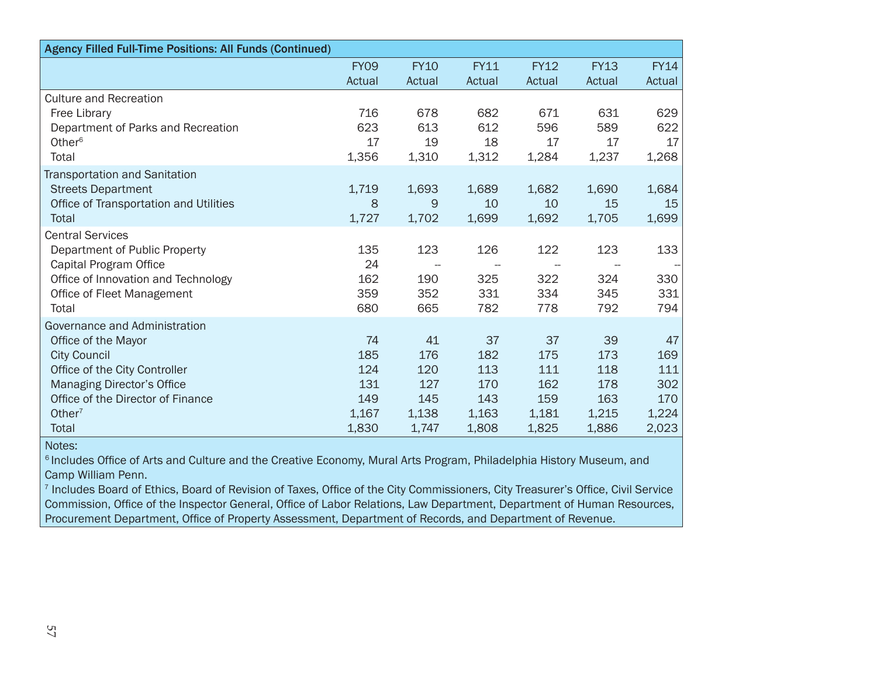| Agency Filled Full-Time Positions: All Funds (Continued) | FY09 Actual | FY10 Actual | FY11 Actual | FY12 Actual | FY13 Actual | FY14 Actual |
|---|---|---|---|---|---|---|
| Culture and Recreation | | | | | | |
| Free Library | 716 | 678 | 682 | 671 | 631 | 629 |
| Department of Parks and Recreation | 623 | 613 | 612 | 596 | 589 | 622 |
| Other[6] | 17 | 19 | 18 | 17 | 17 | 17 |
| Total | 1,356 | 1,310 | 1,312 | 1,284 | 1,237 | 1,268 |
| Transportation and Sanitation | | | | | | |
| Streets Department | 1,719 | 1,693 | 1,689 | 1,682 | 1,690 | 1,684 |
| Office of Transportation and Utilities | 8 | 9 | 10 | 10 | 15 | 15 |
| Total | 1,727 | 1,702 | 1,699 | 1,692 | 1,705 | 1,699 |
| Central Services | | | | | | |
| Department of Public Property | 135 | 123 | 126 | 122 | 123 | 133 |
| Capital Program Office | 24 | -- | -- | -- | -- | -- |
| Office of Innovation and Technology | 162 | 190 | 325 | 322 | 324 | 330 |
| Office of Fleet Management | 359 | 352 | 331 | 334 | 345 | 331 |
| Total | 680 | 665 | 782 | 778 | 792 | 794 |
| Governance and Administration | | | | | | |
| Office of the Mayor | 74 | 41 | 37 | 37 | 39 | 47 |
| City Council | 185 | 176 | 182 | 175 | 173 | 169 |
| Office of the City Controller | 124 | 120 | 113 | 111 | 118 | 111 |
| Managing Director's Office | 131 | 127 | 170 | 162 | 178 | 302 |
| Office of the Director of Finance | 149 | 145 | 143 | 159 | 163 | 170 |
| Other[7] | 1,167 | 1,138 | 1,163 | 1,181 | 1,215 | 1,224 |
| Total | 1,830 | 1,747 | 1,808 | 1,825 | 1,886 | 2,023 |

Notes:

[6] Includes Office of Arts and Culture and the Creative Economy, Mural Arts Program, Philadelphia History Museum, and Camp William Penn.

[7] Includes Board of Ethics, Board of Revision of Taxes, Office of the City Commissioners, City Treasurer's Office, Civil Service Commission, Office of the Inspector General, Office of Labor Relations, Law Department, Department of Human Resources, Procurement Department, Office of Property Assessment, Department of Records, and Department of Revenue.